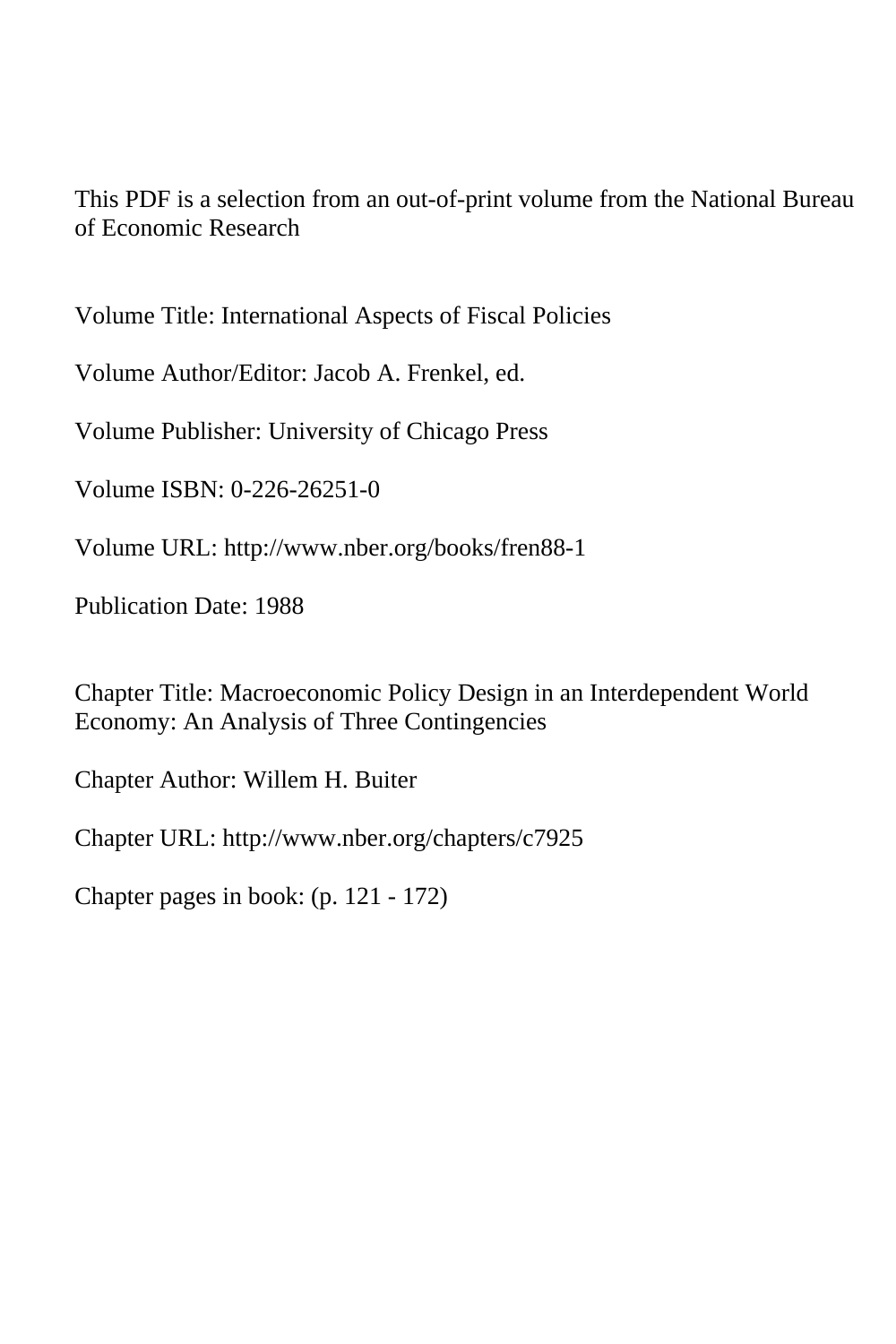This PDF is a selection from an out-of-print volume from the National Bureau of Economic Research

Volume Title: International Aspects of Fiscal Policies

Volume Author/Editor: Jacob A. Frenkel, ed.

Volume Publisher: University of Chicago Press

Volume ISBN: 0-226-26251-0

Volume URL: http://www.nber.org/books/fren88-1

Publication Date: 1988

Chapter Title: Macroeconomic Policy Design in an Interdependent World Economy: An Analysis of Three Contingencies

Chapter Author: Willem H. Buiter

Chapter URL: http://www.nber.org/chapters/c7925

Chapter pages in book: (p. 121 - 172)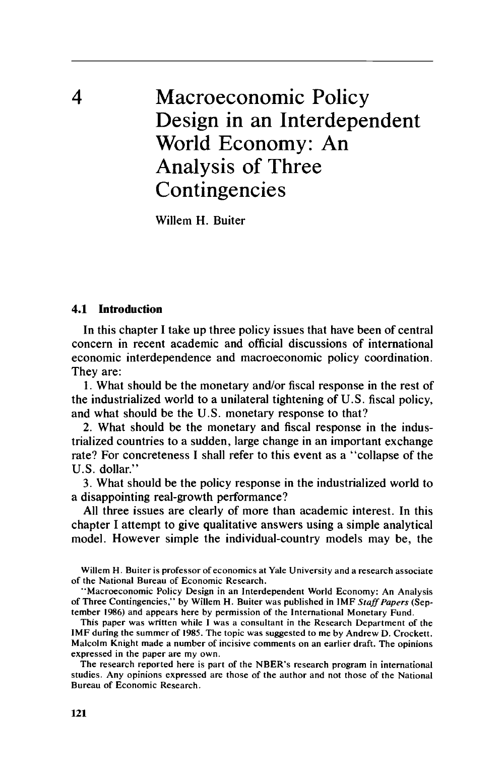# 4 Macroeconomic Policy Design in an Interdependent World Economy: An Analysis of Three Contingencies

Willem H. Buiter

## 4.1 Introduction

In this chapter I take up three policy issues that have been of central concern in recent academic and official discussions of international economic interdependence and macroeconomic policy coordination. They are:

1. What should be the monetary and/or fiscal response in the rest of the industrialized world to a unilateral tightening of U.S. fiscal policy, and what should be the U.S. monetary response to that?

2. What should be the monetary and fiscal response in the industrialized countries to a sudden, large change in an important exchange rate? For concreteness I shall refer to this event as a "collapse of the U.S. dollar."

3. What should be the policy response in the industrialized world to a disappointing real-growth performance?

All three issues are clearly of more than academic interest. In this chapter I attempt to give qualitative answers using a simple analytical model. However simple the individual-country models may be, the

---

Willem H. Buiter is professor of economics at Yale University and a research associate of the National Bureau of Economic Research.

"Macroeconomic Policy Design in an Interdependent World Economy: An Analysis of Three Contingencies," by Willem H. Buiter was published in IMF *Staff Papers* (September 1986) and appears here by permission of the International Monetary Fund.

This paper was written while I was a consultant in the Research Department of the IMF during the summer of 1985. The topic was suggested to me by Andrew D. Crockett. Malcolm Knight made a number of incisive comments on an earlier draft. The opinions expressed in the paper are my own.

The research reported here is part of the NBER's research program in international studies. Any opinions expressed are those of the author and not those of the National Bureau of Economic Research.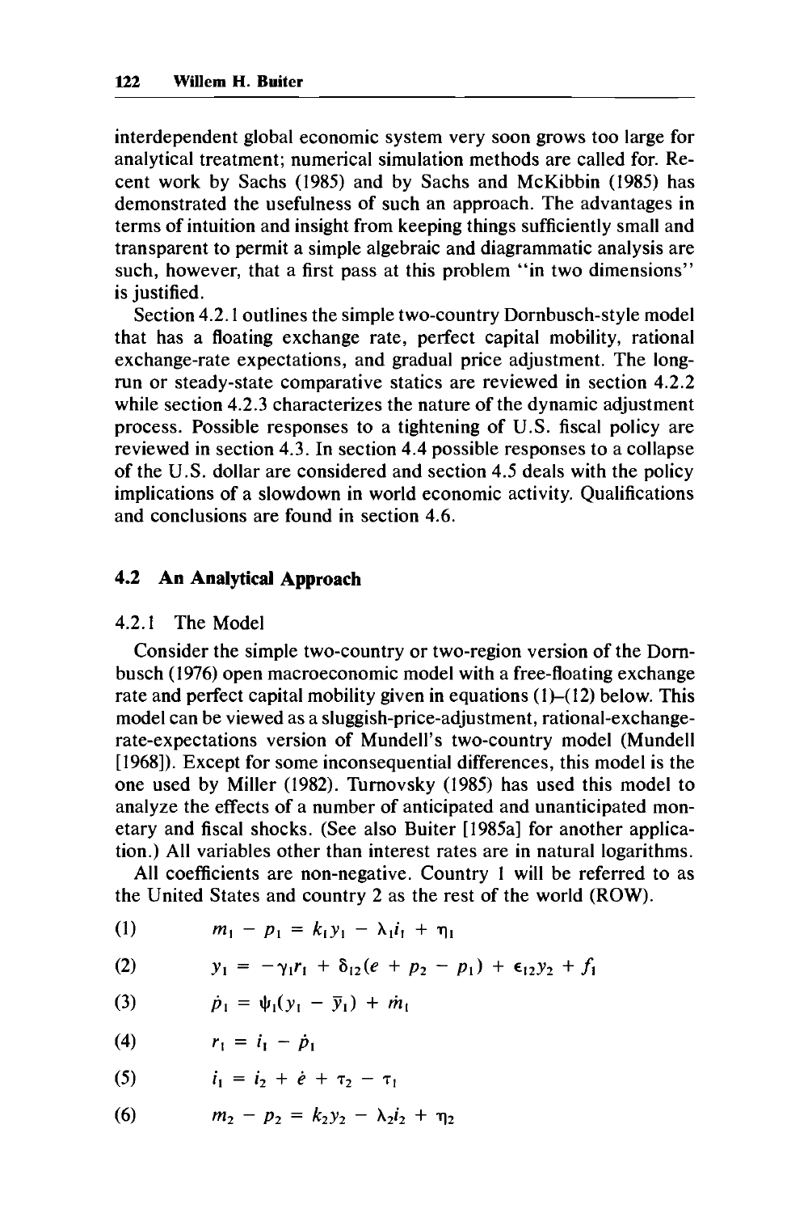interdependent global economic system very soon grows too large for analytical treatment; numerical simulation methods are called for. Recent work by Sachs (1985) and by Sachs and McKibbin (1985) has demonstrated the usefulness of such an approach. The advantages in terms of intuition and insight from keeping things sufficiently small and transparent to permit a simple algebraic and diagrammatic analysis are such, however, that a first pass at this problem "in two dimensions" is justified.

Section 4.2.1 outlines the simple two-country Dornbusch-style model that has a floating exchange rate, perfect capital mobility, rational exchange-rate expectations, and gradual price adjustment. The long-run or steady-state comparative statics are reviewed in section 4.2.2 while section 4.2.3 characterizes the nature of the dynamic adjustment process. Possible responses to a tightening of U.S. fiscal policy are reviewed in section 4.3. In section 4.4 possible responses to a collapse of the U.S. dollar are considered and section 4.5 deals with the policy implications of a slowdown in world economic activity. Qualifications and conclusions are found in section 4.6.

## 4.2 An Analytical Approach

### 4.2.1 The Model

Consider the simple two-country or two-region version of the Dornbusch (1976) open macroeconomic model with a free-floating exchange rate and perfect capital mobility given in equations (1)–(12) below. This model can be viewed as a sluggish-price-adjustment, rational-exchange-rate-expectations version of Mundell's two-country model (Mundell [1968]). Except for some inconsequential differences, this model is the one used by Miller (1982). Turnovsky (1985) has used this model to analyze the effects of a number of anticipated and unanticipated monetary and fiscal shocks. (See also Buiter [1985a] for another application.) All variables other than interest rates are in natural logarithms.

All coefficients are non-negative. Country 1 will be referred to as the United States and country 2 as the rest of the world (ROW).

$$m_1 - p_1 = k_1 y_1 - \lambda_1 i_1 + \eta_1 \tag{1}$$

$$y_1 = -\gamma_1 r_1 + \delta_{12}(e + p_2 - p_1) + \epsilon_{12} y_2 + f_1 \tag{2}$$

$$\dot{p}_1 = \psi_1(y_1 - \bar{y}_1) + \dot{m}_1 \tag{3}$$

$$r_1 = i_1 - \dot{p}_1 \tag{4}$$

$$i_1 = i_2 + \dot{e} + \tau_2 - \tau_1 \tag{5}$$

$$m_2 - p_2 = k_2 y_2 - \lambda_2 i_2 + \eta_2 \tag{6}$$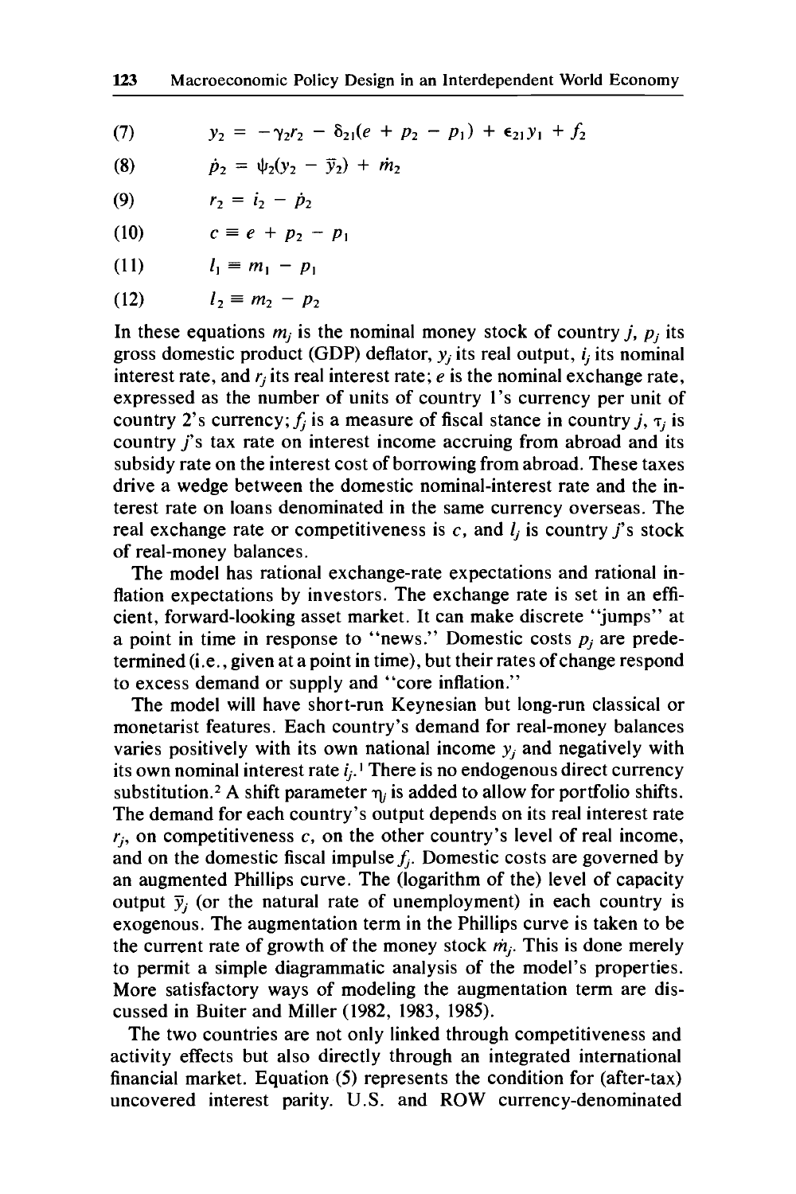$$(7) \qquad y_2 = -\gamma_2 r_2 - \delta_{21}(e + p_2 - p_1) + \epsilon_{21} y_1 + f_2$$

$$(8) \qquad \dot{p}_2 = \psi_2(y_2 - \bar{y}_2) + \dot{m}_2$$

$$(9) \qquad r_2 = i_2 - \dot{p}_2$$

$$(10) \qquad c \equiv e + p_2 - p_1$$

$$(11) \qquad l_1 \equiv m_1 - p_1$$

$$(12) \qquad l_2 \equiv m_2 - p_2$$

In these equations $m_j$ is the nominal money stock of country $j$, $p_j$ its gross domestic product (GDP) deflator, $y_j$ its real output, $i_j$ its nominal interest rate, and $r_j$ its real interest rate; $e$ is the nominal exchange rate, expressed as the number of units of country 1's currency per unit of country 2's currency; $f_j$ is a measure of fiscal stance in country $j$, $\tau_j$ is country $j$'s tax rate on interest income accruing from abroad and its subsidy rate on the interest cost of borrowing from abroad. These taxes drive a wedge between the domestic nominal-interest rate and the interest rate on loans denominated in the same currency overseas. The real exchange rate or competitiveness is $c$, and $l_j$ is country $j$'s stock of real-money balances.

The model has rational exchange-rate expectations and rational inflation expectations by investors. The exchange rate is set in an efficient, forward-looking asset market. It can make discrete "jumps" at a point in time in response to "news." Domestic costs $p_j$ are predetermined (i.e., given at a point in time), but their rates of change respond to excess demand or supply and "core inflation."

The model will have short-run Keynesian but long-run classical or monetarist features. Each country's demand for real-money balances varies positively with its own national income $y_j$ and negatively with its own nominal interest rate $i_j$.[1] There is no endogenous direct currency substitution.[2] A shift parameter $\eta_j$ is added to allow for portfolio shifts. The demand for each country's output depends on its real interest rate $r_j$, on competitiveness $c$, on the other country's level of real income, and on the domestic fiscal impulse $f_j$. Domestic costs are governed by an augmented Phillips curve. The (logarithm of the) level of capacity output $\bar{y}_j$ (or the natural rate of unemployment) in each country is exogenous. The augmentation term in the Phillips curve is taken to be the current rate of growth of the money stock $\dot{m}_j$. This is done merely to permit a simple diagrammatic analysis of the model's properties. More satisfactory ways of modeling the augmentation term are discussed in Buiter and Miller (1982, 1983, 1985).

The two countries are not only linked through competitiveness and activity effects but also directly through an integrated international financial market. Equation (5) represents the condition for (after-tax) uncovered interest parity. U.S. and ROW currency-denominated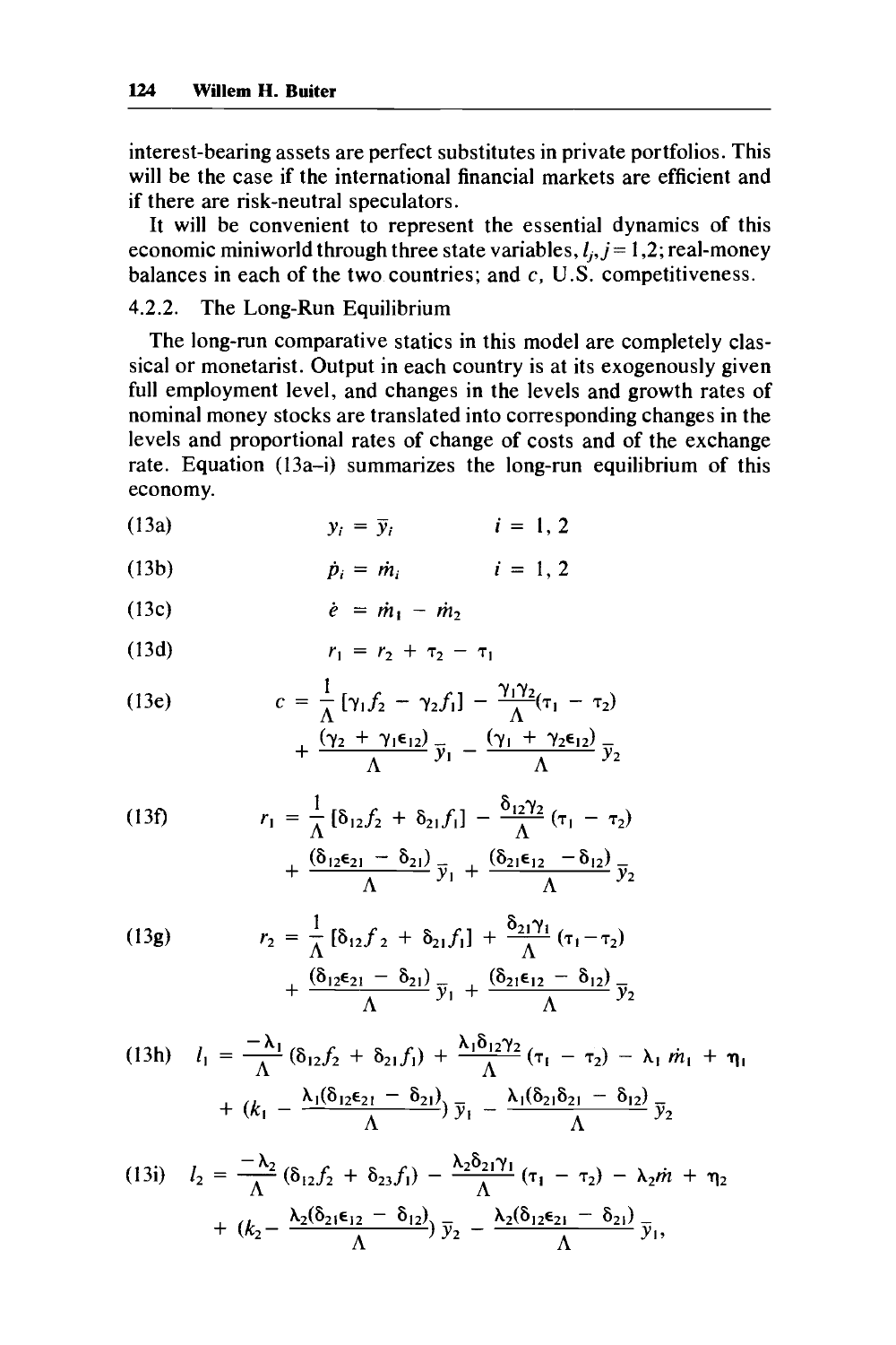interest-bearing assets are perfect substitutes in private portfolios. This will be the case if the international financial markets are efficient and if there are risk-neutral speculators.

It will be convenient to represent the essential dynamics of this economic miniworld through three state variables, $l_j, j = 1,2$; real-money balances in each of the two countries; and $c$, U.S. competitiveness.

4.2.2. The Long-Run Equilibrium

The long-run comparative statics in this model are completely classical or monetarist. Output in each country is at its exogenously given full employment level, and changes in the levels and growth rates of nominal money stocks are translated into corresponding changes in the levels and proportional rates of change of costs and of the exchange rate. Equation (13a–i) summarizes the long-run equilibrium of this economy.

$$y_i = \bar{y}_i \qquad i = 1, 2 \tag{13a}$$

$$\dot{p}_i = \dot{m}_i \qquad i = 1, 2 \tag{13b}$$

$$\dot{e} = \dot{m}_1 - \dot{m}_2 \tag{13c}$$

$$r_1 = r_2 + \tau_2 - \tau_1 \tag{13d}$$

$$c = \frac{1}{\Lambda}[\gamma_1 f_2 - \gamma_2 f_1] - \frac{\gamma_1\gamma_2}{\Lambda}(\tau_1 - \tau_2) + \frac{(\gamma_2 + \gamma_1\epsilon_{12})}{\Lambda}\bar{y}_1 - \frac{(\gamma_1 + \gamma_2\epsilon_{12})}{\Lambda}\bar{y}_2 \tag{13e}$$

$$r_1 = \frac{1}{\Lambda}[\delta_{12} f_2 + \delta_{21} f_1] - \frac{\delta_{12}\gamma_2}{\Lambda}(\tau_1 - \tau_2) + \frac{(\delta_{12}\epsilon_{21} - \delta_{21})}{\Lambda}\bar{y}_1 + \frac{(\delta_{21}\epsilon_{12} - \delta_{12})}{\Lambda}\bar{y}_2 \tag{13f}$$

$$r_2 = \frac{1}{\Lambda}[\delta_{12} f_2 + \delta_{21} f_1] + \frac{\delta_{21}\gamma_1}{\Lambda}(\tau_1 - \tau_2) + \frac{(\delta_{12}\epsilon_{21} - \delta_{21})}{\Lambda}\bar{y}_1 + \frac{(\delta_{21}\epsilon_{12} - \delta_{12})}{\Lambda}\bar{y}_2 \tag{13g}$$

$$l_1 = \frac{-\lambda_1}{\Lambda}(\delta_{12} f_2 + \delta_{21} f_1) + \frac{\lambda_1\delta_{12}\gamma_2}{\Lambda}(\tau_1 - \tau_2) - \lambda_1\dot{m}_1 + \eta_1 + \left(k_1 - \frac{\lambda_1(\delta_{12}\epsilon_{21} - \delta_{21})}{\Lambda}\right)\bar{y}_1 - \frac{\lambda_1(\delta_{21}\delta_{21} - \delta_{12})}{\Lambda}\bar{y}_2 \tag{13h}$$

$$l_2 = \frac{-\lambda_2}{\Lambda}(\delta_{12} f_2 + \delta_{23} f_1) - \frac{\lambda_2\delta_{21}\gamma_1}{\Lambda}(\tau_1 - \tau_2) - \lambda_2\dot{m} + \eta_2 + \left(k_2 - \frac{\lambda_2(\delta_{21}\epsilon_{12} - \delta_{12})}{\Lambda}\right)\bar{y}_2 - \frac{\lambda_2(\delta_{12}\epsilon_{21} - \delta_{21})}{\Lambda}\bar{y}_1, \tag{13i}$$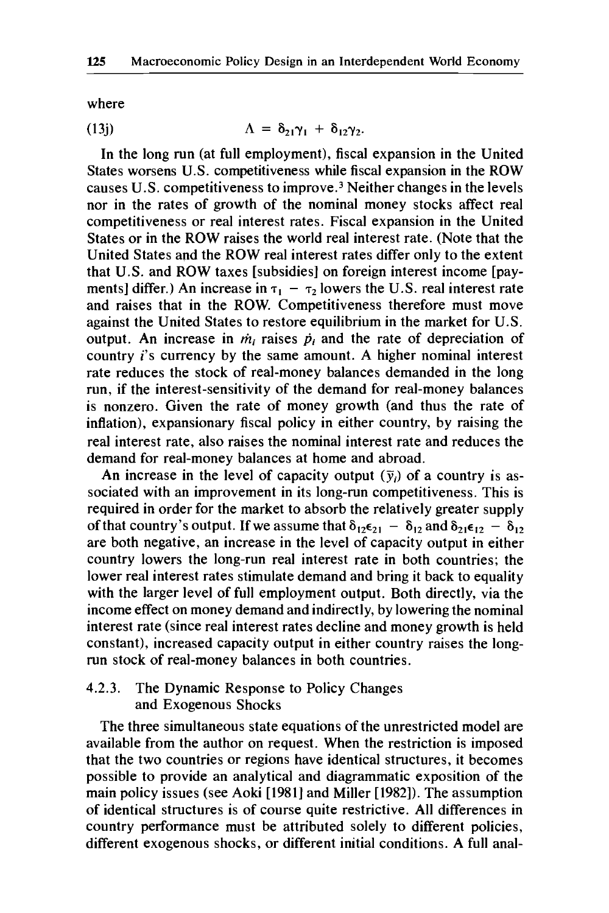where

$$\Lambda = \delta_{21}\gamma_1 + \delta_{12}\gamma_2. \tag{13j}$$

In the long run (at full employment), fiscal expansion in the United States worsens U.S. competitiveness while fiscal expansion in the ROW causes U.S. competitiveness to improve.[3] Neither changes in the levels nor in the rates of growth of the nominal money stocks affect real competitiveness or real interest rates. Fiscal expansion in the United States or in the ROW raises the world real interest rate. (Note that the United States and the ROW real interest rates differ only to the extent that U.S. and ROW taxes [subsidies] on foreign interest income [payments] differ.) An increase in $\tau_1 - \tau_2$ lowers the U.S. real interest rate and raises that in the ROW. Competitiveness therefore must move against the United States to restore equilibrium in the market for U.S. output. An increase in $\dot{m}_i$ raises $\dot{p}_i$ and the rate of depreciation of country $i$'s currency by the same amount. A higher nominal interest rate reduces the stock of real-money balances demanded in the long run, if the interest-sensitivity of the demand for real-money balances is nonzero. Given the rate of money growth (and thus the rate of inflation), expansionary fiscal policy in either country, by raising the real interest rate, also raises the nominal interest rate and reduces the demand for real-money balances at home and abroad.

An increase in the level of capacity output ($\bar{y}_i$) of a country is associated with an improvement in its long-run competitiveness. This is required in order for the market to absorb the relatively greater supply of that country's output. If we assume that $\delta_{12}\epsilon_{21} - \delta_{12}$ and $\delta_{21}\epsilon_{12} - \delta_{12}$ are both negative, an increase in the level of capacity output in either country lowers the long-run real interest rate in both countries; the lower real interest rates stimulate demand and bring it back to equality with the larger level of full employment output. Both directly, via the income effect on money demand and indirectly, by lowering the nominal interest rate (since real interest rates decline and money growth is held constant), increased capacity output in either country raises the long-run stock of real-money balances in both countries.

### 4.2.3. The Dynamic Response to Policy Changes and Exogenous Shocks

The three simultaneous state equations of the unrestricted model are available from the author on request. When the restriction is imposed that the two countries or regions have identical structures, it becomes possible to provide an analytical and diagrammatic exposition of the main policy issues (see Aoki [1981] and Miller [1982]). The assumption of identical structures is of course quite restrictive. All differences in country performance must be attributed solely to different policies, different exogenous shocks, or different initial conditions. A full anal-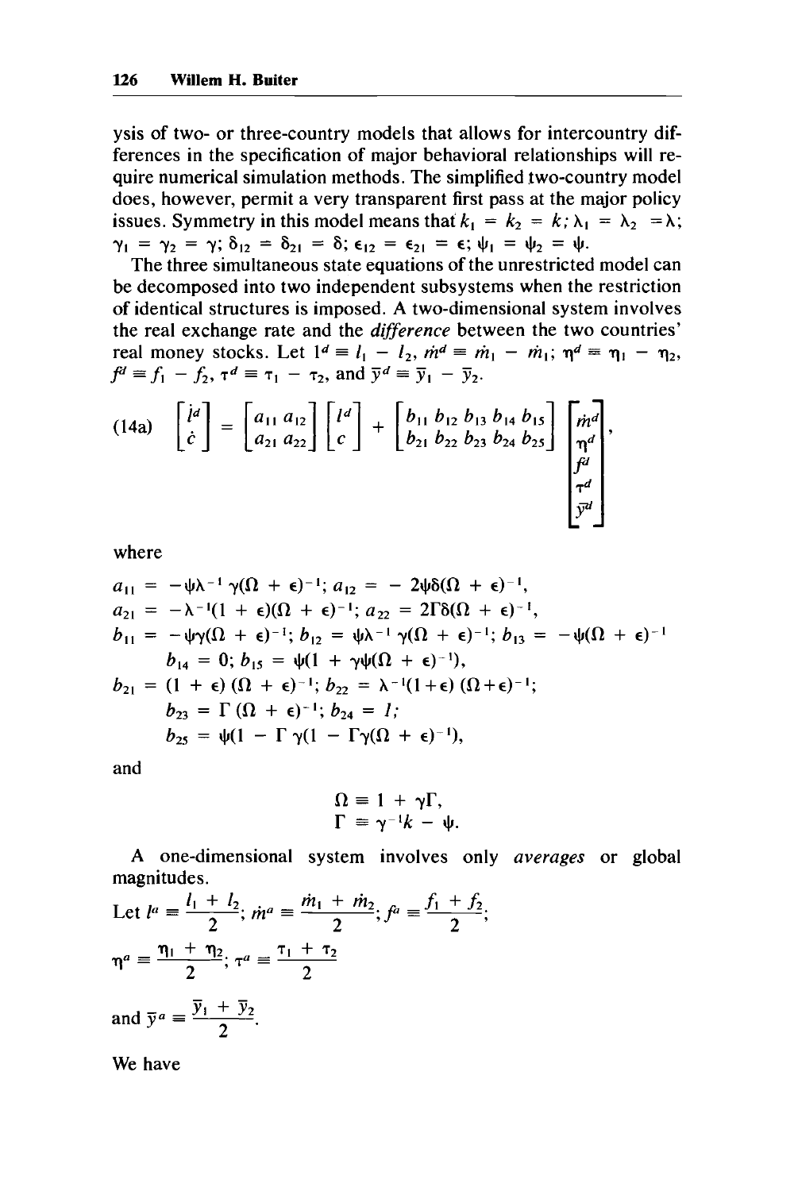ysis of two- or three-country models that allows for intercountry differences in the specification of major behavioral relationships will require numerical simulation methods. The simplified two-country model does, however, permit a very transparent first pass at the major policy issues. Symmetry in this model means that $k_1 = k_2 = k; \lambda_1 = \lambda_2 = \lambda;$ $\gamma_1 = \gamma_2 = \gamma; \delta_{12} = \delta_{21} = \delta; \epsilon_{12} = \epsilon_{21} = \epsilon; \psi_1 = \psi_2 = \psi$.

The three simultaneous state equations of the unrestricted model can be decomposed into two independent subsystems when the restriction of identical structures is imposed. A two-dimensional system involves the real exchange rate and the *difference* between the two countries' real money stocks. Let $l^d \equiv l_1 - l_2$, $\dot{m}^d \equiv \dot{m}_1 - \dot{m}_1$; $\eta^d \equiv \eta_1 - \eta_2$, $f^d \equiv f_1 - f_2$, $\tau^d \equiv \tau_1 - \tau_2$, and $\bar{y}^d \equiv \bar{y}_1 - \bar{y}_2$.

$$\text{(14a)} \quad \begin{bmatrix} \dot{l}^d \\ \dot{c} \end{bmatrix} = \begin{bmatrix} a_{11} & a_{12} \\ a_{21} & a_{22} \end{bmatrix} \begin{bmatrix} l^d \\ c \end{bmatrix} + \begin{bmatrix} b_{11} & b_{12} & b_{13} & b_{14} & b_{15} \\ b_{21} & b_{22} & b_{23} & b_{24} & b_{25} \end{bmatrix} \begin{bmatrix} \dot{m}^d \\ \eta^d \\ f^d \\ \tau^d \\ \bar{y}^d \end{bmatrix},$$

where

$a_{11} = -\psi\lambda^{-1}\gamma(\Omega + \epsilon)^{-1}$; $a_{12} = -2\psi\delta(\Omega + \epsilon)^{-1}$,

$a_{21} = -\lambda^{-1}(1 + \epsilon)(\Omega + \epsilon)^{-1}$; $a_{22} = 2\Gamma\delta(\Omega + \epsilon)^{-1}$,

$b_{11} = -\psi\gamma(\Omega + \epsilon)^{-1}$; $b_{12} = \psi\lambda^{-1}\gamma(\Omega + \epsilon)^{-1}$; $b_{13} = -\psi(\Omega + \epsilon)^{-1}$

$b_{14} = 0$; $b_{15} = \psi(1 + \gamma\psi(\Omega + \epsilon)^{-1})$,

$b_{21} = (1 + \epsilon)(\Omega + \epsilon)^{-1}$; $b_{22} = \lambda^{-1}(1 + \epsilon)(\Omega + \epsilon)^{-1}$;

$b_{23} = \Gamma(\Omega + \epsilon)^{-1}$; $b_{24} = l$;

$b_{25} = \psi(1 - \Gamma\gamma(1 - \Gamma\gamma(\Omega + \epsilon)^{-1})$,

and

$$\Omega \equiv 1 + \gamma\Gamma,$$
$$\Gamma \equiv \gamma^{-1}k - \psi.$$

A one-dimensional system involves only *averages* or global magnitudes.

Let $l^a \equiv \dfrac{l_1 + l_2}{2}$; $\dot{m}^a \equiv \dfrac{\dot{m}_1 + \dot{m}_2}{2}$; $f^a \equiv \dfrac{f_1 + f_2}{2}$;

$\eta^a \equiv \dfrac{\eta_1 + \eta_2}{2}$; $\tau^a \equiv \dfrac{\tau_1 + \tau_2}{2}$

and $\bar{y}^a \equiv \dfrac{\bar{y}_1 + \bar{y}_2}{2}$.

We have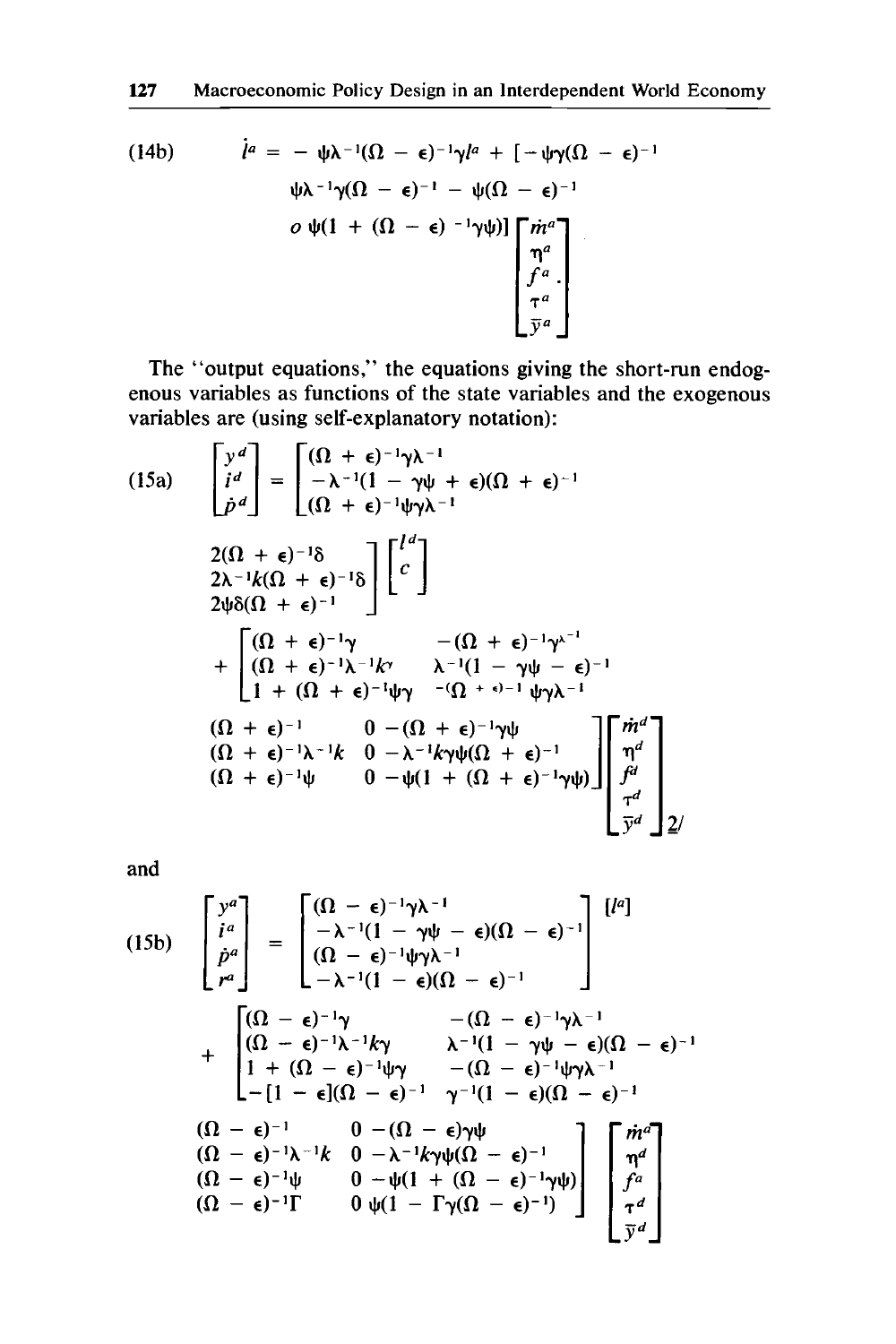(14b)

$$\dot{l}^a = -\psi\lambda^{-1}(\Omega - \epsilon)^{-1}\gamma l^a + [-\psi\gamma(\Omega - \epsilon)^{-1} \quad \psi\lambda^{-1}\gamma(\Omega - \epsilon)^{-1} \quad -\psi(\Omega - \epsilon)^{-1} \quad o \quad \psi(1 + (\Omega - \epsilon)^{-1}\gamma\psi)] \begin{bmatrix} \dot{m}^a \\ \eta^a \\ f^a \\ \tau^a \\ \bar{y}^a \end{bmatrix}.$$

The "output equations," the equations giving the short-run endogenous variables as functions of the state variables and the exogenous variables are (using self-explanatory notation):

(15a)

$$\begin{bmatrix} y^d \\ i^d \\ \dot{p}^d \end{bmatrix} = \begin{bmatrix} (\Omega + \epsilon)^{-1}\gamma\lambda^{-1} & 2(\Omega + \epsilon)^{-1}\delta \\ -\lambda^{-1}(1 - \gamma\psi + \epsilon)(\Omega + \epsilon)^{-1} & 2\lambda^{-1}k(\Omega + \epsilon)^{-1}\delta \\ (\Omega + \epsilon)^{-1}\psi\gamma\lambda^{-1} & 2\psi\delta(\Omega + \epsilon)^{-1} \end{bmatrix} \begin{bmatrix} l^d \\ c \end{bmatrix}$$

$$+ \begin{bmatrix} (\Omega + \epsilon)^{-1}\gamma & -(\Omega + \epsilon)^{-1}\gamma^{\lambda^{-1}} & (\Omega + \epsilon)^{-1} & 0 & -(\Omega + \epsilon)^{-1}\gamma\psi \\ (\Omega + \epsilon)^{-1}\lambda^{-1}k^{\gamma} & \lambda^{-1}(1 - \gamma\psi - \epsilon)^{-1} & (\Omega + \epsilon)^{-1}\lambda^{-1}k & 0 & -\lambda^{-1}k\gamma\psi(\Omega + \epsilon)^{-1} \\ 1 + (\Omega + \epsilon)^{-1}\psi\gamma & -(\Omega + \epsilon)^{-1}\psi\gamma\lambda^{-1} & (\Omega + \epsilon)^{-1}\psi & 0 & -\psi(1 + (\Omega + \epsilon)^{-1}\gamma\psi) \end{bmatrix} \begin{bmatrix} \dot{m}^d \\ \eta^d \\ f^d \\ \tau^d \\ \bar{y}^d \end{bmatrix}$$ [2]

and

(15b)

$$\begin{bmatrix} y^a \\ i^a \\ \dot{p}^a \\ r^a \end{bmatrix} = \begin{bmatrix} (\Omega - \epsilon)^{-1}\gamma\lambda^{-1} \\ -\lambda^{-1}(1 - \gamma\psi - \epsilon)(\Omega - \epsilon)^{-1} \\ (\Omega - \epsilon)^{-1}\psi\gamma\lambda^{-1} \\ -\lambda^{-1}(1 - \epsilon)(\Omega - \epsilon)^{-1} \end{bmatrix} [l^a]$$

$$+ \begin{bmatrix} (\Omega - \epsilon)^{-1}\gamma & -(\Omega - \epsilon)^{-1}\gamma\lambda^{-1} & (\Omega - \epsilon)^{-1} & 0 & -(\Omega - \epsilon)\gamma\psi \\ (\Omega - \epsilon)^{-1}\lambda^{-1}k\gamma & \lambda^{-1}(1 - \gamma\psi - \epsilon)(\Omega - \epsilon)^{-1} & (\Omega - \epsilon)^{-1}\lambda^{-1}k & 0 & -\lambda^{-1}k\gamma\psi(\Omega - \epsilon)^{-1} \\ 1 + (\Omega - \epsilon)^{-1}\psi\gamma & -(\Omega - \epsilon)^{-1}\psi\gamma\lambda^{-1} & (\Omega - \epsilon)^{-1}\psi & 0 & -\psi(1 + (\Omega - \epsilon)^{-1}\gamma\psi) \\ -[1 - \epsilon](\Omega - \epsilon)^{-1} & \gamma^{-1}(1 - \epsilon)(\Omega - \epsilon)^{-1} & (\Omega - \epsilon)^{-1}\Gamma & 0 & \psi(1 - \Gamma\gamma(\Omega - \epsilon)^{-1}) \end{bmatrix} \begin{bmatrix} \dot{m}^a \\ \eta^d \\ f^a \\ \tau^d \\ \bar{y}^d \end{bmatrix}$$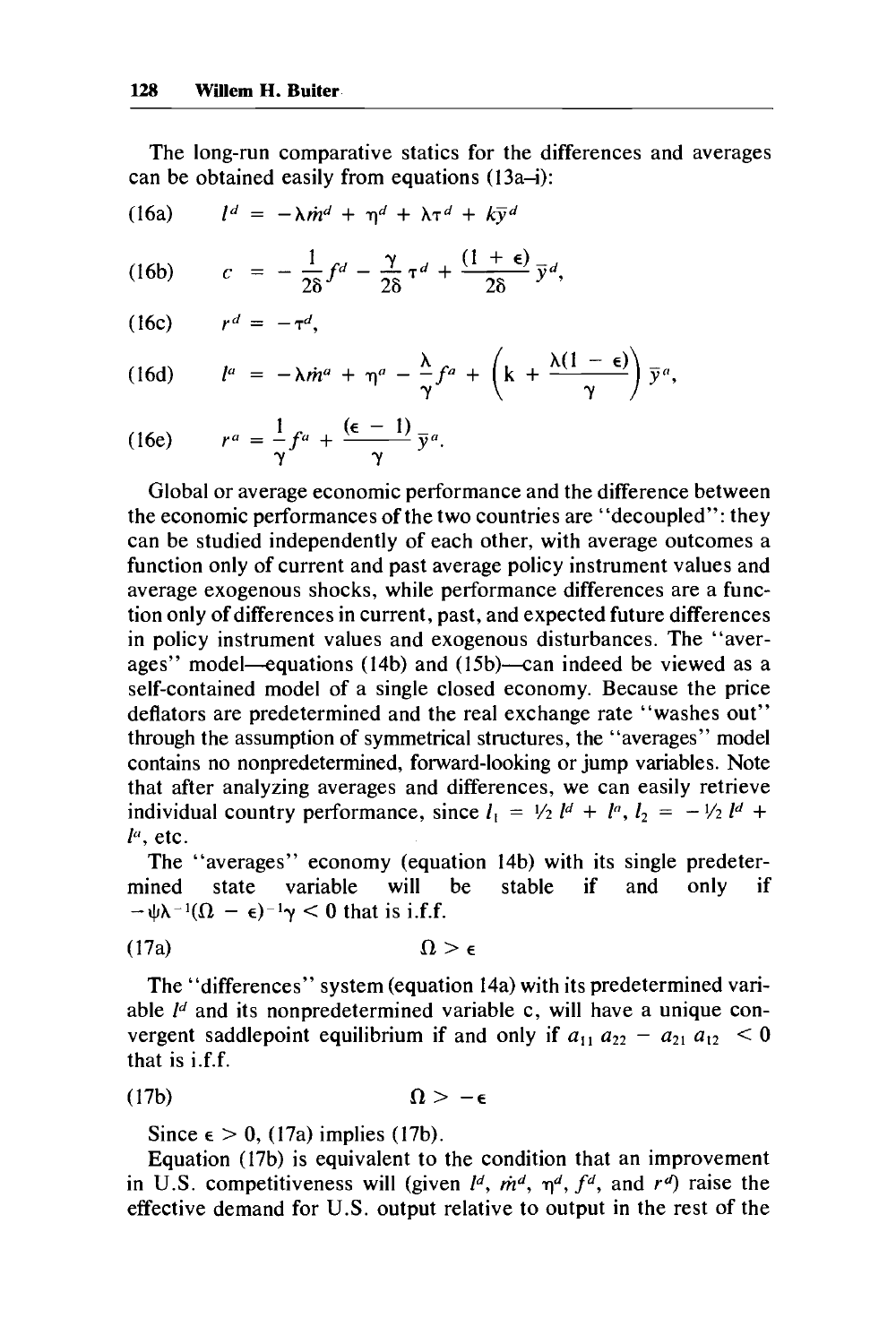The long-run comparative statics for the differences and averages can be obtained easily from equations (13a–i):

$$l^d = -\lambda \dot{m}^d + \eta^d + \lambda \tau^d + k\bar{y}^d \tag{16a}$$

$$c = -\frac{1}{2\delta} f^d - \frac{\gamma}{2\delta} \tau^d + \frac{(1+\epsilon)}{2\delta} \bar{y}^d, \tag{16b}$$

$$r^d = -\tau^d, \tag{16c}$$

$$l^a = -\lambda \dot{m}^a + \eta^a - \frac{\lambda}{\gamma} f^a + \left(k + \frac{\lambda(1-\epsilon)}{\gamma}\right) \bar{y}^a, \tag{16d}$$

$$r^a = \frac{1}{\gamma} f^a + \frac{(\epsilon - 1)}{\gamma} \bar{y}^a. \tag{16e}$$

Global or average economic performance and the difference between the economic performances of the two countries are "decoupled": they can be studied independently of each other, with average outcomes a function only of current and past average policy instrument values and average exogenous shocks, while performance differences are a function only of differences in current, past, and expected future differences in policy instrument values and exogenous disturbances. The "averages" model—equations (14b) and (15b)—can indeed be viewed as a self-contained model of a single closed economy. Because the price deflators are predetermined and the real exchange rate "washes out" through the assumption of symmetrical structures, the "averages" model contains no nonpredetermined, forward-looking or jump variables. Note that after analyzing averages and differences, we can easily retrieve individual country performance, since $l_1 = \frac{1}{2} l^d + l^a$, $l_2 = -\frac{1}{2} l^d + l^a$, etc.

The "averages" economy (equation 14b) with its single predetermined state variable will be stable if and only if $-\psi\lambda^{-1}(\Omega - \epsilon)^{-1}\gamma < 0$ that is i.f.f.

$$\Omega > \epsilon \tag{17a}$$

The "differences" system (equation 14a) with its predetermined variable $l^d$ and its nonpredetermined variable c, will have a unique convergent saddlepoint equilibrium if and only if $a_{11} a_{22} - a_{21} a_{12} < 0$ that is i.f.f.

$$\Omega > -\epsilon \tag{17b}$$

Since $\epsilon > 0$, (17a) implies (17b).

Equation (17b) is equivalent to the condition that an improvement in U.S. competitiveness will (given $l^d$, $\dot{m}^d$, $\eta^d$, $f^d$, and $r^d$) raise the effective demand for U.S. output relative to output in the rest of the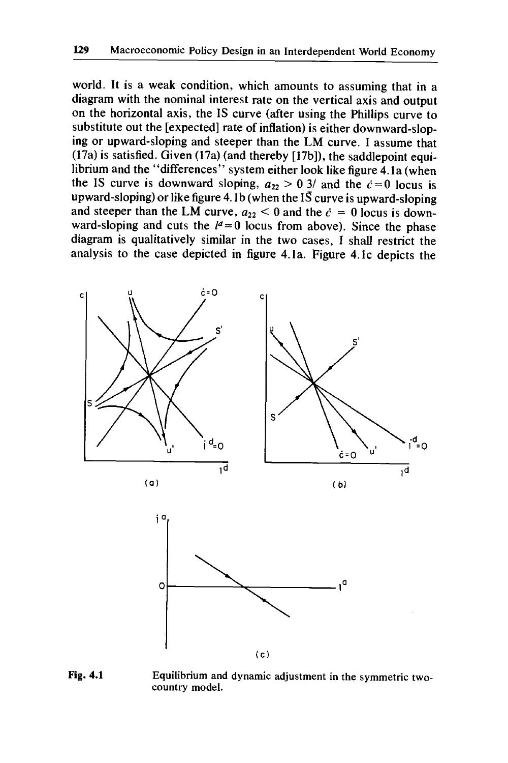world. It is a weak condition, which amounts to assuming that in a diagram with the nominal interest rate on the vertical axis and output on the horizontal axis, the IS curve (after using the Phillips curve to substitute out the [expected] rate of inflation) is either downward-sloping or upward-sloping and steeper than the LM curve. I assume that (17a) is satisfied. Given (17a) (and thereby [17b]), the saddlepoint equilibrium and the "differences" system either look like figure 4.1a (when the IS curve is downward sloping, $a_{22} > 0$ 3/ and the $\dot{c}=0$ locus is upward-sloping) or like figure 4.1b (when the IS curve is upward-sloping and steeper than the LM curve, $a_{22} < 0$ and the $\dot{c} = 0$ locus is downward-sloping and cuts the $\dot{l}^d=0$ locus from above). Since the phase diagram is qualitatively similar in the two cases, I shall restrict the analysis to the case depicted in figure 4.1a. Figure 4.1c depicts the

**Fig. 4.1** Equilibrium and dynamic adjustment in the symmetric two-country model.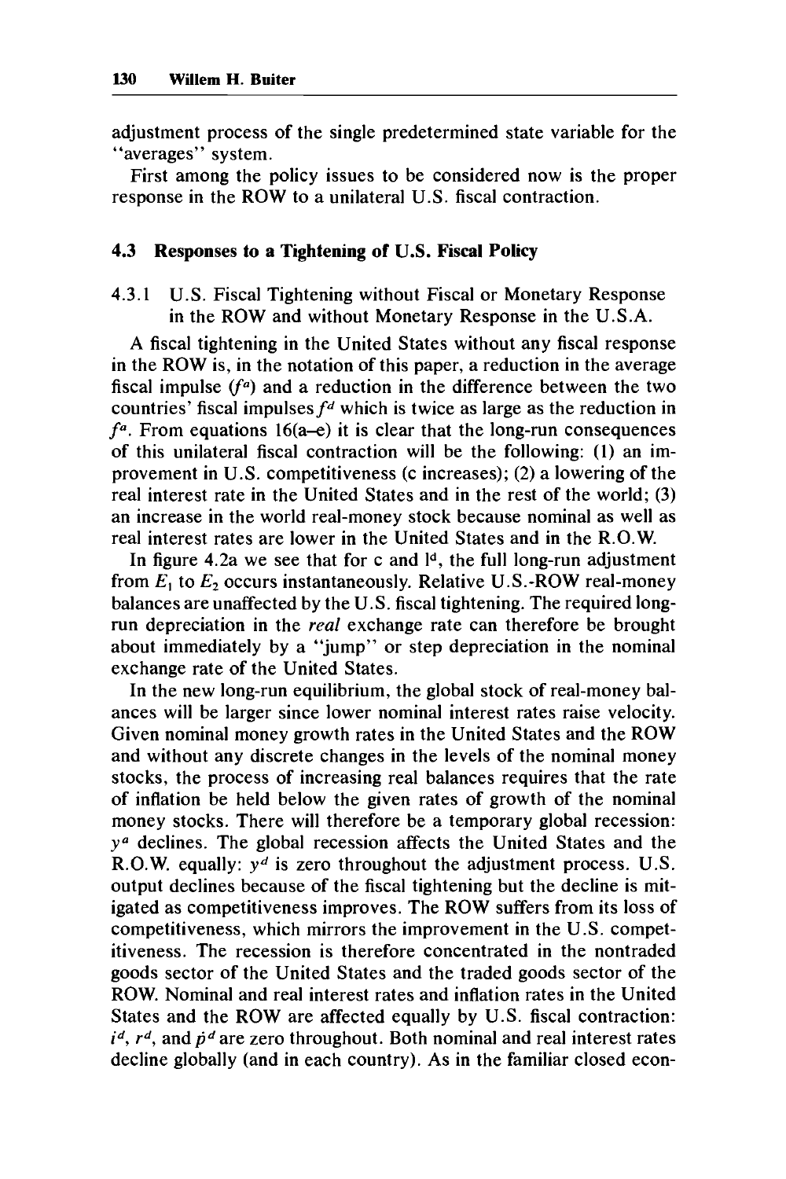adjustment process of the single predetermined state variable for the "averages" system.

First among the policy issues to be considered now is the proper response in the ROW to a unilateral U.S. fiscal contraction.

## 4.3 Responses to a Tightening of U.S. Fiscal Policy

### 4.3.1 U.S. Fiscal Tightening without Fiscal or Monetary Response in the ROW and without Monetary Response in the U.S.A.

A fiscal tightening in the United States without any fiscal response in the ROW is, in the notation of this paper, a reduction in the average fiscal impulse ($f^a$) and a reduction in the difference between the two countries' fiscal impulses $f^d$ which is twice as large as the reduction in $f^a$. From equations 16(a–e) it is clear that the long-run consequences of this unilateral fiscal contraction will be the following: (1) an improvement in U.S. competitiveness (c increases); (2) a lowering of the real interest rate in the United States and in the rest of the world; (3) an increase in the world real-money stock because nominal as well as real interest rates are lower in the United States and in the R.O.W.

In figure 4.2a we see that for c and $l^d$, the full long-run adjustment from $E_1$ to $E_2$ occurs instantaneously. Relative U.S.-ROW real-money balances are unaffected by the U.S. fiscal tightening. The required long-run depreciation in the *real* exchange rate can therefore be brought about immediately by a "jump" or step depreciation in the nominal exchange rate of the United States.

In the new long-run equilibrium, the global stock of real-money balances will be larger since lower nominal interest rates raise velocity. Given nominal money growth rates in the United States and the ROW and without any discrete changes in the levels of the nominal money stocks, the process of increasing real balances requires that the rate of inflation be held below the given rates of growth of the nominal money stocks. There will therefore be a temporary global recession: $y^a$ declines. The global recession affects the United States and the R.O.W. equally: $y^d$ is zero throughout the adjustment process. U.S. output declines because of the fiscal tightening but the decline is mitigated as competitiveness improves. The ROW suffers from its loss of competitiveness, which mirrors the improvement in the U.S. competitiveness. The recession is therefore concentrated in the nontraded goods sector of the United States and the traded goods sector of the ROW. Nominal and real interest rates and inflation rates in the United States and the ROW are affected equally by U.S. fiscal contraction: $i^d$, $r^d$, and $\dot{p}^d$ are zero throughout. Both nominal and real interest rates decline globally (and in each country). As in the familiar closed econ-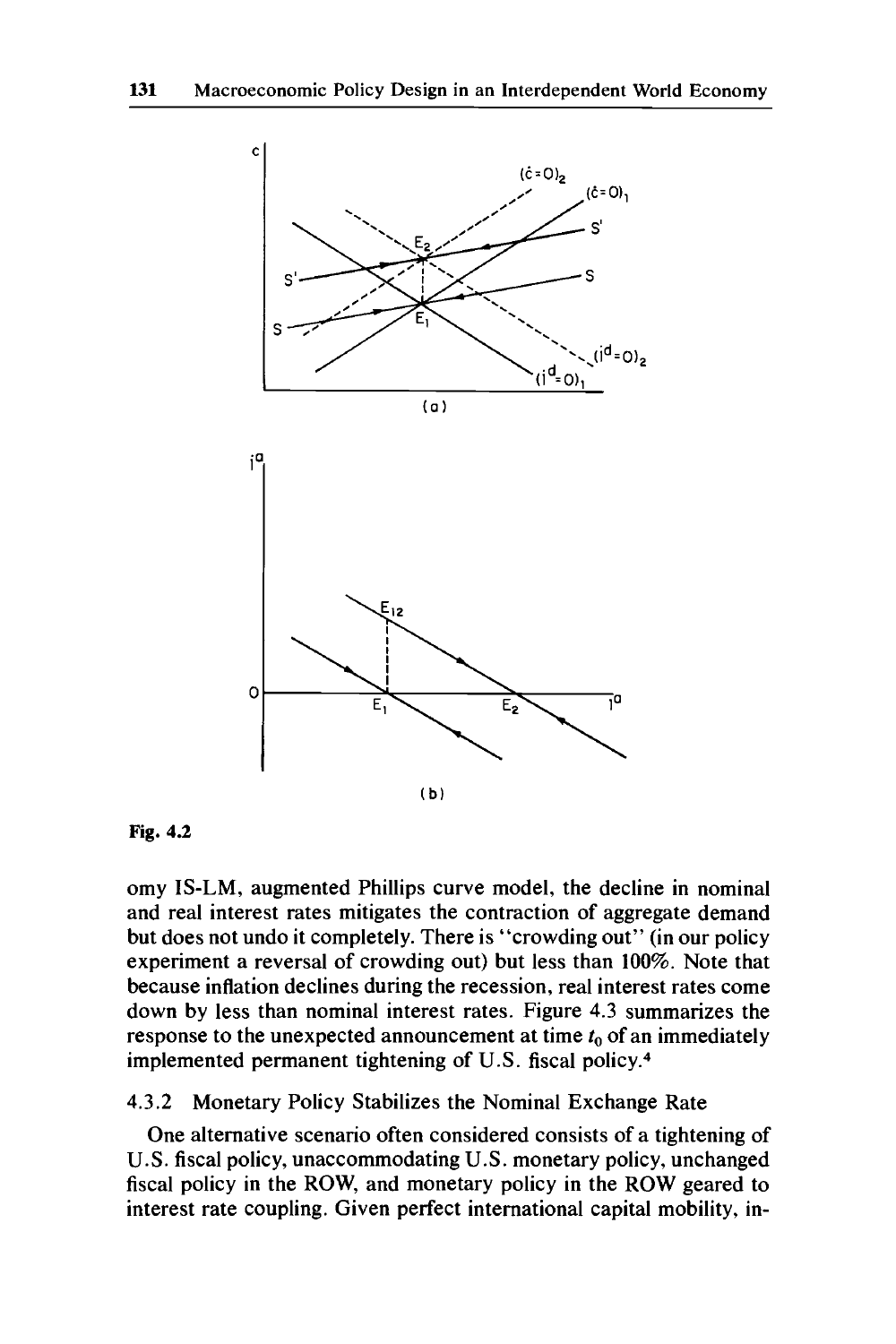Fig. 4.2

omy IS-LM, augmented Phillips curve model, the decline in nominal and real interest rates mitigates the contraction of aggregate demand but does not undo it completely. There is "crowding out" (in our policy experiment a reversal of crowding out) but less than 100%. Note that because inflation declines during the recession, real interest rates come down by less than nominal interest rates. Figure 4.3 summarizes the response to the unexpected announcement at time $t_0$ of an immediately implemented permanent tightening of U.S. fiscal policy.[4]

### 4.3.2 Monetary Policy Stabilizes the Nominal Exchange Rate

One alternative scenario often considered consists of a tightening of U.S. fiscal policy, unaccommodating U.S. monetary policy, unchanged fiscal policy in the ROW, and monetary policy in the ROW geared to interest rate coupling. Given perfect international capital mobility, in-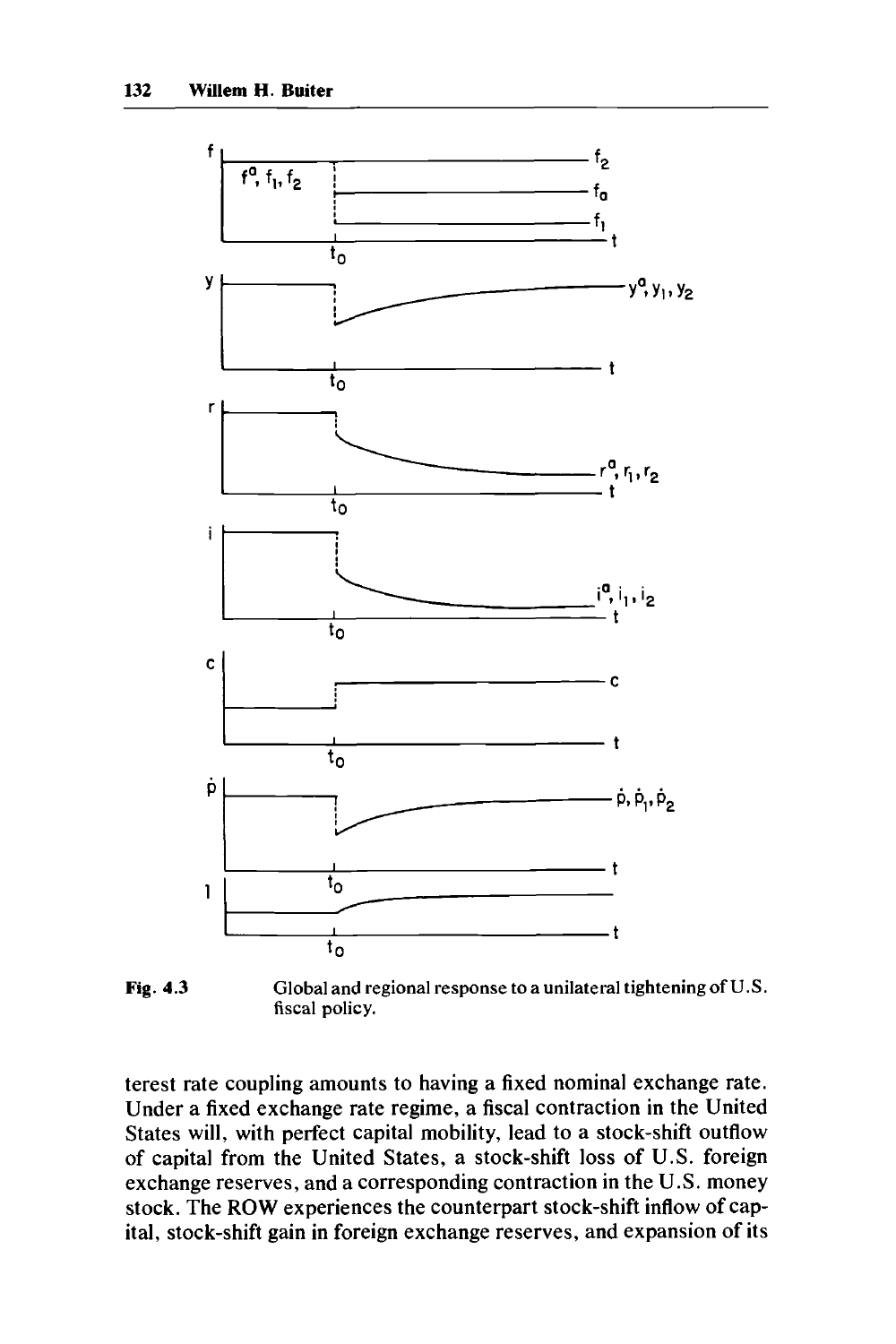Fig. 4.3 Global and regional response to a unilateral tightening of U.S. fiscal policy.

terest rate coupling amounts to having a fixed nominal exchange rate. Under a fixed exchange rate regime, a fiscal contraction in the United States will, with perfect capital mobility, lead to a stock-shift outflow of capital from the United States, a stock-shift loss of U.S. foreign exchange reserves, and a corresponding contraction in the U.S. money stock. The ROW experiences the counterpart stock-shift inflow of capital, stock-shift gain in foreign exchange reserves, and expansion of its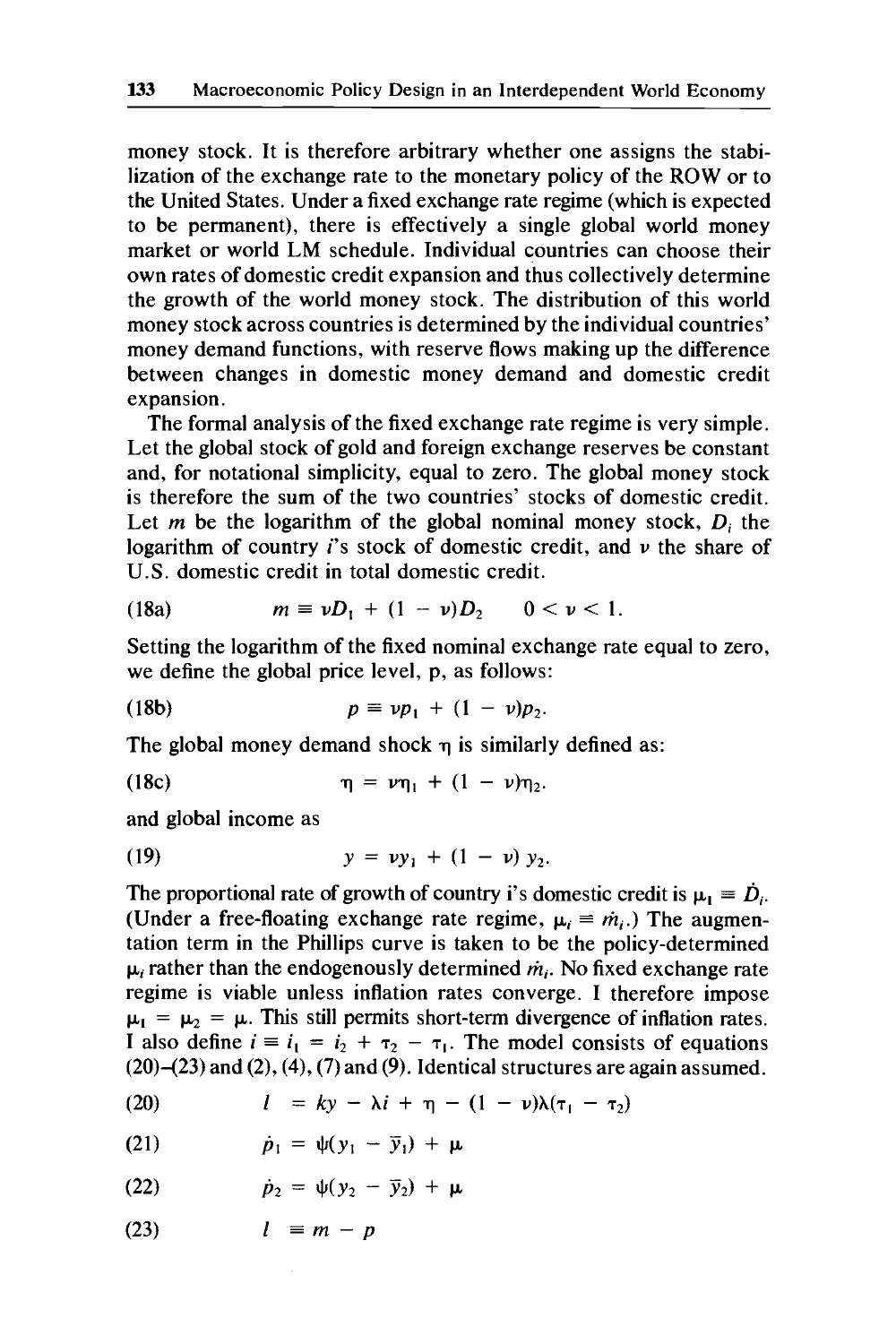money stock. It is therefore arbitrary whether one assigns the stabilization of the exchange rate to the monetary policy of the ROW or to the United States. Under a fixed exchange rate regime (which is expected to be permanent), there is effectively a single global world money market or world LM schedule. Individual countries can choose their own rates of domestic credit expansion and thus collectively determine the growth of the world money stock. The distribution of this world money stock across countries is determined by the individual countries' money demand functions, with reserve flows making up the difference between changes in domestic money demand and domestic credit expansion.

The formal analysis of the fixed exchange rate regime is very simple. Let the global stock of gold and foreign exchange reserves be constant and, for notational simplicity, equal to zero. The global money stock is therefore the sum of the two countries' stocks of domestic credit. Let $m$ be the logarithm of the global nominal money stock, $D_i$ the logarithm of country $i$'s stock of domestic credit, and $\nu$ the share of U.S. domestic credit in total domestic credit.

$$m \equiv \nu D_1 + (1 - \nu) D_2 \qquad 0 < \nu < 1. \tag{18a}$$

Setting the logarithm of the fixed nominal exchange rate equal to zero, we define the global price level, p, as follows:

$$p \equiv \nu p_1 + (1 - \nu) p_2. \tag{18b}$$

The global money demand shock $\eta$ is similarly defined as:

$$\eta = \nu \eta_1 + (1 - \nu) \eta_2. \tag{18c}$$

and global income as

$$y = \nu y_1 + (1 - \nu) y_2. \tag{19}$$

The proportional rate of growth of country i's domestic credit is $\mu_i \equiv \dot{D}_i$. (Under a free-floating exchange rate regime, $\mu_i \equiv \dot{m}_i$.) The augmentation term in the Phillips curve is taken to be the policy-determined $\mu_i$ rather than the endogenously determined $\dot{m}_i$. No fixed exchange rate regime is viable unless inflation rates converge. I therefore impose $\mu_1 = \mu_2 = \mu$. This still permits short-term divergence of inflation rates. I also define $i \equiv i_1 = i_2 + \tau_2 - \tau_1$. The model consists of equations (20)–(23) and (2), (4), (7) and (9). Identical structures are again assumed.

$$l = ky - \lambda i + \eta - (1 - \nu)\lambda(\tau_1 - \tau_2) \tag{20}$$

$$\dot{p}_1 = \psi(y_1 - \bar{y}_1) + \mu \tag{21}$$

$$\dot{p}_2 = \psi(y_2 - \bar{y}_2) + \mu \tag{22}$$

$$l \equiv m - p \tag{23}$$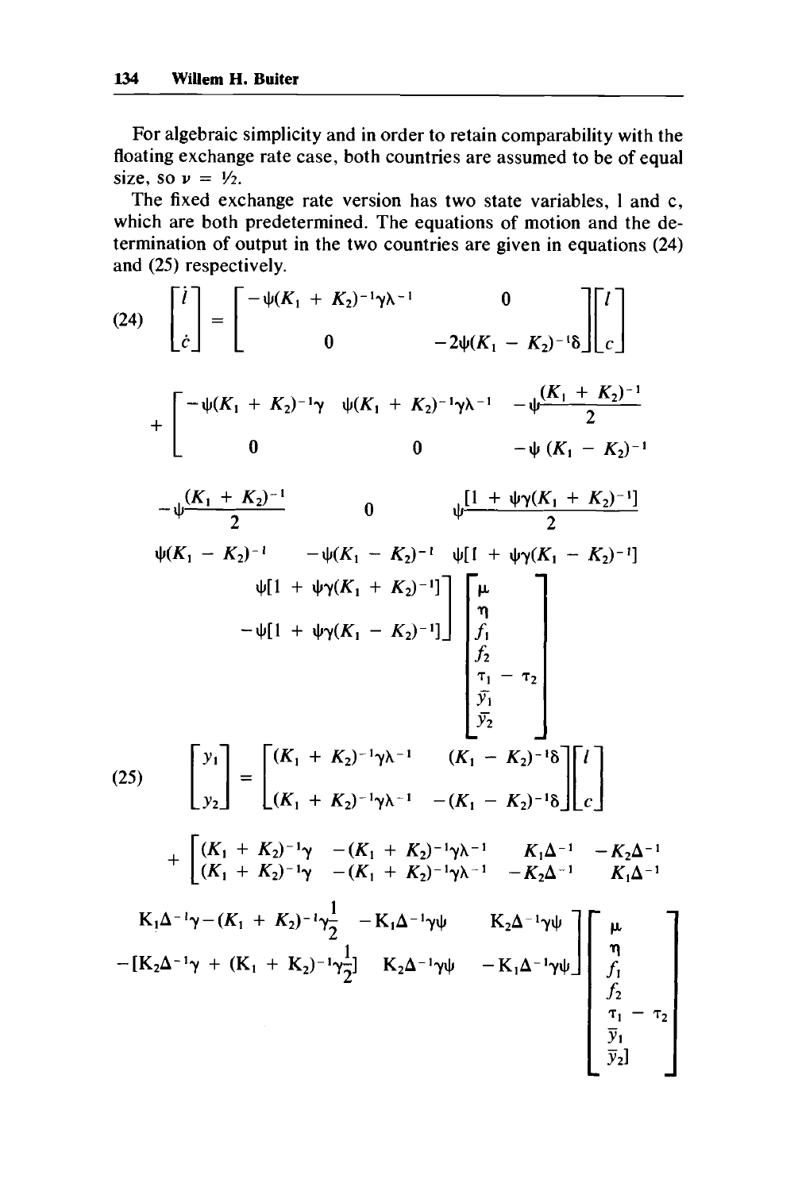For algebraic simplicity and in order to retain comparability with the floating exchange rate case, both countries are assumed to be of equal size, so $\nu = \frac{1}{2}$.

The fixed exchange rate version has two state variables, l and c, which are both predetermined. The equations of motion and the determination of output in the two countries are given in equations (24) and (25) respectively.

$$
(24) \quad \begin{bmatrix} \dot{l} \\ \dot{c} \end{bmatrix} = \begin{bmatrix} -\psi(K_1 + K_2)^{-1}\gamma\lambda^{-1} & 0 \\ 0 & -2\psi(K_1 - K_2)^{-1}\delta \end{bmatrix} \begin{bmatrix} l \\ c \end{bmatrix}
$$

$$
+ \begin{bmatrix} -\psi(K_1 + K_2)^{-1}\gamma & \psi(K_1 + K_2)^{-1}\gamma\lambda^{-1} & -\psi\frac{(K_1 + K_2)^{-1}}{2} & -\psi\frac{(K_1 + K_2)^{-1}}{2} & 0 & \psi\frac{[1 + \psi\gamma(K_1 + K_2)^{-1}]}{2} & \psi[1 + \psi\gamma(K_1 + K_2)^{-1}] \\ 0 & 0 & -\psi(K_1 - K_2)^{-1} & \psi(K_1 - K_2)^{-1} & -\psi(K_1 - K_2)^{-1} & \psi[1 + \psi\gamma(K_1 - K_2)^{-1}] & -\psi[1 + \psi\gamma(K_1 - K_2)^{-1}] \end{bmatrix} \begin{bmatrix} \mu \\ \eta \\ f_1 \\ f_2 \\ \tau_1 - \tau_2 \\ \bar{y}_1 \\ \bar{y}_2 \end{bmatrix}
$$

$$
(25) \quad \begin{bmatrix} y_1 \\ y_2 \end{bmatrix} = \begin{bmatrix} (K_1 + K_2)^{-1}\gamma\lambda^{-1} & (K_1 - K_2)^{-1}\delta \\ (K_1 + K_2)^{-1}\gamma\lambda^{-1} & -(K_1 - K_2)^{-1}\delta \end{bmatrix} \begin{bmatrix} l \\ c \end{bmatrix}
$$

$$
+ \begin{bmatrix} (K_1 + K_2)^{-1}\gamma & -(K_1 + K_2)^{-1}\gamma\lambda^{-1} & K_1\Delta^{-1} & -K_2\Delta^{-1} & K_1\Delta^{-1}\gamma - (K_1 + K_2)^{-1}\gamma\frac{1}{2} & -K_1\Delta^{-1}\gamma\psi & K_2\Delta^{-1}\gamma\psi \\ (K_1 + K_2)^{-1}\gamma & -(K_1 + K_2)^{-1}\gamma\lambda^{-1} & -K_2\Delta^{-1} & K_1\Delta^{-1} & -[K_2\Delta^{-1}\gamma + (K_1 + K_2)^{-1}\gamma\frac{1}{2}] & K_2\Delta^{-1}\gamma\psi & -K_1\Delta^{-1}\gamma\psi \end{bmatrix} \begin{bmatrix} \mu \\ \eta \\ f_1 \\ f_2 \\ \tau_1 - \tau_2 \\ \bar{y}_1 \\ \bar{y}_2 \end{bmatrix}
$$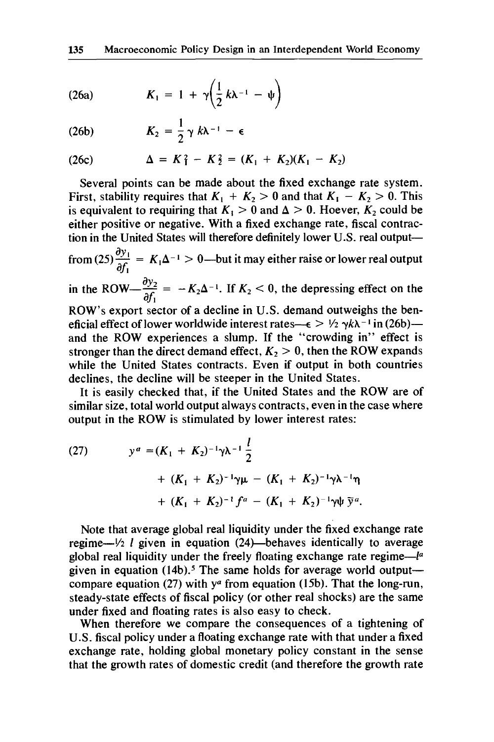$$K_1 = 1 + \gamma\left(\frac{1}{2}k\lambda^{-1} - \psi\right) \tag{26a}$$

$$K_2 = \frac{1}{2}\gamma\, k\lambda^{-1} - \epsilon \tag{26b}$$

$$\Delta = K_1^2 - K_2^2 = (K_1 + K_2)(K_1 - K_2) \tag{26c}$$

Several points can be made about the fixed exchange rate system. First, stability requires that $K_1 + K_2 > 0$ and that $K_1 - K_2 > 0$. This is equivalent to requiring that $K_1 > 0$ and $\Delta > 0$. Hoever, $K_2$ could be either positive or negative. With a fixed exchange rate, fiscal contraction in the United States will therefore definitely lower U.S. real output—from (25) $\frac{\partial y_1}{\partial f_1} = K_1\Delta^{-1} > 0$—but it may either raise or lower real output in the ROW—$\frac{\partial y_2}{\partial f_1} = -K_2\Delta^{-1}$. If $K_2 < 0$, the depressing effect on the ROW's export sector of a decline in U.S. demand outweighs the beneficial effect of lower worldwide interest rates—$\epsilon > \frac{1}{2}\gamma k\lambda^{-1}$ in (26b)—and the ROW experiences a slump. If the "crowding in" effect is stronger than the direct demand effect, $K_2 > 0$, then the ROW expands while the United States contracts. Even if output in both countries declines, the decline will be steeper in the United States.

It is easily checked that, if the United States and the ROW are of similar size, total world output always contracts, even in the case where output in the ROW is stimulated by lower interest rates:

$$\begin{aligned} y^a = {} & (K_1 + K_2)^{-1}\gamma\lambda^{-1}\frac{l}{2} \\ & + (K_1 + K_2)^{-1}\gamma\mu - (K_1 + K_2)^{-1}\gamma\lambda^{-1}\eta \\ & + (K_1 + K_2)^{-1}f^a - (K_1 + K_2)^{-1}\gamma\psi\,\bar{y}^a. \end{aligned} \tag{27}$$

Note that average global real liquidity under the fixed exchange rate regime—$\frac{1}{2}\, l$ given in equation (24)—behaves identically to average global real liquidity under the freely floating exchange rate regime—$l^a$ given in equation (14b).[5] The same holds for average world output—compare equation (27) with $y^a$ from equation (15b). That the long-run, steady-state effects of fiscal policy (or other real shocks) are the same under fixed and floating rates is also easy to check.

When therefore we compare the consequences of a tightening of U.S. fiscal policy under a floating exchange rate with that under a fixed exchange rate, holding global monetary policy constant in the sense that the growth rates of domestic credit (and therefore the growth rate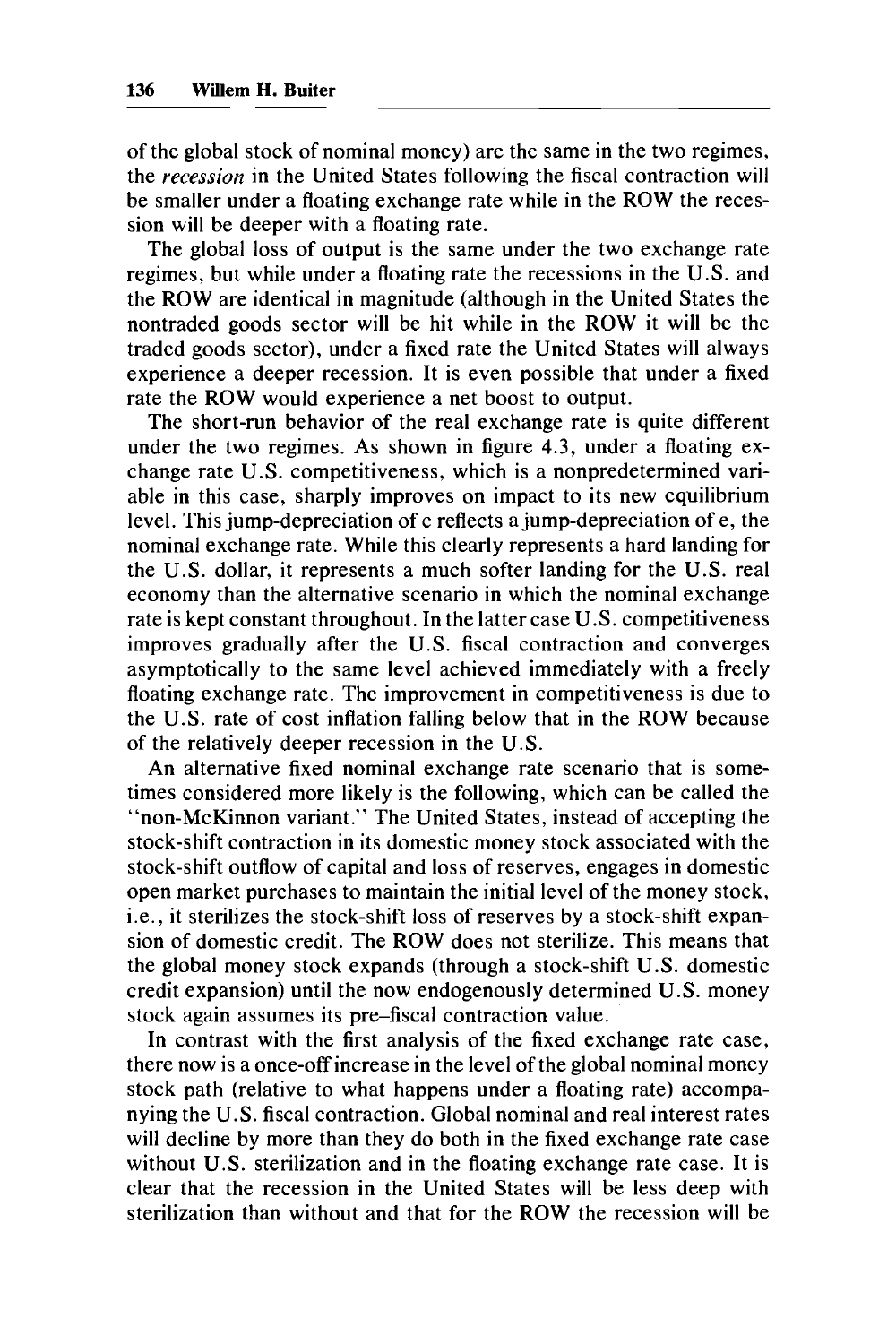of the global stock of nominal money) are the same in the two regimes, the *recession* in the United States following the fiscal contraction will be smaller under a floating exchange rate while in the ROW the recession will be deeper with a floating rate.

The global loss of output is the same under the two exchange rate regimes, but while under a floating rate the recessions in the U.S. and the ROW are identical in magnitude (although in the United States the nontraded goods sector will be hit while in the ROW it will be the traded goods sector), under a fixed rate the United States will always experience a deeper recession. It is even possible that under a fixed rate the ROW would experience a net boost to output.

The short-run behavior of the real exchange rate is quite different under the two regimes. As shown in figure 4.3, under a floating exchange rate U.S. competitiveness, which is a nonpredetermined variable in this case, sharply improves on impact to its new equilibrium level. This jump-depreciation of c reflects a jump-depreciation of e, the nominal exchange rate. While this clearly represents a hard landing for the U.S. dollar, it represents a much softer landing for the U.S. real economy than the alternative scenario in which the nominal exchange rate is kept constant throughout. In the latter case U.S. competitiveness improves gradually after the U.S. fiscal contraction and converges asymptotically to the same level achieved immediately with a freely floating exchange rate. The improvement in competitiveness is due to the U.S. rate of cost inflation falling below that in the ROW because of the relatively deeper recession in the U.S.

An alternative fixed nominal exchange rate scenario that is sometimes considered more likely is the following, which can be called the "non-McKinnon variant." The United States, instead of accepting the stock-shift contraction in its domestic money stock associated with the stock-shift outflow of capital and loss of reserves, engages in domestic open market purchases to maintain the initial level of the money stock, i.e., it sterilizes the stock-shift loss of reserves by a stock-shift expansion of domestic credit. The ROW does not sterilize. This means that the global money stock expands (through a stock-shift U.S. domestic credit expansion) until the now endogenously determined U.S. money stock again assumes its pre–fiscal contraction value.

In contrast with the first analysis of the fixed exchange rate case, there now is a once-off increase in the level of the global nominal money stock path (relative to what happens under a floating rate) accompanying the U.S. fiscal contraction. Global nominal and real interest rates will decline by more than they do both in the fixed exchange rate case without U.S. sterilization and in the floating exchange rate case. It is clear that the recession in the United States will be less deep with sterilization than without and that for the ROW the recession will be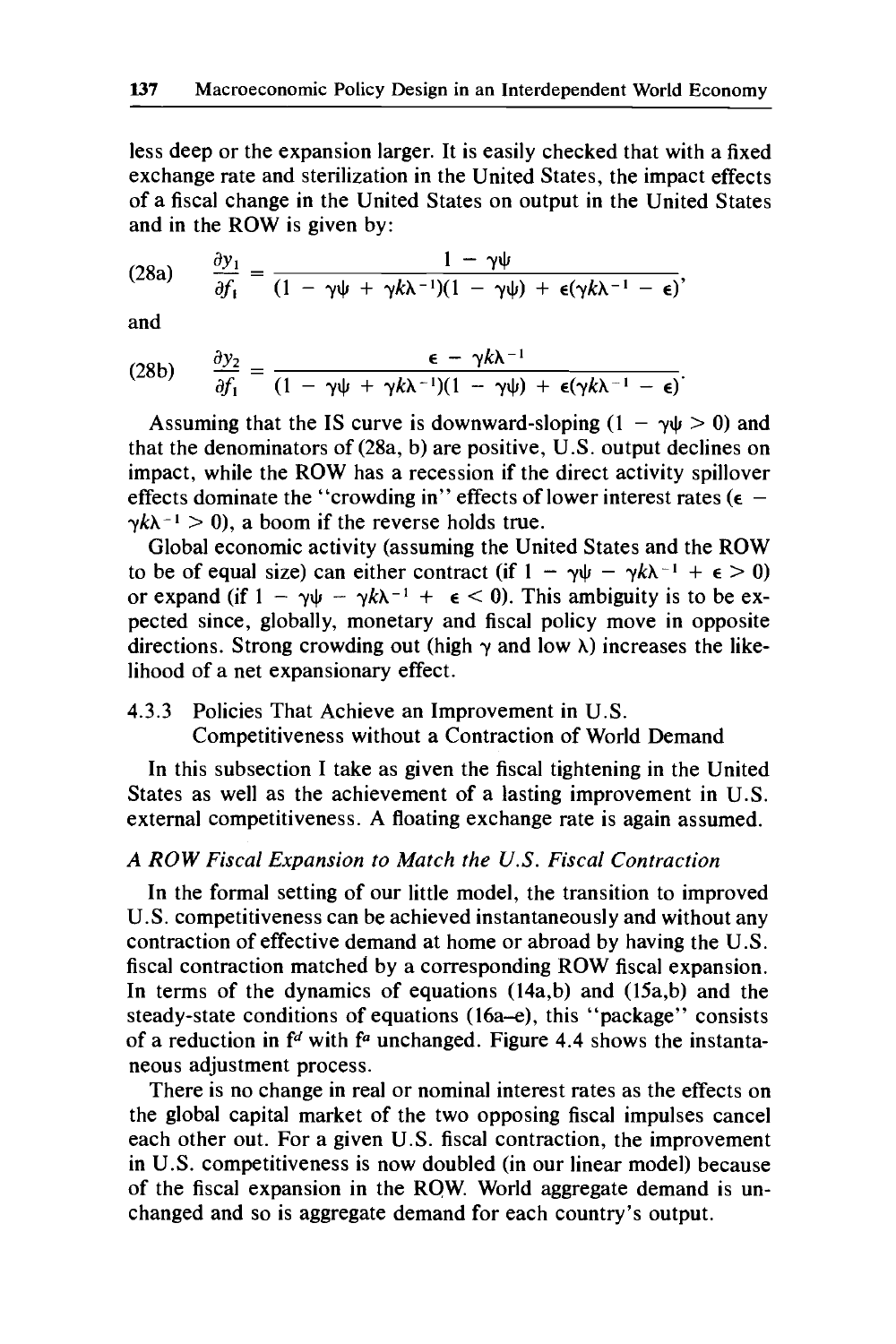less deep or the expansion larger. It is easily checked that with a fixed exchange rate and sterilization in the United States, the impact effects of a fiscal change in the United States on output in the United States and in the ROW is given by:

$$\frac{\partial y_1}{\partial f_1} = \frac{1 - \gamma\psi}{(1 - \gamma\psi + \gamma k\lambda^{-1})(1 - \gamma\psi) + \epsilon(\gamma k\lambda^{-1} - \epsilon)}, \tag{28a}$$

and

$$\frac{\partial y_2}{\partial f_1} = \frac{\epsilon - \gamma k\lambda^{-1}}{(1 - \gamma\psi + \gamma k\lambda^{-1})(1 - \gamma\psi) + \epsilon(\gamma k\lambda^{-1} - \epsilon)}. \tag{28b}$$

Assuming that the IS curve is downward-sloping ($1 - \gamma\psi > 0$) and that the denominators of (28a, b) are positive, U.S. output declines on impact, while the ROW has a recession if the direct activity spillover effects dominate the "crowding in" effects of lower interest rates ($\epsilon - \gamma k\lambda^{-1} > 0$), a boom if the reverse holds true.

Global economic activity (assuming the United States and the ROW to be of equal size) can either contract (if $1 - \gamma\psi - \gamma k\lambda^{-1} + \epsilon > 0$) or expand (if $1 - \gamma\psi - \gamma k\lambda^{-1} + \epsilon < 0$). This ambiguity is to be expected since, globally, monetary and fiscal policy move in opposite directions. Strong crowding out (high $\gamma$ and low $\lambda$) increases the likelihood of a net expansionary effect.

### 4.3.3 Policies That Achieve an Improvement in U.S. Competitiveness without a Contraction of World Demand

In this subsection I take as given the fiscal tightening in the United States as well as the achievement of a lasting improvement in U.S. external competitiveness. A floating exchange rate is again assumed.

*A ROW Fiscal Expansion to Match the U.S. Fiscal Contraction*

In the formal setting of our little model, the transition to improved U.S. competitiveness can be achieved instantaneously and without any contraction of effective demand at home or abroad by having the U.S. fiscal contraction matched by a corresponding ROW fiscal expansion. In terms of the dynamics of equations (14a,b) and (15a,b) and the steady-state conditions of equations (16a–e), this "package" consists of a reduction in $f^d$ with $f^a$ unchanged. Figure 4.4 shows the instantaneous adjustment process.

There is no change in real or nominal interest rates as the effects on the global capital market of the two opposing fiscal impulses cancel each other out. For a given U.S. fiscal contraction, the improvement in U.S. competitiveness is now doubled (in our linear model) because of the fiscal expansion in the ROW. World aggregate demand is unchanged and so is aggregate demand for each country's output.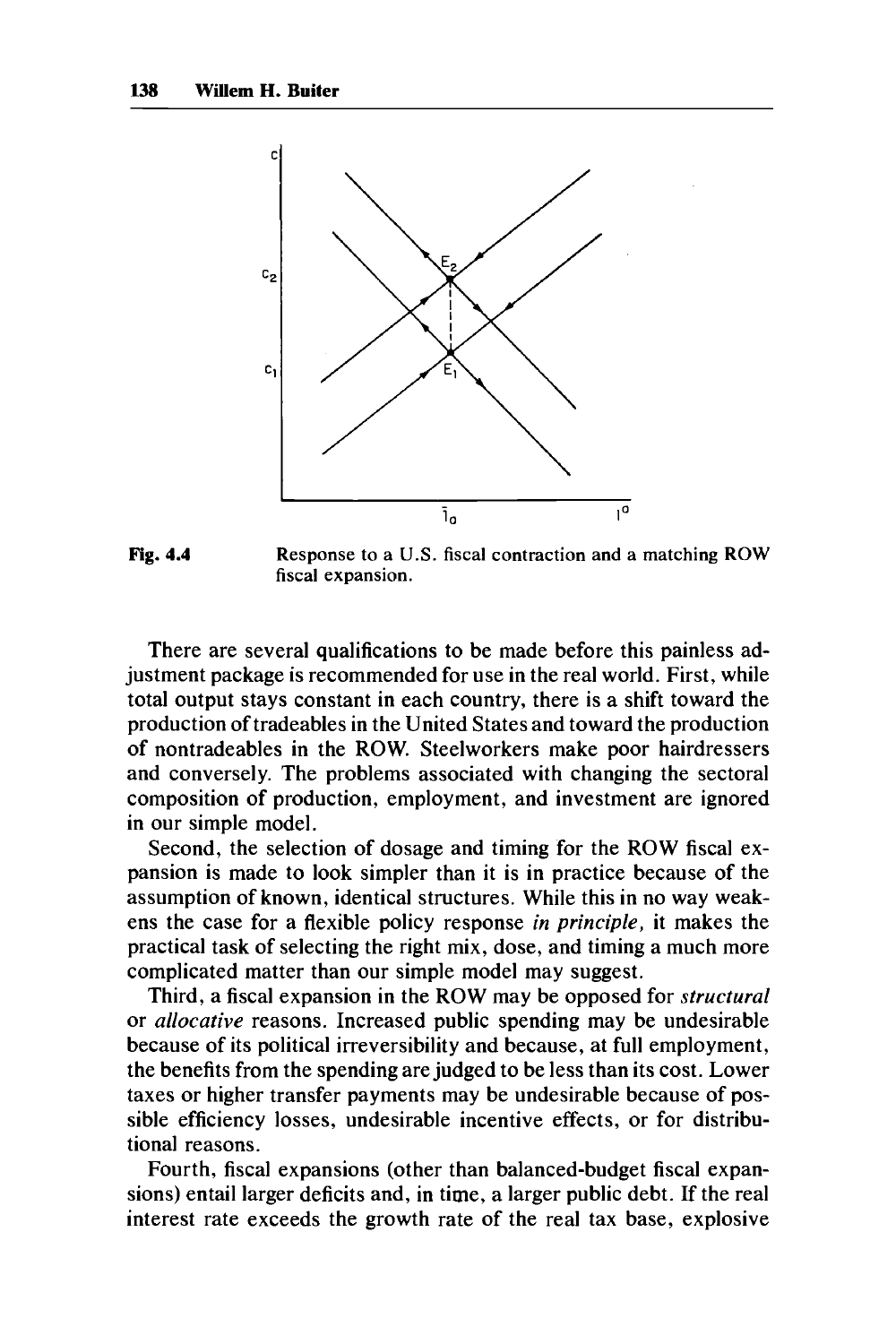**Fig. 4.4** Response to a U.S. fiscal contraction and a matching ROW fiscal expansion.

There are several qualifications to be made before this painless adjustment package is recommended for use in the real world. First, while total output stays constant in each country, there is a shift toward the production of tradeables in the United States and toward the production of nontradeables in the ROW. Steelworkers make poor hairdressers and conversely. The problems associated with changing the sectoral composition of production, employment, and investment are ignored in our simple model.

Second, the selection of dosage and timing for the ROW fiscal expansion is made to look simpler than it is in practice because of the assumption of known, identical structures. While this in no way weakens the case for a flexible policy response *in principle,* it makes the practical task of selecting the right mix, dose, and timing a much more complicated matter than our simple model may suggest.

Third, a fiscal expansion in the ROW may be opposed for *structural* or *allocative* reasons. Increased public spending may be undesirable because of its political irreversibility and because, at full employment, the benefits from the spending are judged to be less than its cost. Lower taxes or higher transfer payments may be undesirable because of possible efficiency losses, undesirable incentive effects, or for distributional reasons.

Fourth, fiscal expansions (other than balanced-budget fiscal expansions) entail larger deficits and, in time, a larger public debt. If the real interest rate exceeds the growth rate of the real tax base, explosive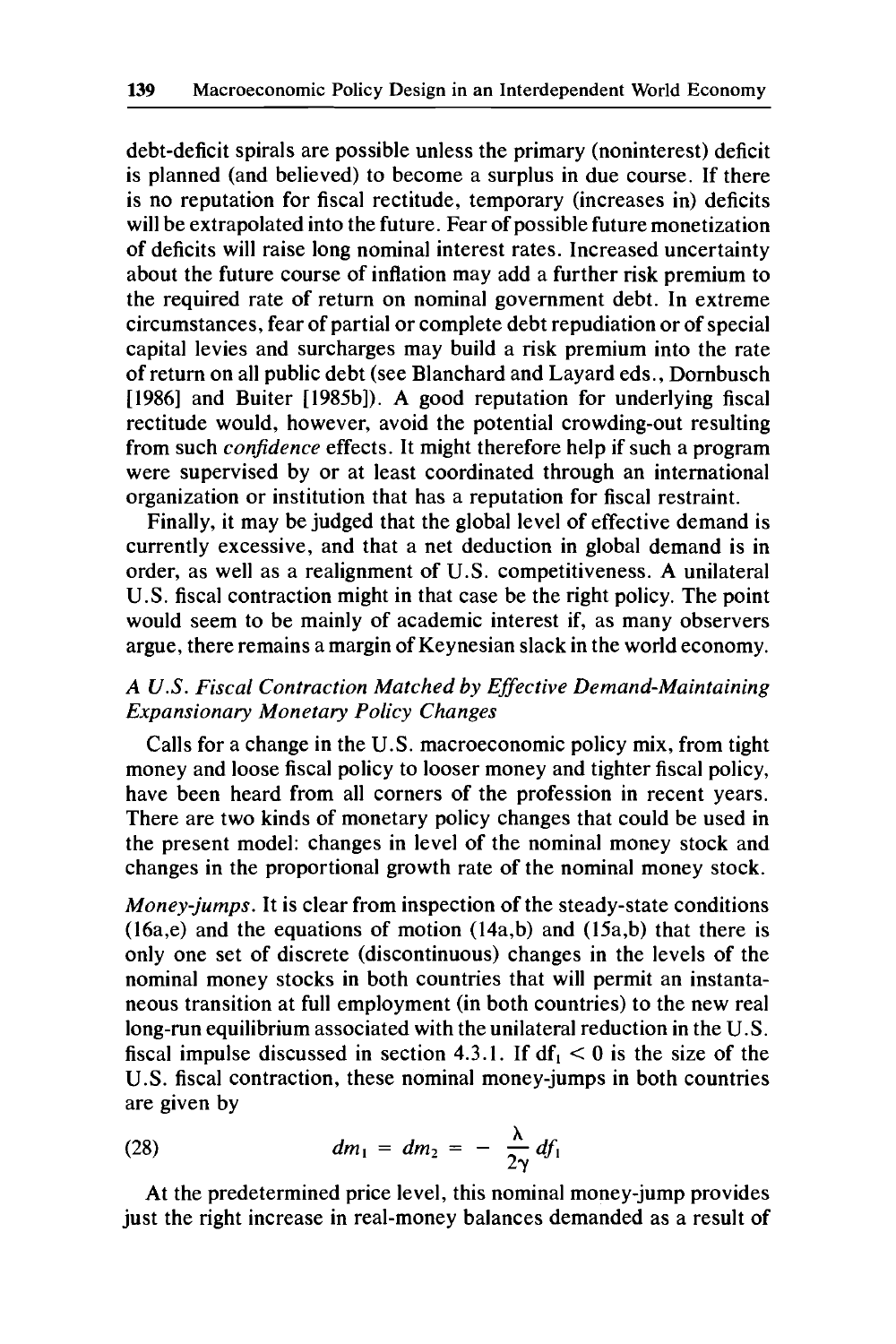debt-deficit spirals are possible unless the primary (noninterest) deficit is planned (and believed) to become a surplus in due course. If there is no reputation for fiscal rectitude, temporary (increases in) deficits will be extrapolated into the future. Fear of possible future monetization of deficits will raise long nominal interest rates. Increased uncertainty about the future course of inflation may add a further risk premium to the required rate of return on nominal government debt. In extreme circumstances, fear of partial or complete debt repudiation or of special capital levies and surcharges may build a risk premium into the rate of return on all public debt (see Blanchard and Layard eds., Dornbusch [1986] and Buiter [1985b]). A good reputation for underlying fiscal rectitude would, however, avoid the potential crowding-out resulting from such *confidence* effects. It might therefore help if such a program were supervised by or at least coordinated through an international organization or institution that has a reputation for fiscal restraint.

Finally, it may be judged that the global level of effective demand is currently excessive, and that a net deduction in global demand is in order, as well as a realignment of U.S. competitiveness. A unilateral U.S. fiscal contraction might in that case be the right policy. The point would seem to be mainly of academic interest if, as many observers argue, there remains a margin of Keynesian slack in the world economy.

### *A U.S. Fiscal Contraction Matched by Effective Demand-Maintaining Expansionary Monetary Policy Changes*

Calls for a change in the U.S. macroeconomic policy mix, from tight money and loose fiscal policy to looser money and tighter fiscal policy, have been heard from all corners of the profession in recent years. There are two kinds of monetary policy changes that could be used in the present model: changes in level of the nominal money stock and changes in the proportional growth rate of the nominal money stock.

*Money-jumps*. It is clear from inspection of the steady-state conditions (16a,e) and the equations of motion (14a,b) and (15a,b) that there is only one set of discrete (discontinuous) changes in the levels of the nominal money stocks in both countries that will permit an instantaneous transition at full employment (in both countries) to the new real long-run equilibrium associated with the unilateral reduction in the U.S. fiscal impulse discussed in section 4.3.1. If $df_1 < 0$ is the size of the U.S. fiscal contraction, these nominal money-jumps in both countries are given by

$$dm_1 = dm_2 = -\frac{\lambda}{2\gamma}df_1 \tag{28}$$

At the predetermined price level, this nominal money-jump provides just the right increase in real-money balances demanded as a result of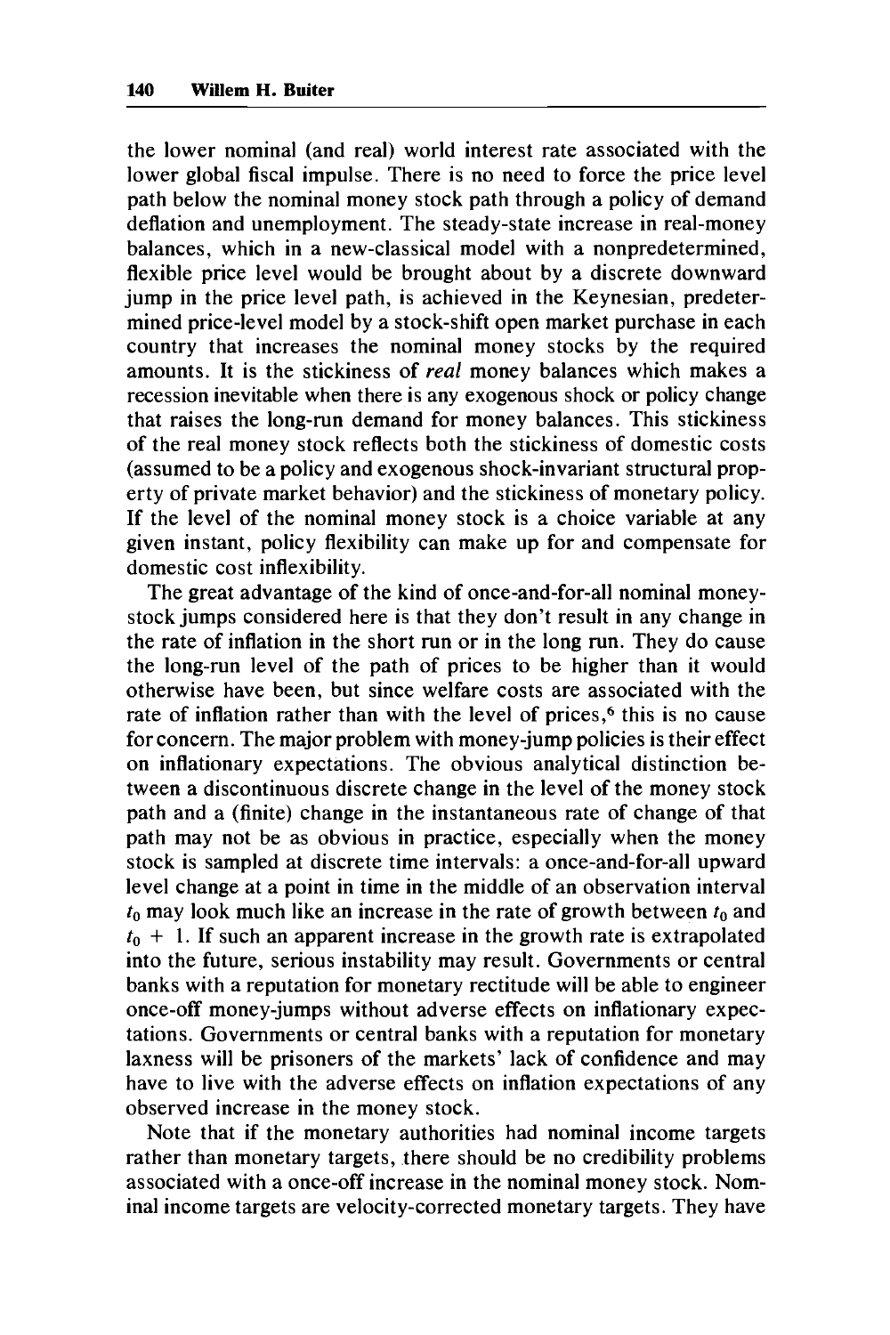the lower nominal (and real) world interest rate associated with the lower global fiscal impulse. There is no need to force the price level path below the nominal money stock path through a policy of demand deflation and unemployment. The steady-state increase in real-money balances, which in a new-classical model with a nonpredetermined, flexible price level would be brought about by a discrete downward jump in the price level path, is achieved in the Keynesian, predetermined price-level model by a stock-shift open market purchase in each country that increases the nominal money stocks by the required amounts. It is the stickiness of *real* money balances which makes a recession inevitable when there is any exogenous shock or policy change that raises the long-run demand for money balances. This stickiness of the real money stock reflects both the stickiness of domestic costs (assumed to be a policy and exogenous shock-invariant structural property of private market behavior) and the stickiness of monetary policy. If the level of the nominal money stock is a choice variable at any given instant, policy flexibility can make up for and compensate for domestic cost inflexibility.

The great advantage of the kind of once-and-for-all nominal money-stock jumps considered here is that they don't result in any change in the rate of inflation in the short run or in the long run. They do cause the long-run level of the path of prices to be higher than it would otherwise have been, but since welfare costs are associated with the rate of inflation rather than with the level of prices,[6] this is no cause for concern. The major problem with money-jump policies is their effect on inflationary expectations. The obvious analytical distinction between a discontinuous discrete change in the level of the money stock path and a (finite) change in the instantaneous rate of change of that path may not be as obvious in practice, especially when the money stock is sampled at discrete time intervals: a once-and-for-all upward level change at a point in time in the middle of an observation interval $t_0$ may look much like an increase in the rate of growth between $t_0$ and $t_0 + 1$. If such an apparent increase in the growth rate is extrapolated into the future, serious instability may result. Governments or central banks with a reputation for monetary rectitude will be able to engineer once-off money-jumps without adverse effects on inflationary expectations. Governments or central banks with a reputation for monetary laxness will be prisoners of the markets' lack of confidence and may have to live with the adverse effects on inflation expectations of any observed increase in the money stock.

Note that if the monetary authorities had nominal income targets rather than monetary targets, there should be no credibility problems associated with a once-off increase in the nominal money stock. Nominal income targets are velocity-corrected monetary targets. They have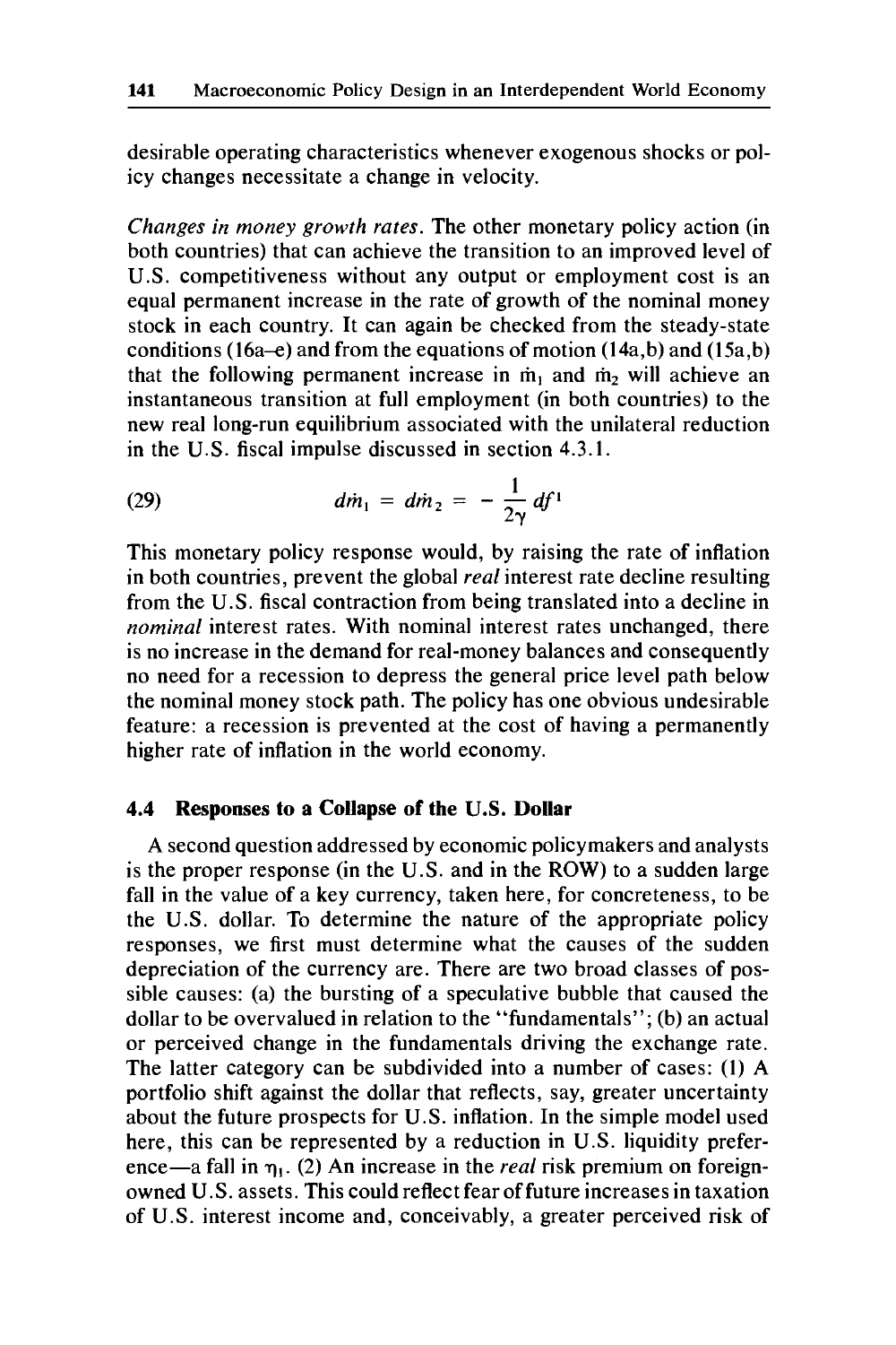desirable operating characteristics whenever exogenous shocks or policy changes necessitate a change in velocity.

*Changes in money growth rates.* The other monetary policy action (in both countries) that can achieve the transition to an improved level of U.S. competitiveness without any output or employment cost is an equal permanent increase in the rate of growth of the nominal money stock in each country. It can again be checked from the steady-state conditions (16a–e) and from the equations of motion (14a,b) and (15a,b) that the following permanent increase in $\dot{m}_1$ and $\dot{m}_2$ will achieve an instantaneous transition at full employment (in both countries) to the new real long-run equilibrium associated with the unilateral reduction in the U.S. fiscal impulse discussed in section 4.3.1.

$$d\dot{m}_1 = d\dot{m}_2 = -\frac{1}{2\gamma}df^1 \tag{29}$$

This monetary policy response would, by raising the rate of inflation in both countries, prevent the global *real* interest rate decline resulting from the U.S. fiscal contraction from being translated into a decline in *nominal* interest rates. With nominal interest rates unchanged, there is no increase in the demand for real-money balances and consequently no need for a recession to depress the general price level path below the nominal money stock path. The policy has one obvious undesirable feature: a recession is prevented at the cost of having a permanently higher rate of inflation in the world economy.

## 4.4 Responses to a Collapse of the U.S. Dollar

A second question addressed by economic policymakers and analysts is the proper response (in the U.S. and in the ROW) to a sudden large fall in the value of a key currency, taken here, for concreteness, to be the U.S. dollar. To determine the nature of the appropriate policy responses, we first must determine what the causes of the sudden depreciation of the currency are. There are two broad classes of possible causes: (a) the bursting of a speculative bubble that caused the dollar to be overvalued in relation to the "fundamentals"; (b) an actual or perceived change in the fundamentals driving the exchange rate. The latter category can be subdivided into a number of cases: (1) A portfolio shift against the dollar that reflects, say, greater uncertainty about the future prospects for U.S. inflation. In the simple model used here, this can be represented by a reduction in U.S. liquidity preference—a fall in $\eta_1$. (2) An increase in the *real* risk premium on foreign-owned U.S. assets. This could reflect fear of future increases in taxation of U.S. interest income and, conceivably, a greater perceived risk of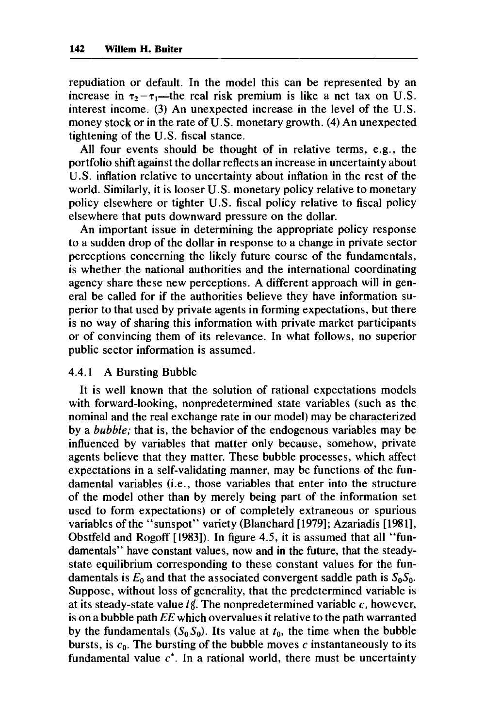repudiation or default. In the model this can be represented by an increase in $\tau_2 - \tau_1$—the real risk premium is like a net tax on U.S. interest income. (3) An unexpected increase in the level of the U.S. money stock or in the rate of U.S. monetary growth. (4) An unexpected tightening of the U.S. fiscal stance.

All four events should be thought of in relative terms, e.g., the portfolio shift against the dollar reflects an increase in uncertainty about U.S. inflation relative to uncertainty about inflation in the rest of the world. Similarly, it is looser U.S. monetary policy relative to monetary policy elsewhere or tighter U.S. fiscal policy relative to fiscal policy elsewhere that puts downward pressure on the dollar.

An important issue in determining the appropriate policy response to a sudden drop of the dollar in response to a change in private sector perceptions concerning the likely future course of the fundamentals, is whether the national authorities and the international coordinating agency share these new perceptions. A different approach will in general be called for if the authorities believe they have information superior to that used by private agents in forming expectations, but there is no way of sharing this information with private market participants or of convincing them of its relevance. In what follows, no superior public sector information is assumed.

### 4.4.1 A Bursting Bubble

It is well known that the solution of rational expectations models with forward-looking, nonpredetermined state variables (such as the nominal and the real exchange rate in our model) may be characterized by a *bubble;* that is, the behavior of the endogenous variables may be influenced by variables that matter only because, somehow, private agents believe that they matter. These bubble processes, which affect expectations in a self-validating manner, may be functions of the fundamental variables (i.e., those variables that enter into the structure of the model other than by merely being part of the information set used to form expectations) or of completely extraneous or spurious variables of the "sunspot" variety (Blanchard [1979]; Azariadis [1981], Obstfeld and Rogoff [1983]). In figure 4.5, it is assumed that all "fundamentals" have constant values, now and in the future, that the steady-state equilibrium corresponding to these constant values for the fundamentals is $E_0$ and that the associated convergent saddle path is $S_0S_0$. Suppose, without loss of generality, that the predetermined variable is at its steady-state value $l_0^g$. The nonpredetermined variable $c$, however, is on a bubble path $EE$ which overvalues it relative to the path warranted by the fundamentals ($S_0S_0$). Its value at $t_0$, the time when the bubble bursts, is $c_0$. The bursting of the bubble moves $c$ instantaneously to its fundamental value $c^*$. In a rational world, there must be uncertainty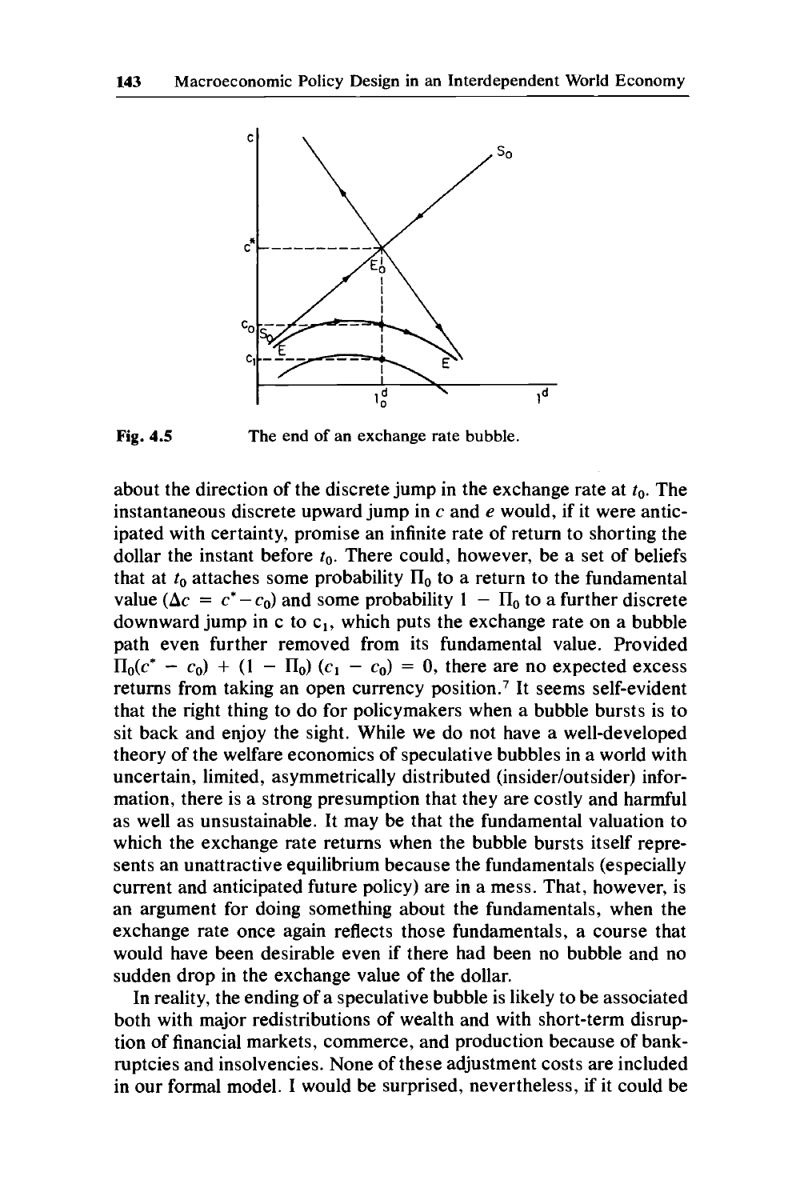Fig. 4.5 The end of an exchange rate bubble.

about the direction of the discrete jump in the exchange rate at $t_0$. The instantaneous discrete upward jump in $c$ and $e$ would, if it were anticipated with certainty, promise an infinite rate of return to shorting the dollar the instant before $t_0$. There could, however, be a set of beliefs that at $t_0$ attaches some probability $\Pi_0$ to a return to the fundamental value ($\Delta c = c^* - c_0$) and some probability $1 - \Pi_0$ to a further discrete downward jump in c to $c_1$, which puts the exchange rate on a bubble path even further removed from its fundamental value. Provided $\Pi_0(c^* - c_0) + (1 - \Pi_0)(c_1 - c_0) = 0$, there are no expected excess returns from taking an open currency position.[7] It seems self-evident that the right thing to do for policymakers when a bubble bursts is to sit back and enjoy the sight. While we do not have a well-developed theory of the welfare economics of speculative bubbles in a world with uncertain, limited, asymmetrically distributed (insider/outsider) information, there is a strong presumption that they are costly and harmful as well as unsustainable. It may be that the fundamental valuation to which the exchange rate returns when the bubble bursts itself represents an unattractive equilibrium because the fundamentals (especially current and anticipated future policy) are in a mess. That, however, is an argument for doing something about the fundamentals, when the exchange rate once again reflects those fundamentals, a course that would have been desirable even if there had been no bubble and no sudden drop in the exchange value of the dollar.

In reality, the ending of a speculative bubble is likely to be associated both with major redistributions of wealth and with short-term disruption of financial markets, commerce, and production because of bankruptcies and insolvencies. None of these adjustment costs are included in our formal model. I would be surprised, nevertheless, if it could be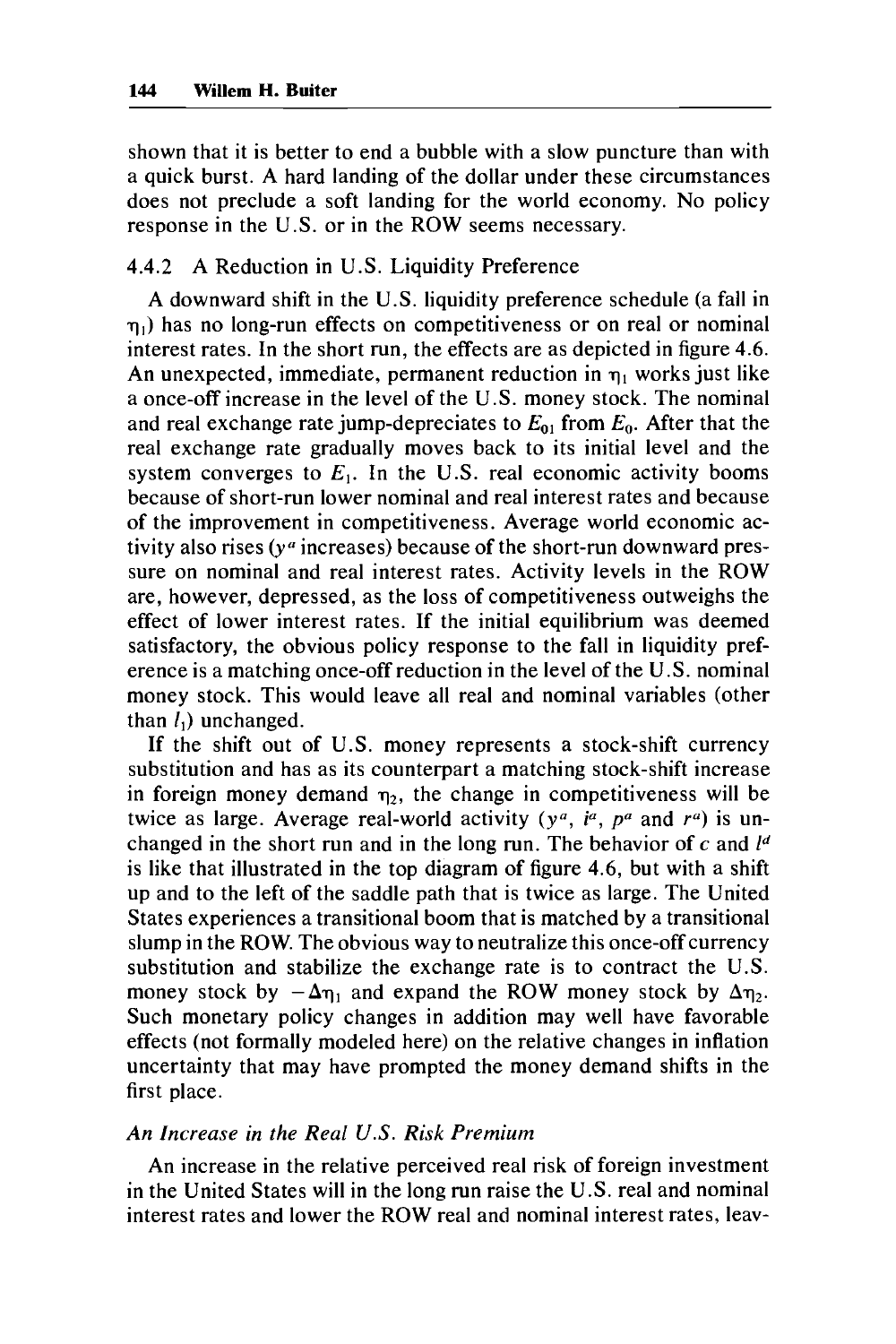shown that it is better to end a bubble with a slow puncture than with a quick burst. A hard landing of the dollar under these circumstances does not preclude a soft landing for the world economy. No policy response in the U.S. or in the ROW seems necessary.

### 4.4.2 A Reduction in U.S. Liquidity Preference

A downward shift in the U.S. liquidity preference schedule (a fall in $\eta_1$) has no long-run effects on competitiveness or on real or nominal interest rates. In the short run, the effects are as depicted in figure 4.6. An unexpected, immediate, permanent reduction in $\eta_1$ works just like a once-off increase in the level of the U.S. money stock. The nominal and real exchange rate jump-depreciates to $E_{01}$ from $E_0$. After that the real exchange rate gradually moves back to its initial level and the system converges to $E_1$. In the U.S. real economic activity booms because of short-run lower nominal and real interest rates and because of the improvement in competitiveness. Average world economic activity also rises ($y^a$ increases) because of the short-run downward pressure on nominal and real interest rates. Activity levels in the ROW are, however, depressed, as the loss of competitiveness outweighs the effect of lower interest rates. If the initial equilibrium was deemed satisfactory, the obvious policy response to the fall in liquidity preference is a matching once-off reduction in the level of the U.S. nominal money stock. This would leave all real and nominal variables (other than $l_1$) unchanged.

If the shift out of U.S. money represents a stock-shift currency substitution and has as its counterpart a matching stock-shift increase in foreign money demand $\eta_2$, the change in competitiveness will be twice as large. Average real-world activity ($y^a$, $i^a$, $p^a$ and $r^a$) is unchanged in the short run and in the long run. The behavior of $c$ and $l^d$ is like that illustrated in the top diagram of figure 4.6, but with a shift up and to the left of the saddle path that is twice as large. The United States experiences a transitional boom that is matched by a transitional slump in the ROW. The obvious way to neutralize this once-off currency substitution and stabilize the exchange rate is to contract the U.S. money stock by $-\Delta\eta_1$ and expand the ROW money stock by $\Delta\eta_2$. Such monetary policy changes in addition may well have favorable effects (not formally modeled here) on the relative changes in inflation uncertainty that may have prompted the money demand shifts in the first place.

#### *An Increase in the Real U.S. Risk Premium*

An increase in the relative perceived real risk of foreign investment in the United States will in the long run raise the U.S. real and nominal interest rates and lower the ROW real and nominal interest rates, leav-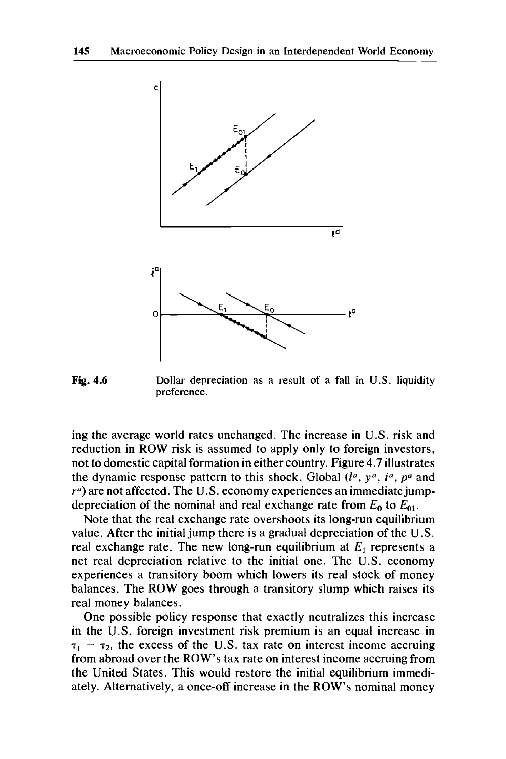Fig. 4.6 Dollar depreciation as a result of a fall in U.S. liquidity preference.

ing the average world rates unchanged. The increase in U.S. risk and reduction in ROW risk is assumed to apply only to foreign investors, not to domestic capital formation in either country. Figure 4.7 illustrates the dynamic response pattern to this shock. Global ($l^a$, $y^a$, $i^a$, $p^a$ and $r^a$) are not affected. The U.S. economy experiences an immediate jump-depreciation of the nominal and real exchange rate from $E_0$ to $E_{01}$.

Note that the real exchange rate overshoots its long-run equilibrium value. After the initial jump there is a gradual depreciation of the U.S. real exchange rate. The new long-run equilibrium at $E_1$ represents a net real depreciation relative to the initial one. The U.S. economy experiences a transitory boom which lowers its real stock of money balances. The ROW goes through a transitory slump which raises its real money balances.

One possible policy response that exactly neutralizes this increase in the U.S. foreign investment risk premium is an equal increase in $\tau_1 - \tau_2$, the excess of the U.S. tax rate on interest income accruing from abroad over the ROW's tax rate on interest income accruing from the United States. This would restore the initial equilibrium immediately. Alternatively, a once-off increase in the ROW's nominal money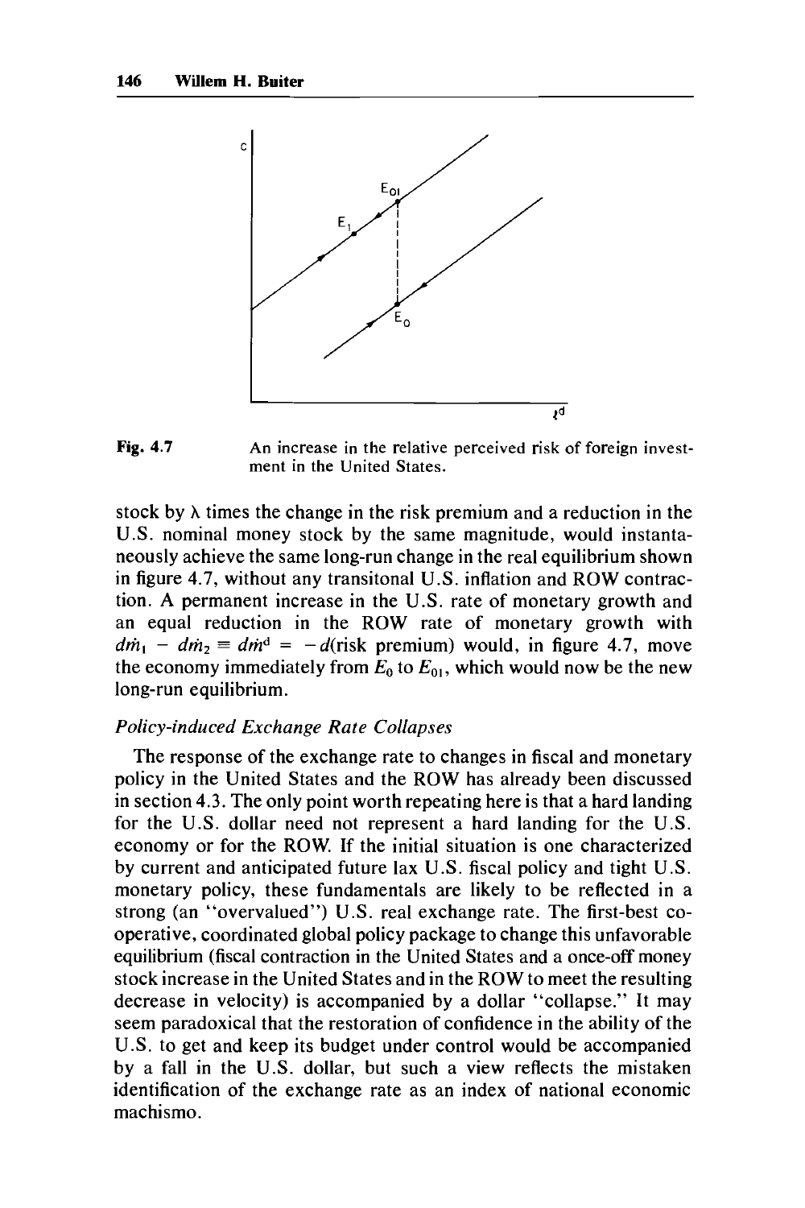Fig. 4.7 An increase in the relative perceived risk of foreign investment in the United States.

stock by λ times the change in the risk premium and a reduction in the U.S. nominal money stock by the same magnitude, would instantaneously achieve the same long-run change in the real equilibrium shown in figure 4.7, without any transitonal U.S. inflation and ROW contraction. A permanent increase in the U.S. rate of monetary growth and an equal reduction in the ROW rate of monetary growth with $d\dot{m}_1 - d\dot{m}_2 \equiv d\dot{m}^d = -d(\text{risk premium})$ would, in figure 4.7, move the economy immediately from $E_0$ to $E_{01}$, which would now be the new long-run equilibrium.

*Policy-induced Exchange Rate Collapses*

The response of the exchange rate to changes in fiscal and monetary policy in the United States and the ROW has already been discussed in section 4.3. The only point worth repeating here is that a hard landing for the U.S. dollar need not represent a hard landing for the U.S. economy or for the ROW. If the initial situation is one characterized by current and anticipated future lax U.S. fiscal policy and tight U.S. monetary policy, these fundamentals are likely to be reflected in a strong (an "overvalued") U.S. real exchange rate. The first-best cooperative, coordinated global policy package to change this unfavorable equilibrium (fiscal contraction in the United States and a once-off money stock increase in the United States and in the ROW to meet the resulting decrease in velocity) is accompanied by a dollar "collapse." It may seem paradoxical that the restoration of confidence in the ability of the U.S. to get and keep its budget under control would be accompanied by a fall in the U.S. dollar, but such a view reflects the mistaken identification of the exchange rate as an index of national economic machismo.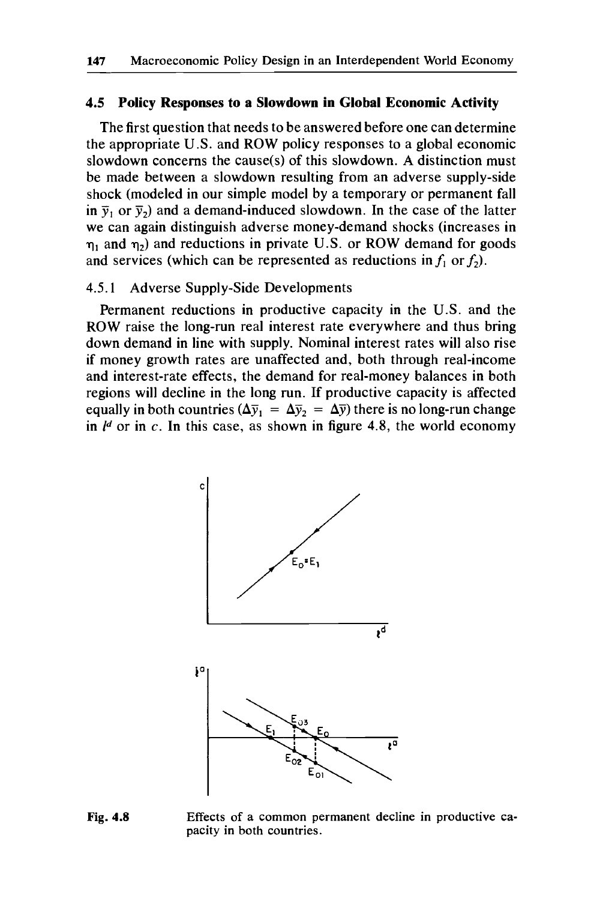## 4.5 Policy Responses to a Slowdown in Global Economic Activity

The first question that needs to be answered before one can determine the appropriate U.S. and ROW policy responses to a global economic slowdown concerns the cause(s) of this slowdown. A distinction must be made between a slowdown resulting from an adverse supply-side shock (modeled in our simple model by a temporary or permanent fall in $\bar{y}_1$ or $\bar{y}_2$) and a demand-induced slowdown. In the case of the latter we can again distinguish adverse money-demand shocks (increases in $\eta_1$ and $\eta_2$) and reductions in private U.S. or ROW demand for goods and services (which can be represented as reductions in $f_1$ or $f_2$).

### 4.5.1 Adverse Supply-Side Developments

Permanent reductions in productive capacity in the U.S. and the ROW raise the long-run real interest rate everywhere and thus bring down demand in line with supply. Nominal interest rates will also rise if money growth rates are unaffected and, both through real-income and interest-rate effects, the demand for real-money balances in both regions will decline in the long run. If productive capacity is affected equally in both countries ($\Delta\bar{y}_1 = \Delta\bar{y}_2 = \Delta\bar{y}$) there is no long-run change in $l^d$ or in $c$. In this case, as shown in figure 4.8, the world economy

**Fig. 4.8** Effects of a common permanent decline in productive capacity in both countries.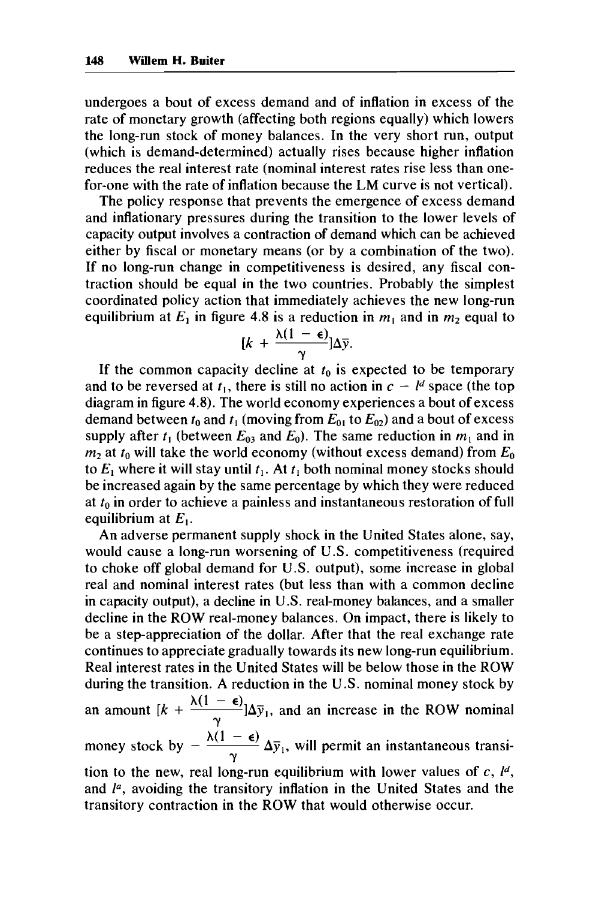undergoes a bout of excess demand and of inflation in excess of the rate of monetary growth (affecting both regions equally) which lowers the long-run stock of money balances. In the very short run, output (which is demand-determined) actually rises because higher inflation reduces the real interest rate (nominal interest rates rise less than one-for-one with the rate of inflation because the LM curve is not vertical).

The policy response that prevents the emergence of excess demand and inflationary pressures during the transition to the lower levels of capacity output involves a contraction of demand which can be achieved either by fiscal or monetary means (or by a combination of the two). If no long-run change in competitiveness is desired, any fiscal contraction should be equal in the two countries. Probably the simplest coordinated policy action that immediately achieves the new long-run equilibrium at $E_1$ in figure 4.8 is a reduction in $m_1$ and in $m_2$ equal to

$$[k + \frac{\lambda(1 - \epsilon)}{\gamma}]\Delta\bar{y}.$$

If the common capacity decline at $t_0$ is expected to be temporary and to be reversed at $t_1$, there is still no action in $c - l^d$ space (the top diagram in figure 4.8). The world economy experiences a bout of excess demand between $t_0$ and $t_1$ (moving from $E_{01}$ to $E_{02}$) and a bout of excess supply after $t_1$ (between $E_{03}$ and $E_0$). The same reduction in $m_1$ and in $m_2$ at $t_0$ will take the world economy (without excess demand) from $E_0$ to $E_1$ where it will stay until $t_1$. At $t_1$ both nominal money stocks should be increased again by the same percentage by which they were reduced at $t_0$ in order to achieve a painless and instantaneous restoration of full equilibrium at $E_1$.

An adverse permanent supply shock in the United States alone, say, would cause a long-run worsening of U.S. competitiveness (required to choke off global demand for U.S. output), some increase in global real and nominal interest rates (but less than with a common decline in capacity output), a decline in U.S. real-money balances, and a smaller decline in the ROW real-money balances. On impact, there is likely to be a step-appreciation of the dollar. After that the real exchange rate continues to appreciate gradually towards its new long-run equilibrium. Real interest rates in the United States will be below those in the ROW during the transition. A reduction in the U.S. nominal money stock by an amount $[k + \frac{\lambda(1 - \epsilon)}{\gamma}]\Delta\bar{y}_1$, and an increase in the ROW nominal money stock by $-\frac{\lambda(1 - \epsilon)}{\gamma}\Delta\bar{y}_1$, will permit an instantaneous transition to the new, real long-run equilibrium with lower values of $c$, $l^d$, and $l^a$, avoiding the transitory inflation in the United States and the transitory contraction in the ROW that would otherwise occur.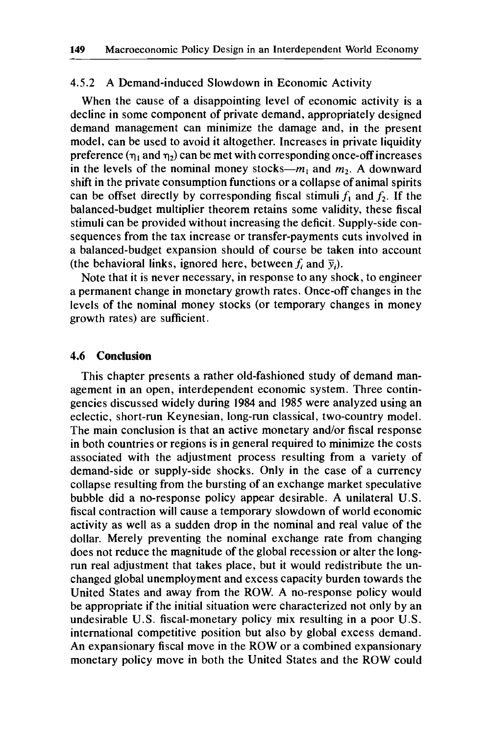### 4.5.2 A Demand-induced Slowdown in Economic Activity

When the cause of a disappointing level of economic activity is a decline in some component of private demand, appropriately designed demand management can minimize the damage and, in the present model, can be used to avoid it altogether. Increases in private liquidity preference ($\eta_1$ and $\eta_2$) can be met with corresponding once-off increases in the levels of the nominal money stocks—$m_1$ and $m_2$. A downward shift in the private consumption functions or a collapse of animal spirits can be offset directly by corresponding fiscal stimuli $f_1$ and $f_2$. If the balanced-budget multiplier theorem retains some validity, these fiscal stimuli can be provided without increasing the deficit. Supply-side consequences from the tax increase or transfer-payments cuts involved in a balanced-budget expansion should of course be taken into account (the behavioral links, ignored here, between $f_i$ and $\bar{y}_i$).

Note that it is never necessary, in response to any shock, to engineer a permanent change in monetary growth rates. Once-off changes in the levels of the nominal money stocks (or temporary changes in money growth rates) are sufficient.

## 4.6 Conclusion

This chapter presents a rather old-fashioned study of demand management in an open, interdependent economic system. Three contingencies discussed widely during 1984 and 1985 were analyzed using an eclectic, short-run Keynesian, long-run classical, two-country model. The main conclusion is that an active monetary and/or fiscal response in both countries or regions is in general required to minimize the costs associated with the adjustment process resulting from a variety of demand-side or supply-side shocks. Only in the case of a currency collapse resulting from the bursting of an exchange market speculative bubble did a no-response policy appear desirable. A unilateral U.S. fiscal contraction will cause a temporary slowdown of world economic activity as well as a sudden drop in the nominal and real value of the dollar. Merely preventing the nominal exchange rate from changing does not reduce the magnitude of the global recession or alter the long-run real adjustment that takes place, but it would redistribute the unchanged global unemployment and excess capacity burden towards the United States and away from the ROW. A no-response policy would be appropriate if the initial situation were characterized not only by an undesirable U.S. fiscal-monetary policy mix resulting in a poor U.S. international competitive position but also by global excess demand. An expansionary fiscal move in the ROW or a combined expansionary monetary policy move in both the United States and the ROW could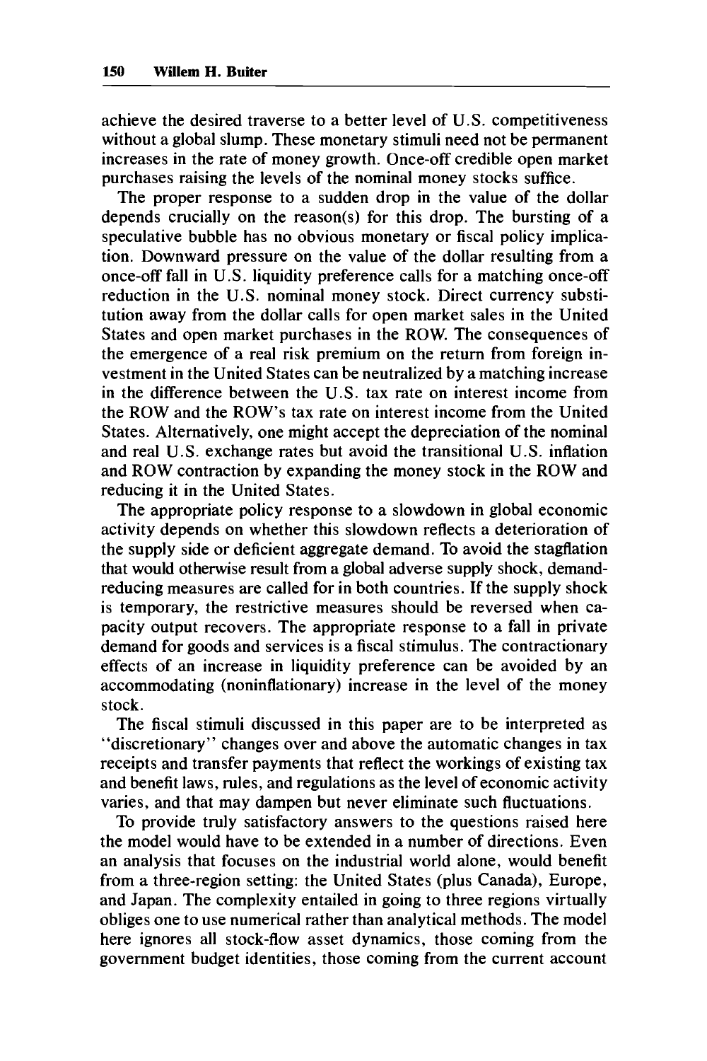achieve the desired traverse to a better level of U.S. competitiveness without a global slump. These monetary stimuli need not be permanent increases in the rate of money growth. Once-off credible open market purchases raising the levels of the nominal money stocks suffice.

The proper response to a sudden drop in the value of the dollar depends crucially on the reason(s) for this drop. The bursting of a speculative bubble has no obvious monetary or fiscal policy implication. Downward pressure on the value of the dollar resulting from a once-off fall in U.S. liquidity preference calls for a matching once-off reduction in the U.S. nominal money stock. Direct currency substitution away from the dollar calls for open market sales in the United States and open market purchases in the ROW. The consequences of the emergence of a real risk premium on the return from foreign investment in the United States can be neutralized by a matching increase in the difference between the U.S. tax rate on interest income from the ROW and the ROW's tax rate on interest income from the United States. Alternatively, one might accept the depreciation of the nominal and real U.S. exchange rates but avoid the transitional U.S. inflation and ROW contraction by expanding the money stock in the ROW and reducing it in the United States.

The appropriate policy response to a slowdown in global economic activity depends on whether this slowdown reflects a deterioration of the supply side or deficient aggregate demand. To avoid the stagflation that would otherwise result from a global adverse supply shock, demand-reducing measures are called for in both countries. If the supply shock is temporary, the restrictive measures should be reversed when capacity output recovers. The appropriate response to a fall in private demand for goods and services is a fiscal stimulus. The contractionary effects of an increase in liquidity preference can be avoided by an accommodating (noninflationary) increase in the level of the money stock.

The fiscal stimuli discussed in this paper are to be interpreted as "discretionary" changes over and above the automatic changes in tax receipts and transfer payments that reflect the workings of existing tax and benefit laws, rules, and regulations as the level of economic activity varies, and that may dampen but never eliminate such fluctuations.

To provide truly satisfactory answers to the questions raised here the model would have to be extended in a number of directions. Even an analysis that focuses on the industrial world alone, would benefit from a three-region setting: the United States (plus Canada), Europe, and Japan. The complexity entailed in going to three regions virtually obliges one to use numerical rather than analytical methods. The model here ignores all stock-flow asset dynamics, those coming from the government budget identities, those coming from the current account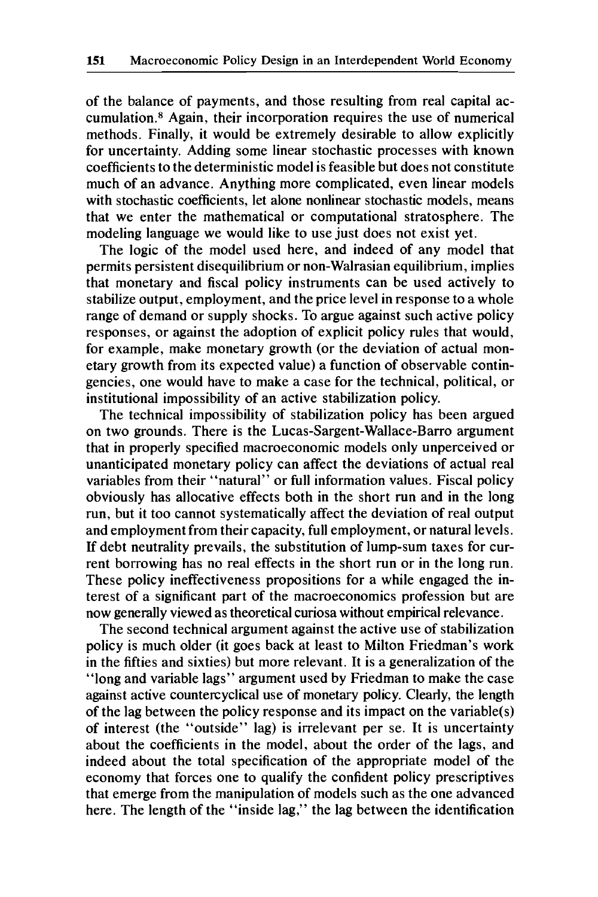of the balance of payments, and those resulting from real capital accumulation.[8] Again, their incorporation requires the use of numerical methods. Finally, it would be extremely desirable to allow explicitly for uncertainty. Adding some linear stochastic processes with known coefficients to the deterministic model is feasible but does not constitute much of an advance. Anything more complicated, even linear models with stochastic coefficients, let alone nonlinear stochastic models, means that we enter the mathematical or computational stratosphere. The modeling language we would like to use just does not exist yet.

The logic of the model used here, and indeed of any model that permits persistent disequilibrium or non-Walrasian equilibrium, implies that monetary and fiscal policy instruments can be used actively to stabilize output, employment, and the price level in response to a whole range of demand or supply shocks. To argue against such active policy responses, or against the adoption of explicit policy rules that would, for example, make monetary growth (or the deviation of actual monetary growth from its expected value) a function of observable contingencies, one would have to make a case for the technical, political, or institutional impossibility of an active stabilization policy.

The technical impossibility of stabilization policy has been argued on two grounds. There is the Lucas-Sargent-Wallace-Barro argument that in properly specified macroeconomic models only unperceived or unanticipated monetary policy can affect the deviations of actual real variables from their "natural" or full information values. Fiscal policy obviously has allocative effects both in the short run and in the long run, but it too cannot systematically affect the deviation of real output and employment from their capacity, full employment, or natural levels. If debt neutrality prevails, the substitution of lump-sum taxes for current borrowing has no real effects in the short run or in the long run. These policy ineffectiveness propositions for a while engaged the interest of a significant part of the macroeconomics profession but are now generally viewed as theoretical curiosa without empirical relevance.

The second technical argument against the active use of stabilization policy is much older (it goes back at least to Milton Friedman's work in the fifties and sixties) but more relevant. It is a generalization of the "long and variable lags" argument used by Friedman to make the case against active countercyclical use of monetary policy. Clearly, the length of the lag between the policy response and its impact on the variable(s) of interest (the "outside" lag) is irrelevant per se. It is uncertainty about the coefficients in the model, about the order of the lags, and indeed about the total specification of the appropriate model of the economy that forces one to qualify the confident policy prescriptives that emerge from the manipulation of models such as the one advanced here. The length of the "inside lag," the lag between the identification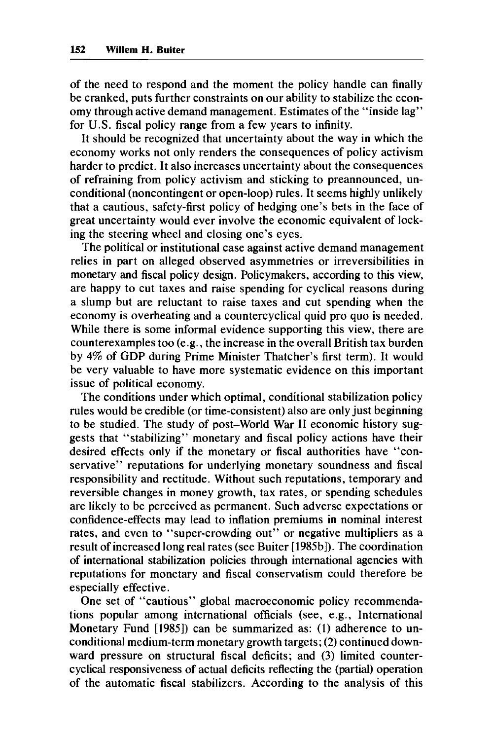of the need to respond and the moment the policy handle can finally be cranked, puts further constraints on our ability to stabilize the economy through active demand management. Estimates of the "inside lag" for U.S. fiscal policy range from a few years to infinity.

It should be recognized that uncertainty about the way in which the economy works not only renders the consequences of policy activism harder to predict. It also increases uncertainty about the consequences of refraining from policy activism and sticking to preannounced, unconditional (noncontingent or open-loop) rules. It seems highly unlikely that a cautious, safety-first policy of hedging one's bets in the face of great uncertainty would ever involve the economic equivalent of locking the steering wheel and closing one's eyes.

The political or institutional case against active demand management relies in part on alleged observed asymmetries or irreversibilities in monetary and fiscal policy design. Policymakers, according to this view, are happy to cut taxes and raise spending for cyclical reasons during a slump but are reluctant to raise taxes and cut spending when the economy is overheating and a countercyclical quid pro quo is needed. While there is some informal evidence supporting this view, there are counterexamples too (e.g., the increase in the overall British tax burden by 4% of GDP during Prime Minister Thatcher's first term). It would be very valuable to have more systematic evidence on this important issue of political economy.

The conditions under which optimal, conditional stabilization policy rules would be credible (or time-consistent) also are only just beginning to be studied. The study of post–World War II economic history suggests that "stabilizing" monetary and fiscal policy actions have their desired effects only if the monetary or fiscal authorities have "conservative" reputations for underlying monetary soundness and fiscal responsibility and rectitude. Without such reputations, temporary and reversible changes in money growth, tax rates, or spending schedules are likely to be perceived as permanent. Such adverse expectations or confidence-effects may lead to inflation premiums in nominal interest rates, and even to "super-crowding out" or negative multipliers as a result of increased long real rates (see Buiter [1985b]). The coordination of international stabilization policies through international agencies with reputations for monetary and fiscal conservatism could therefore be especially effective.

One set of "cautious" global macroeconomic policy recommendations popular among international officials (see, e.g., International Monetary Fund [1985]) can be summarized as: (1) adherence to unconditional medium-term monetary growth targets; (2) continued downward pressure on structural fiscal deficits; and (3) limited countercyclical responsiveness of actual deficits reflecting the (partial) operation of the automatic fiscal stabilizers. According to the analysis of this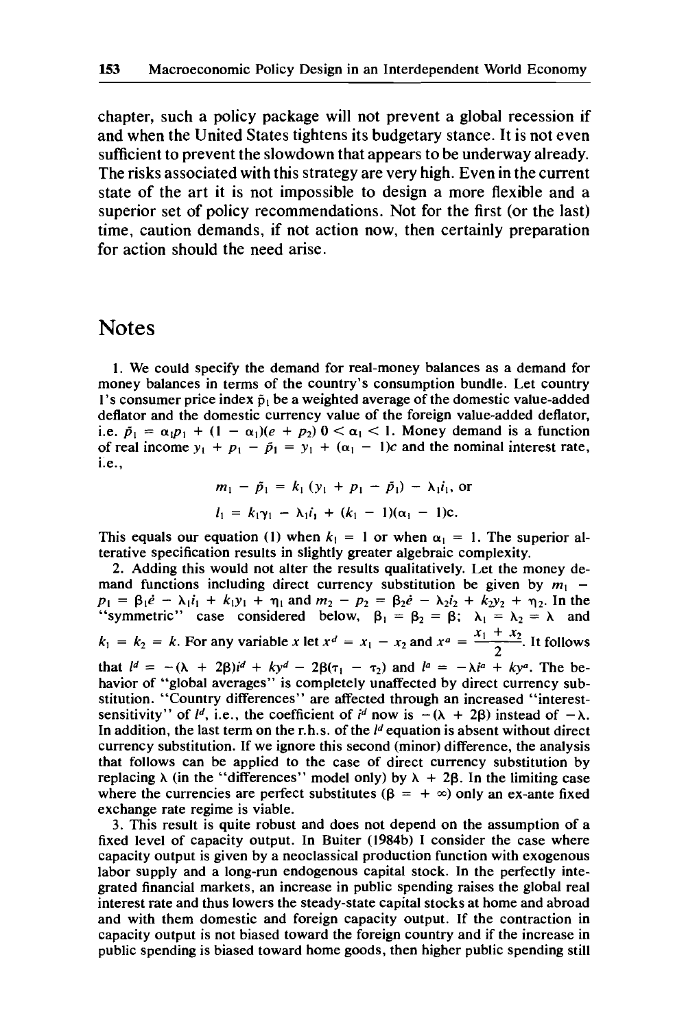chapter, such a policy package will not prevent a global recession if and when the United States tightens its budgetary stance. It is not even sufficient to prevent the slowdown that appears to be underway already. The risks associated with this strategy are very high. Even in the current state of the art it is not impossible to design a more flexible and a superior set of policy recommendations. Not for the first (or the last) time, caution demands, if not action now, then certainly preparation for action should the need arise.

## Notes

1. We could specify the demand for real-money balances as a demand for money balances in terms of the country's consumption bundle. Let country 1's consumer price index $\tilde{p}_1$ be a weighted average of the domestic value-added deflator and the domestic currency value of the foreign value-added deflator, i.e. $\tilde{p}_1 = \alpha_1 p_1 + (1 - \alpha_1)(e + p_2)$ $0 < \alpha_1 < 1$. Money demand is a function of real income $y_1 + p_1 - \tilde{p}_1 = y_1 + (\alpha_1 - 1)c$ and the nominal interest rate, i.e.,

$$m_1 - \tilde{p}_1 = k_1 (y_1 + p_1 - \tilde{p}_1) - \lambda_1 i_1, \text{ or}$$

$$l_1 = k_1 \gamma_1 - \lambda_1 i_1 + (k_1 - 1)(\alpha_1 - 1)c.$$

This equals our equation (1) when $k_1 = 1$ or when $\alpha_1 = 1$. The superior alterative specification results in slightly greater algebraic complexity.

2. Adding this would not alter the results qualitatively. Let the money demand functions including direct currency substitution be given by $m_1 - p_1 = \beta_1 \dot{e} - \lambda_1 i_1 + k_1 y_1 + \eta_1$ and $m_2 - p_2 = \beta_2 \dot{e} - \lambda_2 i_2 + k_2 y_2 + \eta_2$. In the "symmetric" case considered below, $\beta_1 = \beta_2 = \beta$; $\lambda_1 = \lambda_2 = \lambda$ and $k_1 = k_2 = k$. For any variable $x$ let $x^d = x_1 - x_2$ and $x^a = \frac{x_1 + x_2}{2}$. It follows that $l^d = -(\lambda + 2\beta)i^d + ky^d - 2\beta(\tau_1 - \tau_2)$ and $l^a = -\lambda i^a + ky^a$. The behavior of "global averages" is completely unaffected by direct currency substitution. "Country differences" are affected through an increased "interest-sensitivity" of $l^d$, i.e., the coefficient of $i^d$ now is $-(\lambda + 2\beta)$ instead of $-\lambda$. In addition, the last term on the r.h.s. of the $l^d$ equation is absent without direct currency substitution. If we ignore this second (minor) difference, the analysis that follows can be applied to the case of direct currency substitution by replacing $\lambda$ (in the "differences" model only) by $\lambda + 2\beta$. In the limiting case where the currencies are perfect substitutes ($\beta = +\infty$) only an ex-ante fixed exchange rate regime is viable.

3. This result is quite robust and does not depend on the assumption of a fixed level of capacity output. In Buiter (1984b) I consider the case where capacity output is given by a neoclassical production function with exogenous labor supply and a long-run endogenous capital stock. In the perfectly integrated financial markets, an increase in public spending raises the global real interest rate and thus lowers the steady-state capital stocks at home and abroad and with them domestic and foreign capacity output. If the contraction in capacity output is not biased toward the foreign country and if the increase in public spending is biased toward home goods, then higher public spending still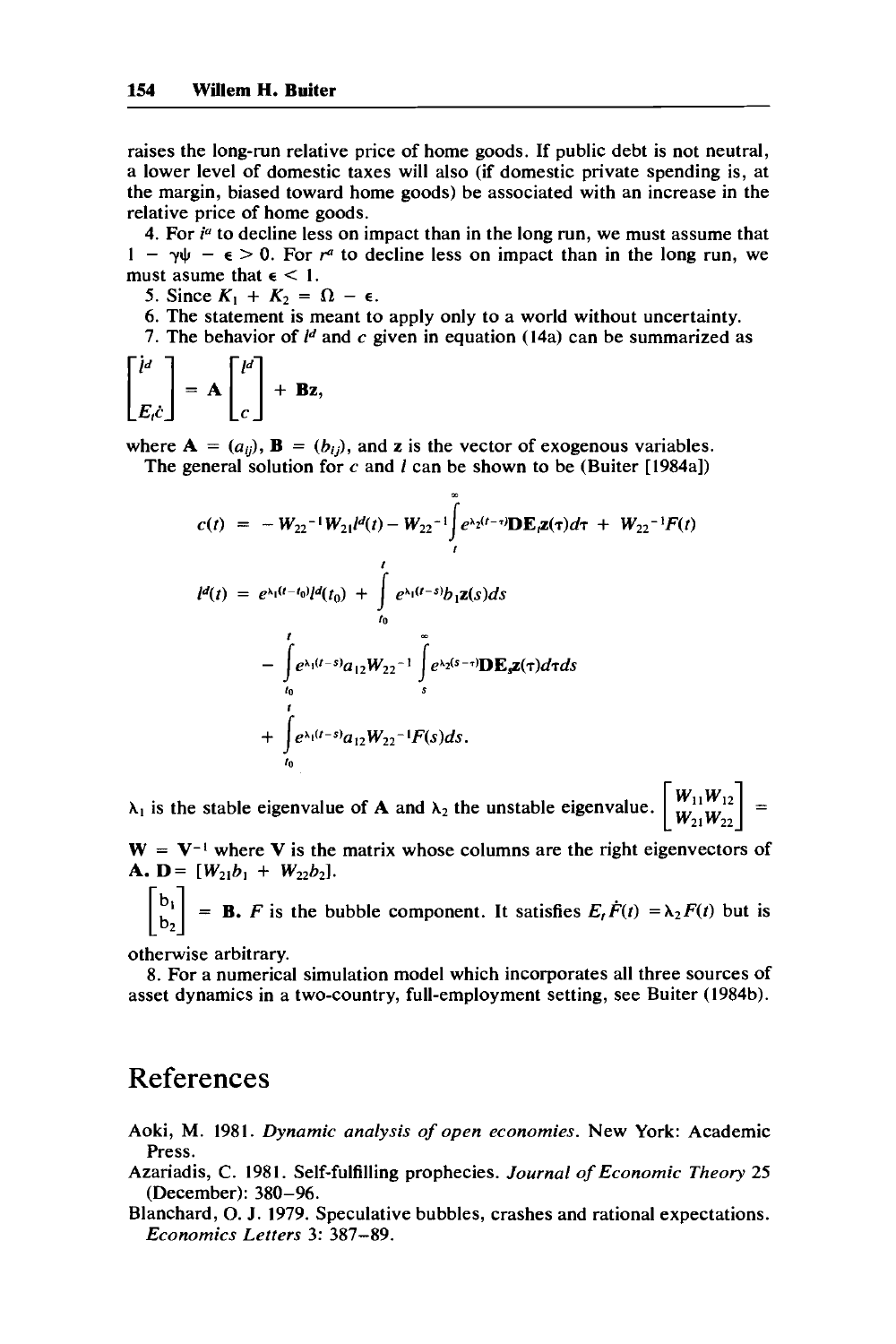raises the long-run relative price of home goods. If public debt is not neutral, a lower level of domestic taxes will also (if domestic private spending is, at the margin, biased toward home goods) be associated with an increase in the relative price of home goods.

4. For $i^a$ to decline less on impact than in the long run, we must assume that $1 - \gamma\psi - \epsilon > 0$. For $r^a$ to decline less on impact than in the long run, we must asume that $\epsilon < 1$.

5. Since $K_1 + K_2 = \Omega - \epsilon$.

6. The statement is meant to apply only to a world without uncertainty.

7. The behavior of $l^d$ and $c$ given in equation (14a) can be summarized as

$$\begin{bmatrix} \dot{l}^d \\ E_t\dot{c} \end{bmatrix} = \mathbf{A} \begin{bmatrix} l^d \\ c \end{bmatrix} + \mathbf{Bz},$$

where $\mathbf{A} = (a_{ij})$, $\mathbf{B} = (b_{ij})$, and $\mathbf{z}$ is the vector of exogenous variables.

The general solution for $c$ and $l$ can be shown to be (Buiter [1984a])

$$c(t) = -W_{22}^{-1}W_{21}l^d(t) - W_{22}^{-1}\int_t^\infty e^{\lambda_2(t-\tau)}\mathbf{D}\mathbf{E}_t\mathbf{z}(\tau)d\tau + W_{22}^{-1}F(t)$$

$$l^d(t) = e^{\lambda_1(t-t_0)}l^d(t_0) + \int_{t_0}^{t} e^{\lambda_1(t-s)}b_1\mathbf{z}(s)ds$$

$$- \int_{t_0}^{t} e^{\lambda_1(t-s)}a_{12}W_{22}^{-1}\int_s^\infty e^{\lambda_2(s-\tau)}\mathbf{D}\mathbf{E}_s\mathbf{z}(\tau)d\tau ds$$

$$+ \int_{t_0}^{t} e^{\lambda_1(t-s)}a_{12}W_{22}^{-1}F(s)ds.$$

$\lambda_1$ is the stable eigenvalue of $\mathbf{A}$ and $\lambda_2$ the unstable eigenvalue. $\begin{bmatrix} W_{11}W_{12} \\ W_{21}W_{22} \end{bmatrix} =$ $\mathbf{W} = \mathbf{V}^{-1}$ where $\mathbf{V}$ is the matrix whose columns are the right eigenvectors of $\mathbf{A}$. $\mathbf{D} = [W_{21}b_1 + W_{22}b_2]$.

$\begin{bmatrix} b_1 \\ b_2 \end{bmatrix} = \mathbf{B}$. $F$ is the bubble component. It satisfies $E_t\dot{F}(t) = \lambda_2 F(t)$ but is otherwise arbitrary.

8. For a numerical simulation model which incorporates all three sources of asset dynamics in a two-country, full-employment setting, see Buiter (1984b).

# References

Aoki, M. 1981. *Dynamic analysis of open economies*. New York: Academic Press.

Azariadis, C. 1981. Self-fulfilling prophecies. *Journal of Economic Theory* 25 (December): 380–96.

Blanchard, O. J. 1979. Speculative bubbles, crashes and rational expectations. *Economics Letters* 3: 387–89.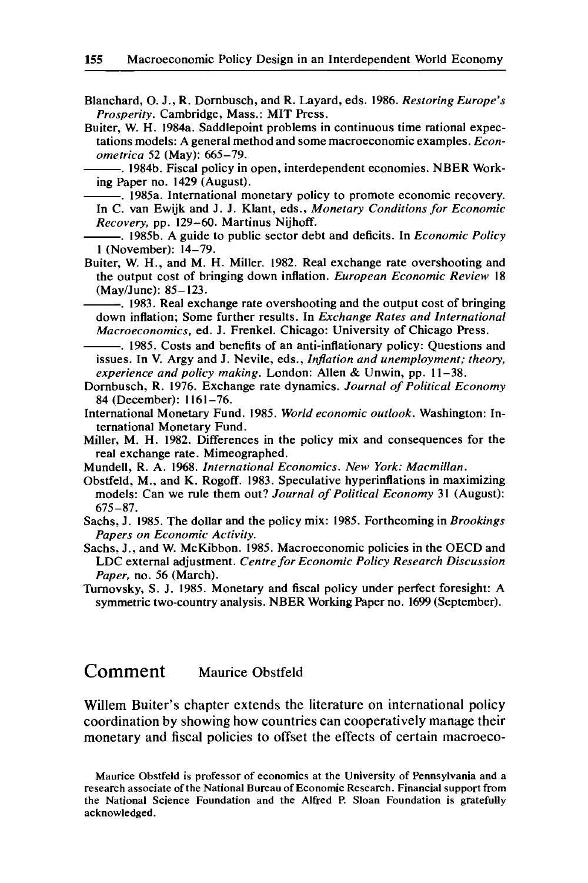Blanchard, O. J., R. Dornbusch, and R. Layard, eds. 1986. *Restoring Europe's Prosperity*. Cambridge, Mass.: MIT Press.

Buiter, W. H. 1984a. Saddlepoint problems in continuous time rational expectations models: A general method and some macroeconomic examples. *Econometrica* 52 (May): 665–79.

———. 1984b. Fiscal policy in open, interdependent economies. NBER Working Paper no. 1429 (August).

———. 1985a. International monetary policy to promote economic recovery. In C. van Ewijk and J. J. Klant, eds., *Monetary Conditions for Economic Recovery*, pp. 129–60. Martinus Nijhoff.

———. 1985b. A guide to public sector debt and deficits. In *Economic Policy* 1 (November): 14–79.

Buiter, W. H., and M. H. Miller. 1982. Real exchange rate overshooting and the output cost of bringing down inflation. *European Economic Review* 18 (May/June): 85–123.

———. 1983. Real exchange rate overshooting and the output cost of bringing down inflation; Some further results. In *Exchange Rates and International Macroeconomics*, ed. J. Frenkel. Chicago: University of Chicago Press.

———. 1985. Costs and benefits of an anti-inflationary policy: Questions and issues. In V. Argy and J. Nevile, eds., *Inflation and unemployment; theory, experience and policy making*. London: Allen & Unwin, pp. 11–38.

Dornbusch, R. 1976. Exchange rate dynamics. *Journal of Political Economy* 84 (December): 1161–76.

International Monetary Fund. 1985. *World economic outlook*. Washington: International Monetary Fund.

Miller, M. H. 1982. Differences in the policy mix and consequences for the real exchange rate. Mimeographed.

Mundell, R. A. 1968. *International Economics. New York: Macmillan.*

Obstfeld, M., and K. Rogoff. 1983. Speculative hyperinflations in maximizing models: Can we rule them out? *Journal of Political Economy* 31 (August): 675–87.

Sachs, J. 1985. The dollar and the policy mix: 1985. Forthcoming in *Brookings Papers on Economic Activity*.

Sachs, J., and W. McKibbon. 1985. Macroeconomic policies in the OECD and LDC external adjustment. *Centre for Economic Policy Research Discussion Paper*, no. 56 (March).

Turnovsky, S. J. 1985. Monetary and fiscal policy under perfect foresight: A symmetric two-country analysis. NBER Working Paper no. 1699 (September).

## Comment Maurice Obstfeld

Willem Buiter's chapter extends the literature on international policy coordination by showing how countries can cooperatively manage their monetary and fiscal policies to offset the effects of certain macroeco-

Maurice Obstfeld is professor of economics at the University of Pennsylvania and a research associate of the National Bureau of Economic Research. Financial support from the National Science Foundation and the Alfred P. Sloan Foundation is gratefully acknowledged.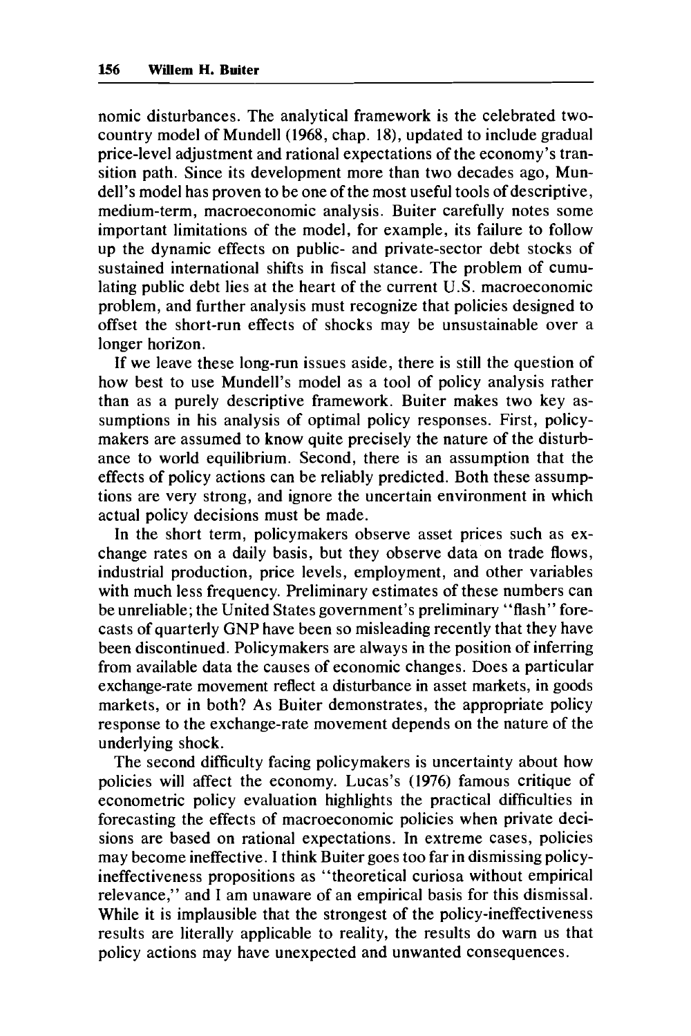nomic disturbances. The analytical framework is the celebrated two-country model of Mundell (1968, chap. 18), updated to include gradual price-level adjustment and rational expectations of the economy's transition path. Since its development more than two decades ago, Mundell's model has proven to be one of the most useful tools of descriptive, medium-term, macroeconomic analysis. Buiter carefully notes some important limitations of the model, for example, its failure to follow up the dynamic effects on public- and private-sector debt stocks of sustained international shifts in fiscal stance. The problem of cumulating public debt lies at the heart of the current U.S. macroeconomic problem, and further analysis must recognize that policies designed to offset the short-run effects of shocks may be unsustainable over a longer horizon.

If we leave these long-run issues aside, there is still the question of how best to use Mundell's model as a tool of policy analysis rather than as a purely descriptive framework. Buiter makes two key assumptions in his analysis of optimal policy responses. First, policymakers are assumed to know quite precisely the nature of the disturbance to world equilibrium. Second, there is an assumption that the effects of policy actions can be reliably predicted. Both these assumptions are very strong, and ignore the uncertain environment in which actual policy decisions must be made.

In the short term, policymakers observe asset prices such as exchange rates on a daily basis, but they observe data on trade flows, industrial production, price levels, employment, and other variables with much less frequency. Preliminary estimates of these numbers can be unreliable; the United States government's preliminary "flash" forecasts of quarterly GNP have been so misleading recently that they have been discontinued. Policymakers are always in the position of inferring from available data the causes of economic changes. Does a particular exchange-rate movement reflect a disturbance in asset markets, in goods markets, or in both? As Buiter demonstrates, the appropriate policy response to the exchange-rate movement depends on the nature of the underlying shock.

The second difficulty facing policymakers is uncertainty about how policies will affect the economy. Lucas's (1976) famous critique of econometric policy evaluation highlights the practical difficulties in forecasting the effects of macroeconomic policies when private decisions are based on rational expectations. In extreme cases, policies may become ineffective. I think Buiter goes too far in dismissing policy-ineffectiveness propositions as "theoretical curiosa without empirical relevance," and I am unaware of an empirical basis for this dismissal. While it is implausible that the strongest of the policy-ineffectiveness results are literally applicable to reality, the results do warn us that policy actions may have unexpected and unwanted consequences.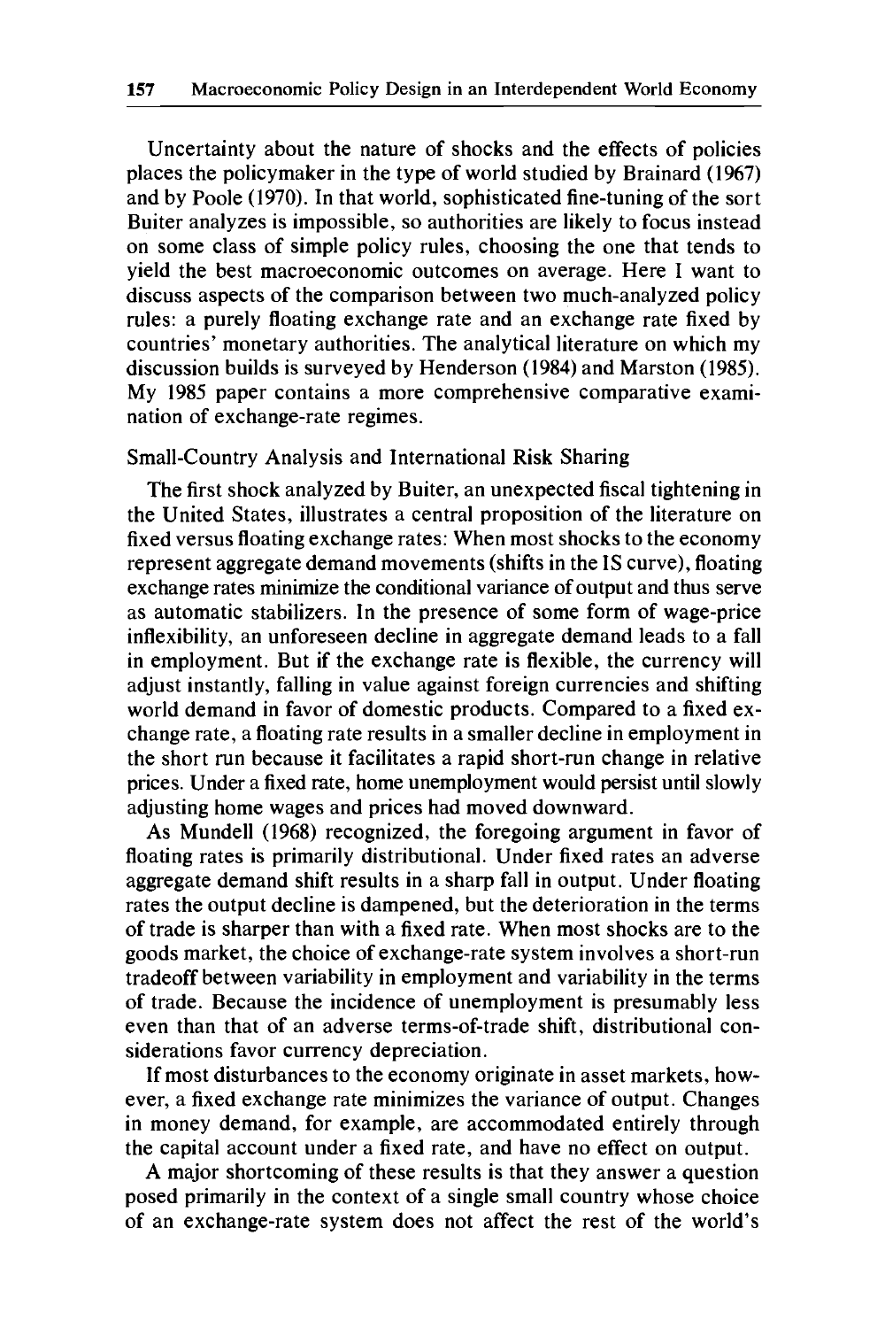Uncertainty about the nature of shocks and the effects of policies places the policymaker in the type of world studied by Brainard (1967) and by Poole (1970). In that world, sophisticated fine-tuning of the sort Buiter analyzes is impossible, so authorities are likely to focus instead on some class of simple policy rules, choosing the one that tends to yield the best macroeconomic outcomes on average. Here I want to discuss aspects of the comparison between two much-analyzed policy rules: a purely floating exchange rate and an exchange rate fixed by countries' monetary authorities. The analytical literature on which my discussion builds is surveyed by Henderson (1984) and Marston (1985). My 1985 paper contains a more comprehensive comparative examination of exchange-rate regimes.

### Small-Country Analysis and International Risk Sharing

The first shock analyzed by Buiter, an unexpected fiscal tightening in the United States, illustrates a central proposition of the literature on fixed versus floating exchange rates: When most shocks to the economy represent aggregate demand movements (shifts in the IS curve), floating exchange rates minimize the conditional variance of output and thus serve as automatic stabilizers. In the presence of some form of wage-price inflexibility, an unforeseen decline in aggregate demand leads to a fall in employment. But if the exchange rate is flexible, the currency will adjust instantly, falling in value against foreign currencies and shifting world demand in favor of domestic products. Compared to a fixed exchange rate, a floating rate results in a smaller decline in employment in the short run because it facilitates a rapid short-run change in relative prices. Under a fixed rate, home unemployment would persist until slowly adjusting home wages and prices had moved downward.

As Mundell (1968) recognized, the foregoing argument in favor of floating rates is primarily distributional. Under fixed rates an adverse aggregate demand shift results in a sharp fall in output. Under floating rates the output decline is dampened, but the deterioration in the terms of trade is sharper than with a fixed rate. When most shocks are to the goods market, the choice of exchange-rate system involves a short-run tradeoff between variability in employment and variability in the terms of trade. Because the incidence of unemployment is presumably less even than that of an adverse terms-of-trade shift, distributional considerations favor currency depreciation.

If most disturbances to the economy originate in asset markets, however, a fixed exchange rate minimizes the variance of output. Changes in money demand, for example, are accommodated entirely through the capital account under a fixed rate, and have no effect on output.

A major shortcoming of these results is that they answer a question posed primarily in the context of a single small country whose choice of an exchange-rate system does not affect the rest of the world's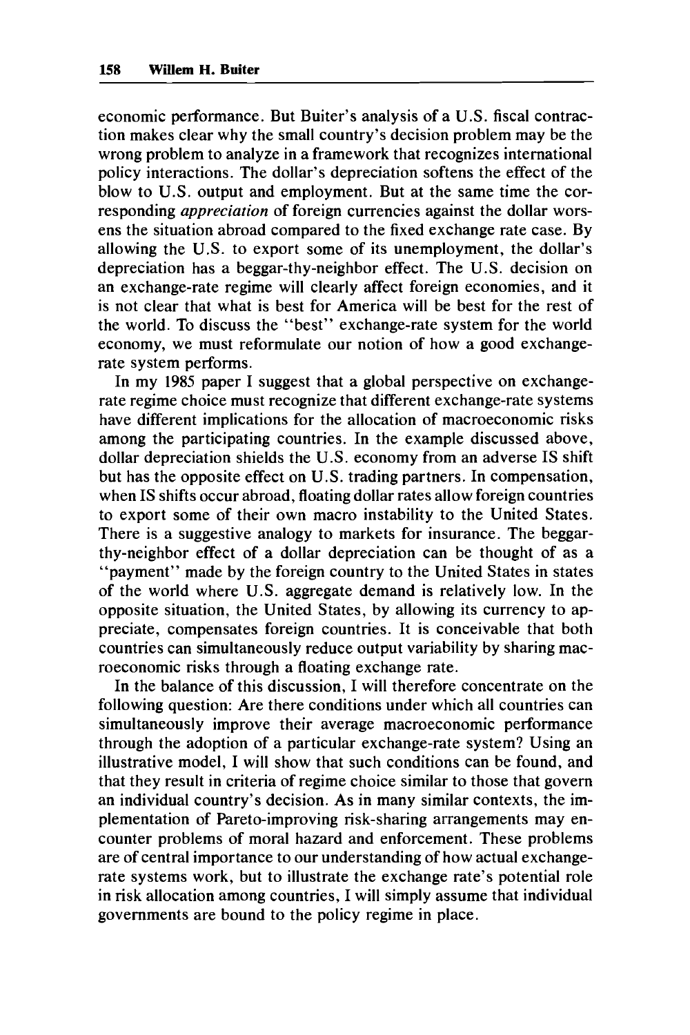economic performance. But Buiter's analysis of a U.S. fiscal contraction makes clear why the small country's decision problem may be the wrong problem to analyze in a framework that recognizes international policy interactions. The dollar's depreciation softens the effect of the blow to U.S. output and employment. But at the same time the corresponding *appreciation* of foreign currencies against the dollar worsens the situation abroad compared to the fixed exchange rate case. By allowing the U.S. to export some of its unemployment, the dollar's depreciation has a beggar-thy-neighbor effect. The U.S. decision on an exchange-rate regime will clearly affect foreign economies, and it is not clear that what is best for America will be best for the rest of the world. To discuss the "best" exchange-rate system for the world economy, we must reformulate our notion of how a good exchange-rate system performs.

In my 1985 paper I suggest that a global perspective on exchange-rate regime choice must recognize that different exchange-rate systems have different implications for the allocation of macroeconomic risks among the participating countries. In the example discussed above, dollar depreciation shields the U.S. economy from an adverse IS shift but has the opposite effect on U.S. trading partners. In compensation, when IS shifts occur abroad, floating dollar rates allow foreign countries to export some of their own macro instability to the United States. There is a suggestive analogy to markets for insurance. The beggar-thy-neighbor effect of a dollar depreciation can be thought of as a "payment" made by the foreign country to the United States in states of the world where U.S. aggregate demand is relatively low. In the opposite situation, the United States, by allowing its currency to appreciate, compensates foreign countries. It is conceivable that both countries can simultaneously reduce output variability by sharing macroeconomic risks through a floating exchange rate.

In the balance of this discussion, I will therefore concentrate on the following question: Are there conditions under which all countries can simultaneously improve their average macroeconomic performance through the adoption of a particular exchange-rate system? Using an illustrative model, I will show that such conditions can be found, and that they result in criteria of regime choice similar to those that govern an individual country's decision. As in many similar contexts, the implementation of Pareto-improving risk-sharing arrangements may encounter problems of moral hazard and enforcement. These problems are of central importance to our understanding of how actual exchange-rate systems work, but to illustrate the exchange rate's potential role in risk allocation among countries, I will simply assume that individual governments are bound to the policy regime in place.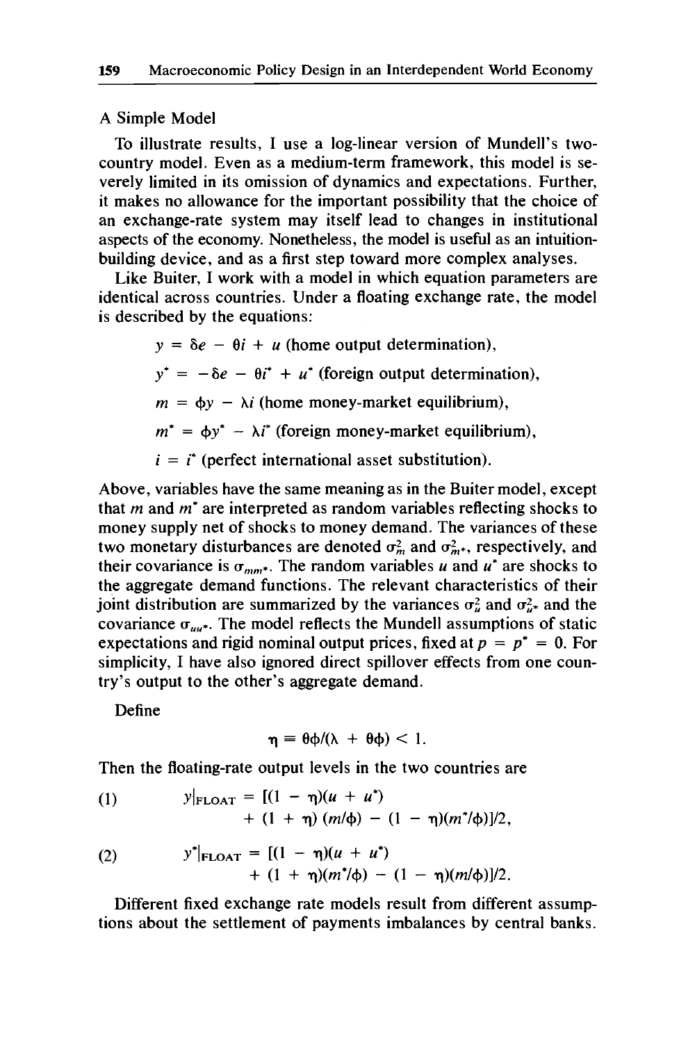## A Simple Model

To illustrate results, I use a log-linear version of Mundell's two-country model. Even as a medium-term framework, this model is severely limited in its omission of dynamics and expectations. Further, it makes no allowance for the important possibility that the choice of an exchange-rate system may itself lead to changes in institutional aspects of the economy. Nonetheless, the model is useful as an intuition-building device, and as a first step toward more complex analyses.

Like Buiter, I work with a model in which equation parameters are identical across countries. Under a floating exchange rate, the model is described by the equations:

$$y = \delta e - \theta i + u \text{ (home output determination)},$$

$$y^* = -\delta e - \theta i^* + u^* \text{ (foreign output determination)},$$

$$m = \phi y - \lambda i \text{ (home money-market equilibrium)},$$

$$m^* = \phi y^* - \lambda i^* \text{ (foreign money-market equilibrium)},$$

$$i = i^* \text{ (perfect international asset substitution)}.$$

Above, variables have the same meaning as in the Buiter model, except that $m$ and $m^*$ are interpreted as random variables reflecting shocks to money supply net of shocks to money demand. The variances of these two monetary disturbances are denoted $\sigma_m^2$ and $\sigma_{m^*}^2$, respectively, and their covariance is $\sigma_{mm^*}$. The random variables $u$ and $u^*$ are shocks to the aggregate demand functions. The relevant characteristics of their joint distribution are summarized by the variances $\sigma_u^2$ and $\sigma_{u^*}^2$ and the covariance $\sigma_{uu^*}$. The model reflects the Mundell assumptions of static expectations and rigid nominal output prices, fixed at $p = p^* = 0$. For simplicity, I have also ignored direct spillover effects from one country's output to the other's aggregate demand.

Define

$$\eta \equiv \theta\phi/(\lambda + \theta\phi) < 1.$$

Then the floating-rate output levels in the two countries are

$$(1) \qquad y|_{\text{FLOAT}} = [(1 - \eta)(u + u^*) + (1 + \eta)(m/\phi) - (1 - \eta)(m^*/\phi)]/2,$$

$$(2) \qquad y^*|_{\text{FLOAT}} = [(1 - \eta)(u + u^*) + (1 + \eta)(m^*/\phi) - (1 - \eta)(m/\phi)]/2.$$

Different fixed exchange rate models result from different assumptions about the settlement of payments imbalances by central banks.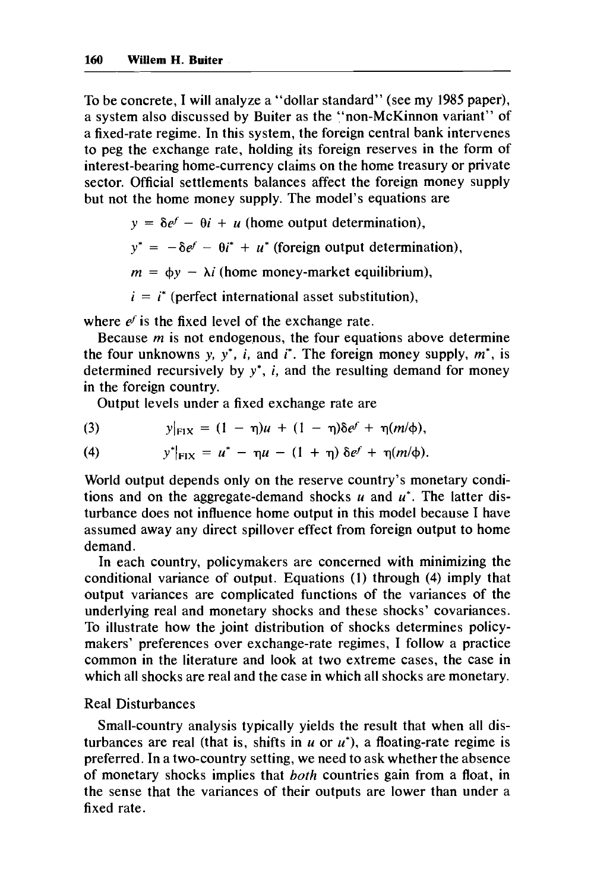To be concrete, I will analyze a "dollar standard" (see my 1985 paper), a system also discussed by Buiter as the "non-McKinnon variant" of a fixed-rate regime. In this system, the foreign central bank intervenes to peg the exchange rate, holding its foreign reserves in the form of interest-bearing home-currency claims on the home treasury or private sector. Official settlements balances affect the foreign money supply but not the home money supply. The model's equations are

$$y = \delta e^f - \theta i + u \text{ (home output determination),}$$

$$y^* = -\delta e^f - \theta i^* + u^* \text{ (foreign output determination),}$$

$$m = \phi y - \lambda i \text{ (home money-market equilibrium),}$$

$$i = i^* \text{ (perfect international asset substitution),}$$

where $e^f$ is the fixed level of the exchange rate.

Because $m$ is not endogenous, the four equations above determine the four unknowns $y$, $y^*$, $i$, and $i^*$. The foreign money supply, $m^*$, is determined recursively by $y^*$, $i$, and the resulting demand for money in the foreign country.

Output levels under a fixed exchange rate are

$$y|_{\text{FIX}} = (1 - \eta)u + (1 - \eta)\delta e^f + \eta(m/\phi), \tag{3}$$

$$y^*|_{\text{FIX}} = u^* - \eta u - (1 + \eta)\,\delta e^f + \eta(m/\phi). \tag{4}$$

World output depends only on the reserve country's monetary conditions and on the aggregate-demand shocks $u$ and $u^*$. The latter disturbance does not influence home output in this model because I have assumed away any direct spillover effect from foreign output to home demand.

In each country, policymakers are concerned with minimizing the conditional variance of output. Equations (1) through (4) imply that output variances are complicated functions of the variances of the underlying real and monetary shocks and these shocks' covariances. To illustrate how the joint distribution of shocks determines policymakers' preferences over exchange-rate regimes, I follow a practice common in the literature and look at two extreme cases, the case in which all shocks are real and the case in which all shocks are monetary.

### Real Disturbances

Small-country analysis typically yields the result that when all disturbances are real (that is, shifts in $u$ or $u^*$), a floating-rate regime is preferred. In a two-country setting, we need to ask whether the absence of monetary shocks implies that *both* countries gain from a float, in the sense that the variances of their outputs are lower than under a fixed rate.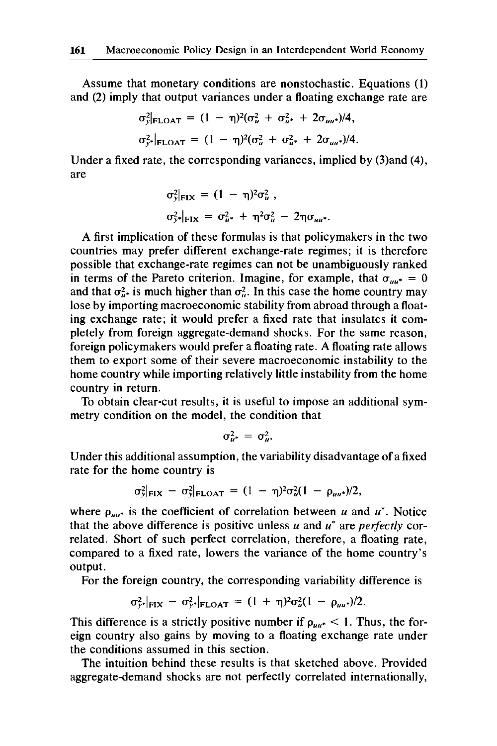Assume that monetary conditions are nonstochastic. Equations (1) and (2) imply that output variances under a floating exchange rate are

$$\sigma_y^2|_{\text{FLOAT}} = (1 - \eta)^2(\sigma_u^2 + \sigma_{u^*}^2 + 2\sigma_{uu^*})/4,$$

$$\sigma_{y^*}^2|_{\text{FLOAT}} = (1 - \eta)^2(\sigma_u^2 + \sigma_{u^*}^2 + 2\sigma_{uu^*})/4.$$

Under a fixed rate, the corresponding variances, implied by (3)and (4), are

$$\sigma_y^2|_{\text{FIX}} = (1 - \eta)^2\sigma_u^2 ,$$

$$\sigma_{y^*}^2|_{\text{FIX}} = \sigma_{u^*}^2 + \eta^2\sigma_u^2 - 2\eta\sigma_{uu^*}.$$

A first implication of these formulas is that policymakers in the two countries may prefer different exchange-rate regimes; it is therefore possible that exchange-rate regimes can not be unambiguously ranked in terms of the Pareto criterion. Imagine, for example, that $\sigma_{uu^*} = 0$ and that $\sigma_{u^*}^2$ is much higher than $\sigma_u^2$. In this case the home country may lose by importing macroeconomic stability from abroad through a floating exchange rate; it would prefer a fixed rate that insulates it completely from foreign aggregate-demand shocks. For the same reason, foreign policymakers would prefer a floating rate. A floating rate allows them to export some of their severe macroeconomic instability to the home country while importing relatively little instability from the home country in return.

To obtain clear-cut results, it is useful to impose an additional symmetry condition on the model, the condition that

$$\sigma_{u^*}^2 = \sigma_u^2.$$

Under this additional assumption, the variability disadvantage of a fixed rate for the home country is

$$\sigma_y^2|_{\text{FIX}} - \sigma_y^2|_{\text{FLOAT}} = (1 - \eta)^2\sigma_u^2(1 - \rho_{uu^*})/2,$$

where $\rho_{uu^*}$ is the coefficient of correlation between $u$ and $u^*$. Notice that the above difference is positive unless $u$ and $u^*$ are *perfectly* correlated. Short of such perfect correlation, therefore, a floating rate, compared to a fixed rate, lowers the variance of the home country's output.

For the foreign country, the corresponding variability difference is

$$\sigma_{y^*}^2|_{\text{FIX}} - \sigma_{y^*}^2|_{\text{FLOAT}} = (1 + \eta)^2\sigma_u^2(1 - \rho_{uu^*})/2.$$

This difference is a strictly positive number if $\rho_{uu^*} < 1$. Thus, the foreign country also gains by moving to a floating exchange rate under the conditions assumed in this section.

The intuition behind these results is that sketched above. Provided aggregate-demand shocks are not perfectly correlated internationally,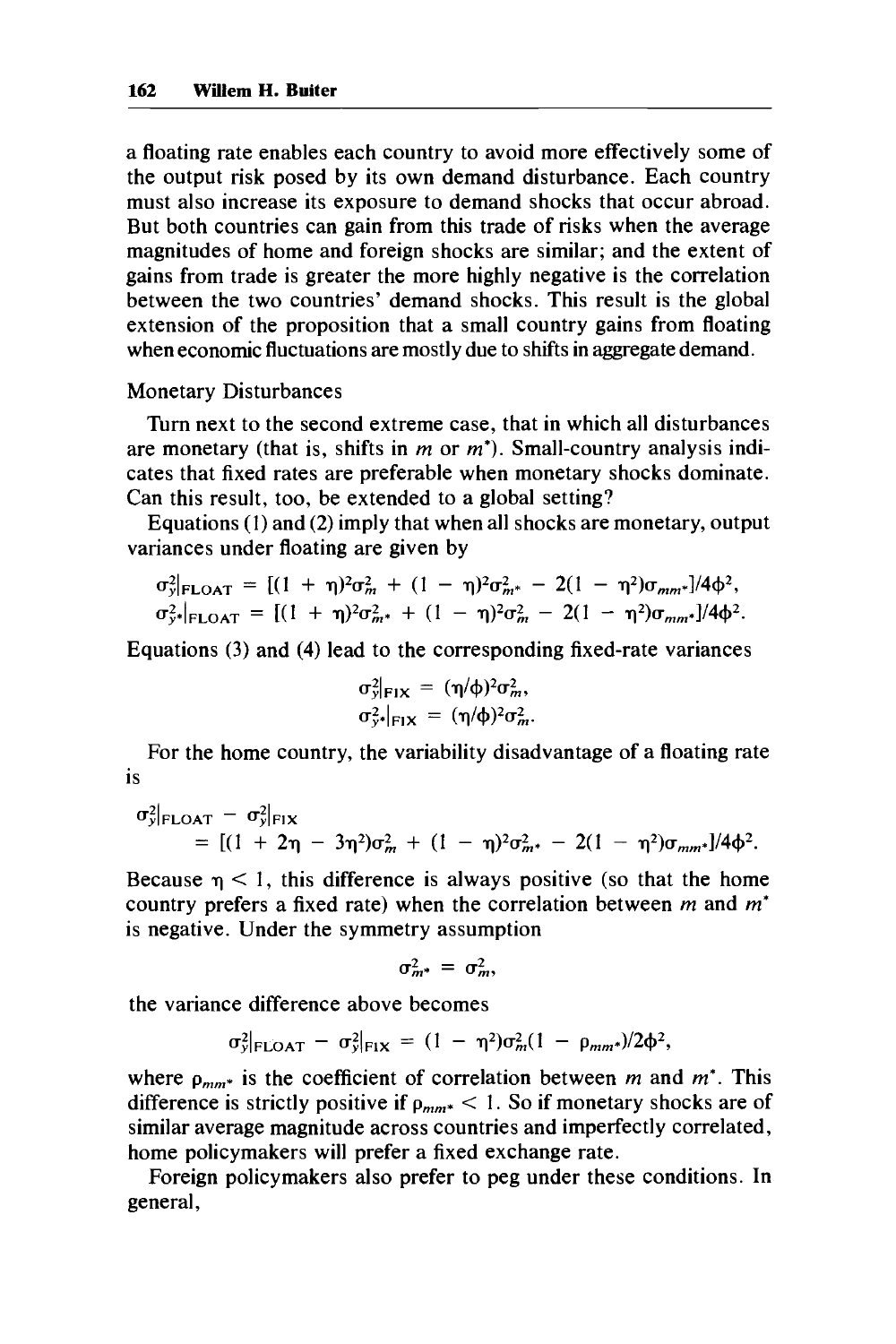a floating rate enables each country to avoid more effectively some of the output risk posed by its own demand disturbance. Each country must also increase its exposure to demand shocks that occur abroad. But both countries can gain from this trade of risks when the average magnitudes of home and foreign shocks are similar; and the extent of gains from trade is greater the more highly negative is the correlation between the two countries' demand shocks. This result is the global extension of the proposition that a small country gains from floating when economic fluctuations are mostly due to shifts in aggregate demand.

Monetary Disturbances

Turn next to the second extreme case, that in which all disturbances are monetary (that is, shifts in $m$ or $m^*$). Small-country analysis indicates that fixed rates are preferable when monetary shocks dominate. Can this result, too, be extended to a global setting?

Equations (1) and (2) imply that when all shocks are monetary, output variances under floating are given by

$$\sigma_y^2|_{\text{FLOAT}} = [(1 + \eta)^2\sigma_m^2 + (1 - \eta)^2\sigma_{m^*}^2 - 2(1 - \eta^2)\sigma_{mm^*}]/4\phi^2,$$

$$\sigma_{y^*}^2|_{\text{FLOAT}} = [(1 + \eta)^2\sigma_{m^*}^2 + (1 - \eta)^2\sigma_m^2 - 2(1 - \eta^2)\sigma_{mm^*}]/4\phi^2.$$

Equations (3) and (4) lead to the corresponding fixed-rate variances

$$\sigma_y^2|_{\text{FIX}} = (\eta/\phi)^2\sigma_m^2,$$

$$\sigma_{y^*}^2|_{\text{FIX}} = (\eta/\phi)^2\sigma_{m^*}^2.$$

For the home country, the variability disadvantage of a floating rate is

$$\sigma_y^2|_{\text{FLOAT}} - \sigma_y^2|_{\text{FIX}} = [(1 + 2\eta - 3\eta^2)\sigma_m^2 + (1 - \eta)^2\sigma_{m^*}^2 - 2(1 - \eta^2)\sigma_{mm^*}]/4\phi^2.$$

Because $\eta < 1$, this difference is always positive (so that the home country prefers a fixed rate) when the correlation between $m$ and $m^*$ is negative. Under the symmetry assumption

$$\sigma_{m^*}^2 = \sigma_m^2,$$

the variance difference above becomes

$$\sigma_y^2|_{\text{FLOAT}} - \sigma_y^2|_{\text{FIX}} = (1 - \eta^2)\sigma_m^2(1 - \rho_{mm^*})/2\phi^2,$$

where $\rho_{mm^*}$ is the coefficient of correlation between $m$ and $m^*$. This difference is strictly positive if $\rho_{mm^*} < 1$. So if monetary shocks are of similar average magnitude across countries and imperfectly correlated, home policymakers will prefer a fixed exchange rate.

Foreign policymakers also prefer to peg under these conditions. In general,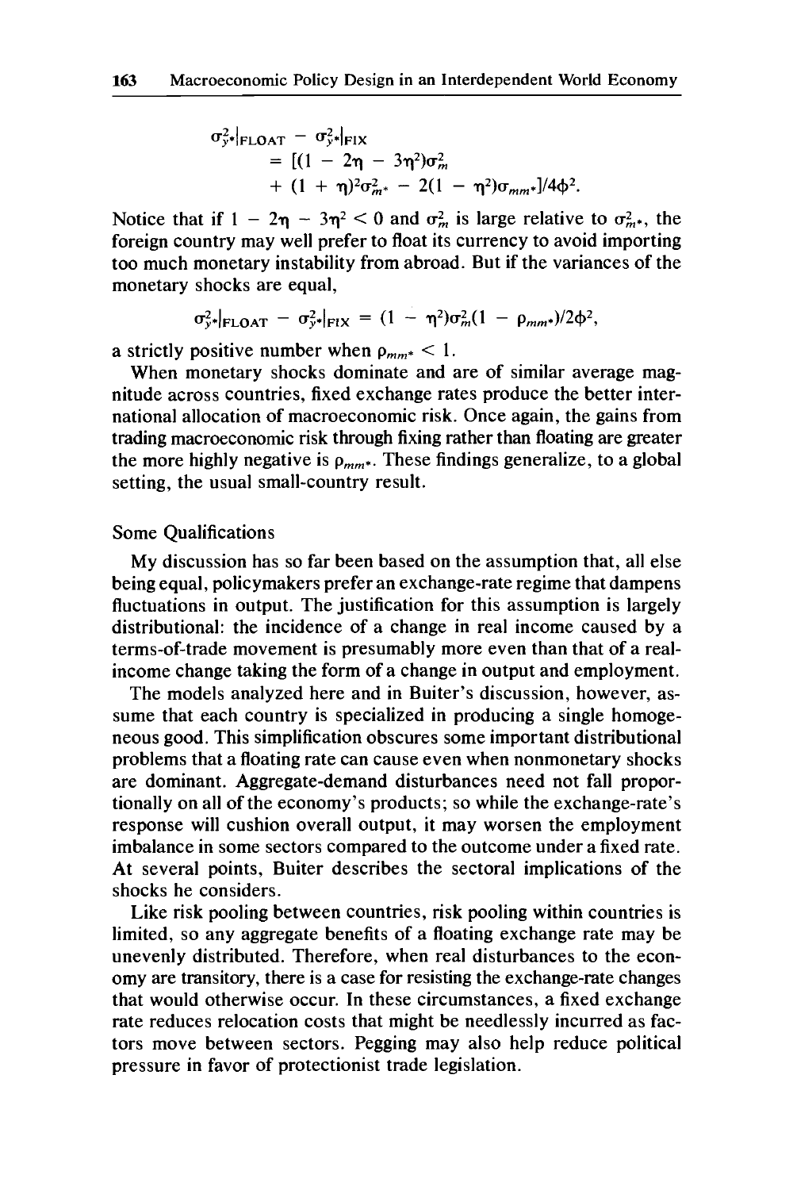$$\sigma^2_{y^*}|_{\text{FLOAT}} - \sigma^2_{y^*}|_{\text{FIX}}$$
$$= [(1 - 2\eta - 3\eta^2)\sigma^2_m$$
$$+ (1 + \eta)^2\sigma^2_{m^*} - 2(1 - \eta^2)\sigma_{mm^*}]/4\phi^2.$$

Notice that if $1 - 2\eta - 3\eta^2 < 0$ and $\sigma^2_m$ is large relative to $\sigma^2_{m^*}$, the foreign country may well prefer to float its currency to avoid importing too much monetary instability from abroad. But if the variances of the monetary shocks are equal,

$$\sigma^2_{y^*}|_{\text{FLOAT}} - \sigma^2_{y^*}|_{\text{FIX}} = (1 - \eta^2)\sigma^2_m(1 - \rho_{mm^*})/2\phi^2,$$

a strictly positive number when $\rho_{mm^*} < 1$.

When monetary shocks dominate and are of similar average magnitude across countries, fixed exchange rates produce the better international allocation of macroeconomic risk. Once again, the gains from trading macroeconomic risk through fixing rather than floating are greater the more highly negative is $\rho_{mm^*}$. These findings generalize, to a global setting, the usual small-country result.

## Some Qualifications

My discussion has so far been based on the assumption that, all else being equal, policymakers prefer an exchange-rate regime that dampens fluctuations in output. The justification for this assumption is largely distributional: the incidence of a change in real income caused by a terms-of-trade movement is presumably more even than that of a real-income change taking the form of a change in output and employment.

The models analyzed here and in Buiter's discussion, however, assume that each country is specialized in producing a single homogeneous good. This simplification obscures some important distributional problems that a floating rate can cause even when nonmonetary shocks are dominant. Aggregate-demand disturbances need not fall proportionally on all of the economy's products; so while the exchange-rate's response will cushion overall output, it may worsen the employment imbalance in some sectors compared to the outcome under a fixed rate. At several points, Buiter describes the sectoral implications of the shocks he considers.

Like risk pooling between countries, risk pooling within countries is limited, so any aggregate benefits of a floating exchange rate may be unevenly distributed. Therefore, when real disturbances to the economy are transitory, there is a case for resisting the exchange-rate changes that would otherwise occur. In these circumstances, a fixed exchange rate reduces relocation costs that might be needlessly incurred as factors move between sectors. Pegging may also help reduce political pressure in favor of protectionist trade legislation.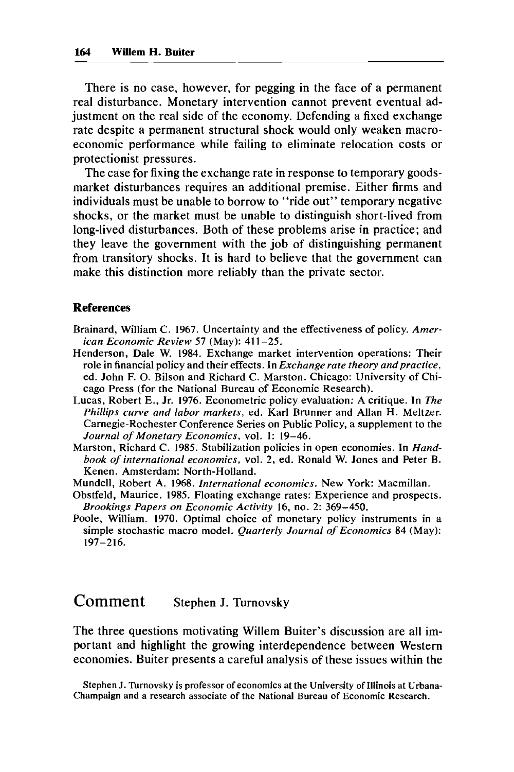There is no case, however, for pegging in the face of a permanent real disturbance. Monetary intervention cannot prevent eventual adjustment on the real side of the economy. Defending a fixed exchange rate despite a permanent structural shock would only weaken macroeconomic performance while failing to eliminate relocation costs or protectionist pressures.

The case for fixing the exchange rate in response to temporary goods-market disturbances requires an additional premise. Either firms and individuals must be unable to borrow to "ride out" temporary negative shocks, or the market must be unable to distinguish short-lived from long-lived disturbances. Both of these problems arise in practice; and they leave the government with the job of distinguishing permanent from transitory shocks. It is hard to believe that the government can make this distinction more reliably than the private sector.

### References

Brainard, William C. 1967. Uncertainty and the effectiveness of policy. *American Economic Review* 57 (May): 411–25.

Henderson, Dale W. 1984. Exchange market intervention operations: Their role in financial policy and their effects. In *Exchange rate theory and practice*, ed. John F. O. Bilson and Richard C. Marston. Chicago: University of Chicago Press (for the National Bureau of Economic Research).

Lucas, Robert E., Jr. 1976. Econometric policy evaluation: A critique. In *The Phillips curve and labor markets*, ed. Karl Brunner and Allan H. Meltzer. Carnegie-Rochester Conference Series on Public Policy, a supplement to the *Journal of Monetary Economics*, vol. 1: 19–46.

Marston, Richard C. 1985. Stabilization policies in open economies. In *Handbook of international economics*, vol. 2, ed. Ronald W. Jones and Peter B. Kenen. Amsterdam: North-Holland.

Mundell, Robert A. 1968. *International economics*. New York: Macmillan.

Obstfeld, Maurice. 1985. Floating exchange rates: Experience and prospects. *Brookings Papers on Economic Activity* 16, no. 2: 369–450.

Poole, William. 1970. Optimal choice of monetary policy instruments in a simple stochastic macro model. *Quarterly Journal of Economics* 84 (May): 197–216.

## Comment Stephen J. Turnovsky

The three questions motivating Willem Buiter's discussion are all important and highlight the growing interdependence between Western economies. Buiter presents a careful analysis of these issues within the

Stephen J. Turnovsky is professor of economics at the University of Illinois at Urbana-Champaign and a research associate of the National Bureau of Economic Research.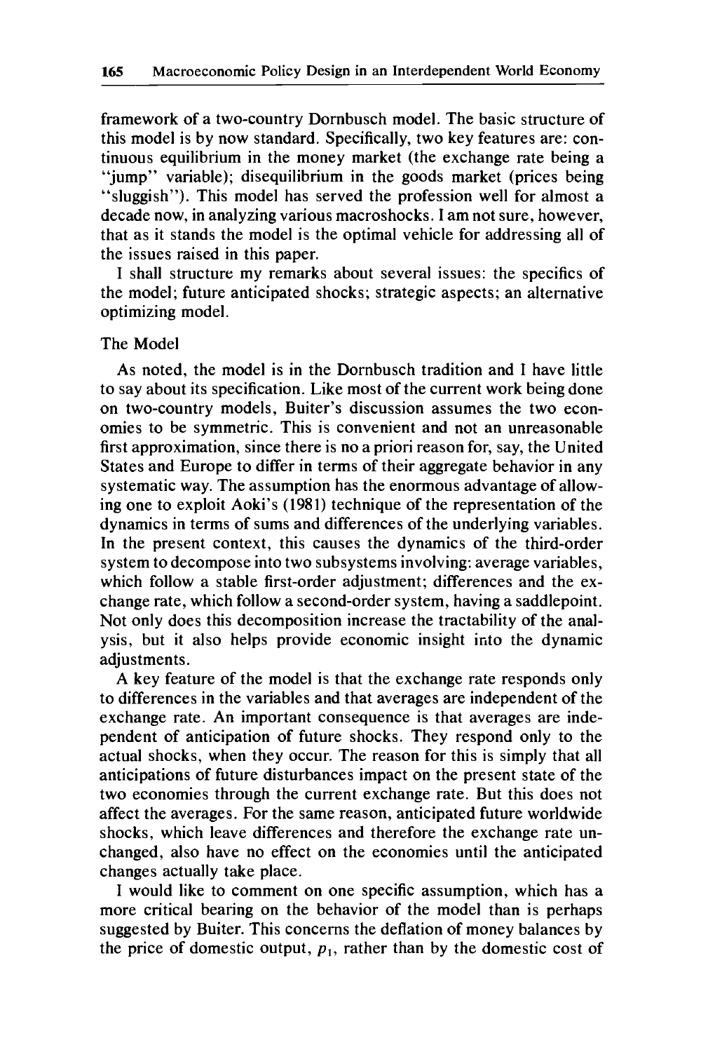framework of a two-country Dornbusch model. The basic structure of this model is by now standard. Specifically, two key features are: continuous equilibrium in the money market (the exchange rate being a "jump" variable); disequilibrium in the goods market (prices being "sluggish"). This model has served the profession well for almost a decade now, in analyzing various macroshocks. I am not sure, however, that as it stands the model is the optimal vehicle for addressing all of the issues raised in this paper.

I shall structure my remarks about several issues: the specifics of the model; future anticipated shocks; strategic aspects; an alternative optimizing model.

The Model

As noted, the model is in the Dornbusch tradition and I have little to say about its specification. Like most of the current work being done on two-country models, Buiter's discussion assumes the two economies to be symmetric. This is convenient and not an unreasonable first approximation, since there is no a priori reason for, say, the United States and Europe to differ in terms of their aggregate behavior in any systematic way. The assumption has the enormous advantage of allowing one to exploit Aoki's (1981) technique of the representation of the dynamics in terms of sums and differences of the underlying variables. In the present context, this causes the dynamics of the third-order system to decompose into two subsystems involving: average variables, which follow a stable first-order adjustment; differences and the exchange rate, which follow a second-order system, having a saddlepoint. Not only does this decomposition increase the tractability of the analysis, but it also helps provide economic insight into the dynamic adjustments.

A key feature of the model is that the exchange rate responds only to differences in the variables and that averages are independent of the exchange rate. An important consequence is that averages are independent of anticipation of future shocks. They respond only to the actual shocks, when they occur. The reason for this is simply that all anticipations of future disturbances impact on the present state of the two economies through the current exchange rate. But this does not affect the averages. For the same reason, anticipated future worldwide shocks, which leave differences and therefore the exchange rate unchanged, also have no effect on the economies until the anticipated changes actually take place.

I would like to comment on one specific assumption, which has a more critical bearing on the behavior of the model than is perhaps suggested by Buiter. This concerns the deflation of money balances by the price of domestic output, $p_1$, rather than by the domestic cost of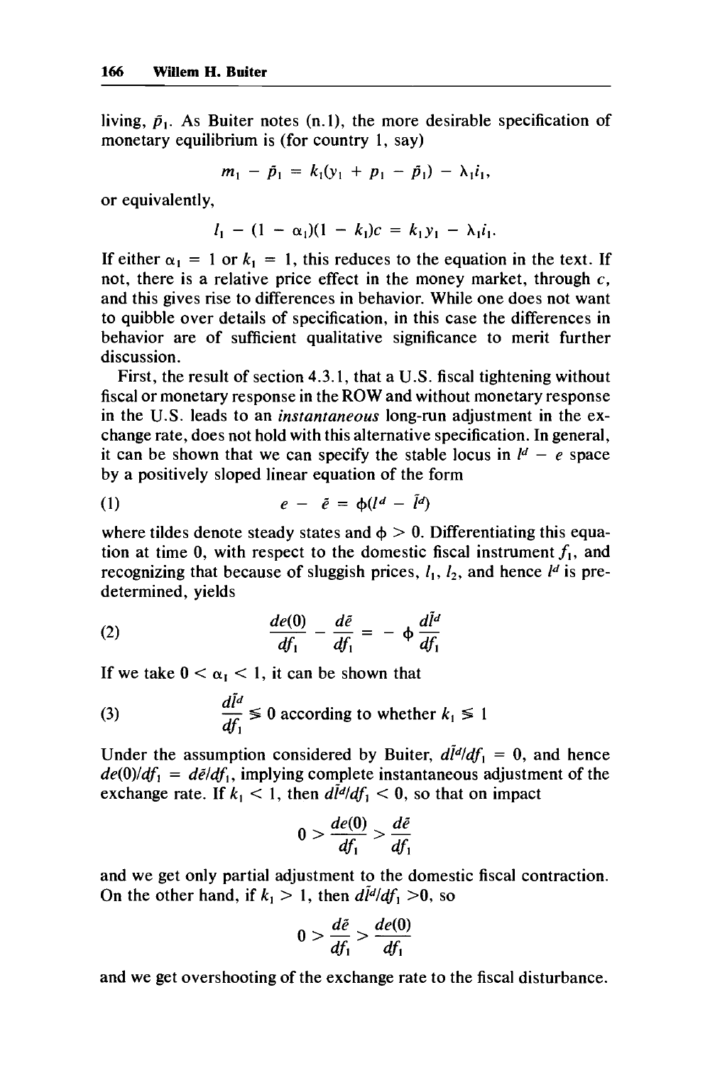living, $\bar{p}_1$. As Buiter notes (n.1), the more desirable specification of monetary equilibrium is (for country 1, say)

$$m_1 - \bar{p}_1 = k_1(y_1 + p_1 - \bar{p}_1) - \lambda_1 i_1,$$

or equivalently,

$$l_1 - (1 - \alpha_1)(1 - k_1)c = k_1 y_1 - \lambda_1 i_1.$$

If either $\alpha_1 = 1$ or $k_1 = 1$, this reduces to the equation in the text. If not, there is a relative price effect in the money market, through $c$, and this gives rise to differences in behavior. While one does not want to quibble over details of specification, in this case the differences in behavior are of sufficient qualitative significance to merit further discussion.

First, the result of section 4.3.1, that a U.S. fiscal tightening without fiscal or monetary response in the ROW and without monetary response in the U.S. leads to an *instantaneous* long-run adjustment in the exchange rate, does not hold with this alternative specification. In general, it can be shown that we can specify the stable locus in $l^d - e$ space by a positively sloped linear equation of the form

$$e - \tilde{e} = \phi(l^d - \tilde{l}^d) \tag{1}$$

where tildes denote steady states and $\phi > 0$. Differentiating this equation at time 0, with respect to the domestic fiscal instrument $f_1$, and recognizing that because of sluggish prices, $l_1$, $l_2$, and hence $l^d$ is predetermined, yields

$$\frac{de(0)}{df_1} - \frac{d\tilde{e}}{df_1} = -\phi\frac{d\tilde{l}^d}{df_1} \tag{2}$$

If we take $0 < \alpha_1 < 1$, it can be shown that

$$\frac{d\tilde{l}^d}{df_1} \lesseqgtr 0 \text{ according to whether } k_1 \lesseqgtr 1 \tag{3}$$

Under the assumption considered by Buiter, $d\tilde{l}^d/df_1 = 0$, and hence $de(0)/df_1 = d\tilde{e}/df_1$, implying complete instantaneous adjustment of the exchange rate. If $k_1 < 1$, then $d\tilde{l}^d/df_1 < 0$, so that on impact

$$0 > \frac{de(0)}{df_1} > \frac{d\tilde{e}}{df_1}$$

and we get only partial adjustment to the domestic fiscal contraction. On the other hand, if $k_1 > 1$, then $d\tilde{l}^d/df_1 > 0$, so

$$0 > \frac{d\tilde{e}}{df_1} > \frac{de(0)}{df_1}$$

and we get overshooting of the exchange rate to the fiscal disturbance.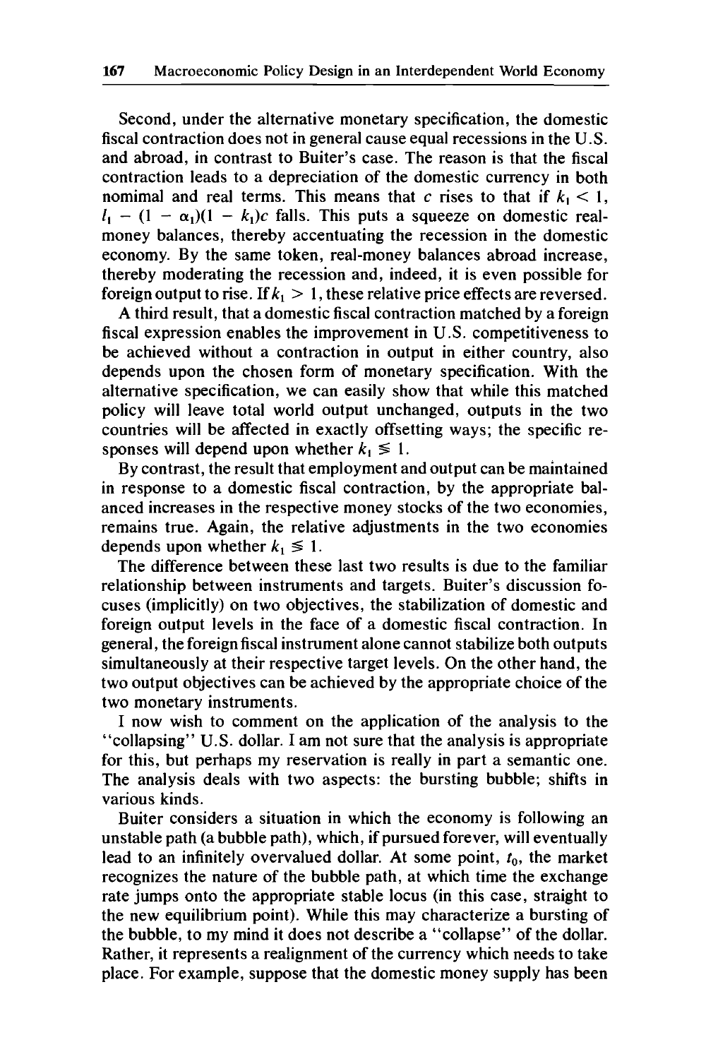Second, under the alternative monetary specification, the domestic fiscal contraction does not in general cause equal recessions in the U.S. and abroad, in contrast to Buiter's case. The reason is that the fiscal contraction leads to a depreciation of the domestic currency in both nominal and real terms. This means that $c$ rises to that if $k_1 < 1$, $l_1 - (1 - \alpha_1)(1 - k_1)c$ falls. This puts a squeeze on domestic real-money balances, thereby accentuating the recession in the domestic economy. By the same token, real-money balances abroad increase, thereby moderating the recession and, indeed, it is even possible for foreign output to rise. If $k_1 > 1$, these relative price effects are reversed.

A third result, that a domestic fiscal contraction matched by a foreign fiscal expression enables the improvement in U.S. competitiveness to be achieved without a contraction in output in either country, also depends upon the chosen form of monetary specification. With the alternative specification, we can easily show that while this matched policy will leave total world output unchanged, outputs in the two countries will be affected in exactly offsetting ways; the specific responses will depend upon whether $k_1 \lesseqgtr 1$.

By contrast, the result that employment and output can be maintained in response to a domestic fiscal contraction, by the appropriate balanced increases in the respective money stocks of the two economies, remains true. Again, the relative adjustments in the two economies depends upon whether $k_1 \lesseqgtr 1$.

The difference between these last two results is due to the familiar relationship between instruments and targets. Buiter's discussion focuses (implicitly) on two objectives, the stabilization of domestic and foreign output levels in the face of a domestic fiscal contraction. In general, the foreign fiscal instrument alone cannot stabilize both outputs simultaneously at their respective target levels. On the other hand, the two output objectives can be achieved by the appropriate choice of the two monetary instruments.

I now wish to comment on the application of the analysis to the "collapsing" U.S. dollar. I am not sure that the analysis is appropriate for this, but perhaps my reservation is really in part a semantic one. The analysis deals with two aspects: the bursting bubble; shifts in various kinds.

Buiter considers a situation in which the economy is following an unstable path (a bubble path), which, if pursued forever, will eventually lead to an infinitely overvalued dollar. At some point, $t_0$, the market recognizes the nature of the bubble path, at which time the exchange rate jumps onto the appropriate stable locus (in this case, straight to the new equilibrium point). While this may characterize a bursting of the bubble, to my mind it does not describe a "collapse" of the dollar. Rather, it represents a realignment of the currency which needs to take place. For example, suppose that the domestic money supply has been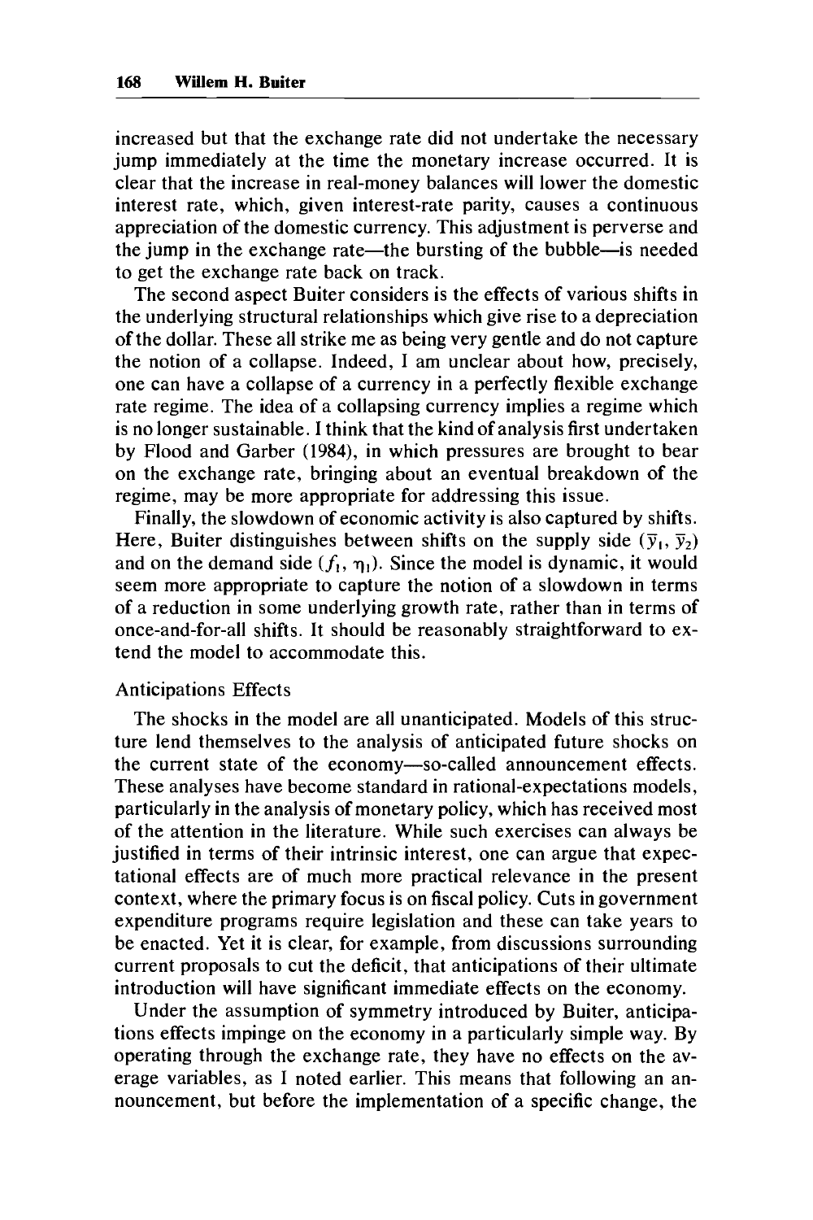increased but that the exchange rate did not undertake the necessary jump immediately at the time the monetary increase occurred. It is clear that the increase in real-money balances will lower the domestic interest rate, which, given interest-rate parity, causes a continuous appreciation of the domestic currency. This adjustment is perverse and the jump in the exchange rate—the bursting of the bubble—is needed to get the exchange rate back on track.

The second aspect Buiter considers is the effects of various shifts in the underlying structural relationships which give rise to a depreciation of the dollar. These all strike me as being very gentle and do not capture the notion of a collapse. Indeed, I am unclear about how, precisely, one can have a collapse of a currency in a perfectly flexible exchange rate regime. The idea of a collapsing currency implies a regime which is no longer sustainable. I think that the kind of analysis first undertaken by Flood and Garber (1984), in which pressures are brought to bear on the exchange rate, bringing about an eventual breakdown of the regime, may be more appropriate for addressing this issue.

Finally, the slowdown of economic activity is also captured by shifts. Here, Buiter distinguishes between shifts on the supply side ($\bar{y}_1$, $\bar{y}_2$) and on the demand side ($f_1$, $\eta_1$). Since the model is dynamic, it would seem more appropriate to capture the notion of a slowdown in terms of a reduction in some underlying growth rate, rather than in terms of once-and-for-all shifts. It should be reasonably straightforward to extend the model to accommodate this.

Anticipations Effects

The shocks in the model are all unanticipated. Models of this structure lend themselves to the analysis of anticipated future shocks on the current state of the economy—so-called announcement effects. These analyses have become standard in rational-expectations models, particularly in the analysis of monetary policy, which has received most of the attention in the literature. While such exercises can always be justified in terms of their intrinsic interest, one can argue that expectational effects are of much more practical relevance in the present context, where the primary focus is on fiscal policy. Cuts in government expenditure programs require legislation and these can take years to be enacted. Yet it is clear, for example, from discussions surrounding current proposals to cut the deficit, that anticipations of their ultimate introduction will have significant immediate effects on the economy.

Under the assumption of symmetry introduced by Buiter, anticipations effects impinge on the economy in a particularly simple way. By operating through the exchange rate, they have no effects on the average variables, as I noted earlier. This means that following an announcement, but before the implementation of a specific change, the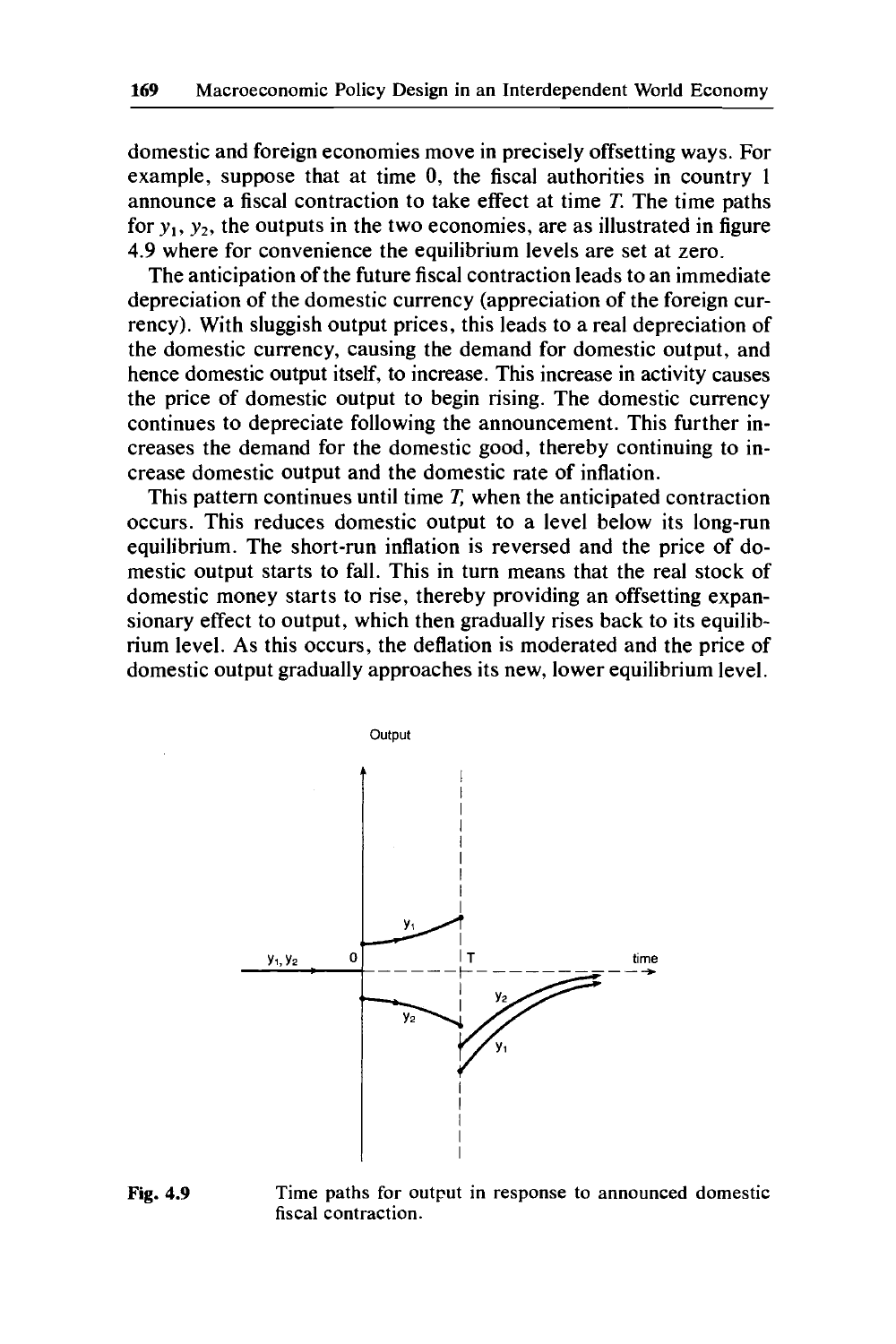domestic and foreign economies move in precisely offsetting ways. For example, suppose that at time 0, the fiscal authorities in country 1 announce a fiscal contraction to take effect at time *T*. The time paths for $y_1$, $y_2$, the outputs in the two economies, are as illustrated in figure 4.9 where for convenience the equilibrium levels are set at zero.

The anticipation of the future fiscal contraction leads to an immediate depreciation of the domestic currency (appreciation of the foreign currency). With sluggish output prices, this leads to a real depreciation of the domestic currency, causing the demand for domestic output, and hence domestic output itself, to increase. This increase in activity causes the price of domestic output to begin rising. The domestic currency continues to depreciate following the announcement. This further increases the demand for the domestic good, thereby continuing to increase domestic output and the domestic rate of inflation.

This pattern continues until time *T*, when the anticipated contraction occurs. This reduces domestic output to a level below its long-run equilibrium. The short-run inflation is reversed and the price of domestic output starts to fall. This in turn means that the real stock of domestic money starts to rise, thereby providing an offsetting expansionary effect to output, which then gradually rises back to its equilibrium level. As this occurs, the deflation is moderated and the price of domestic output gradually approaches its new, lower equilibrium level.

**Fig. 4.9** Time paths for output in response to announced domestic fiscal contraction.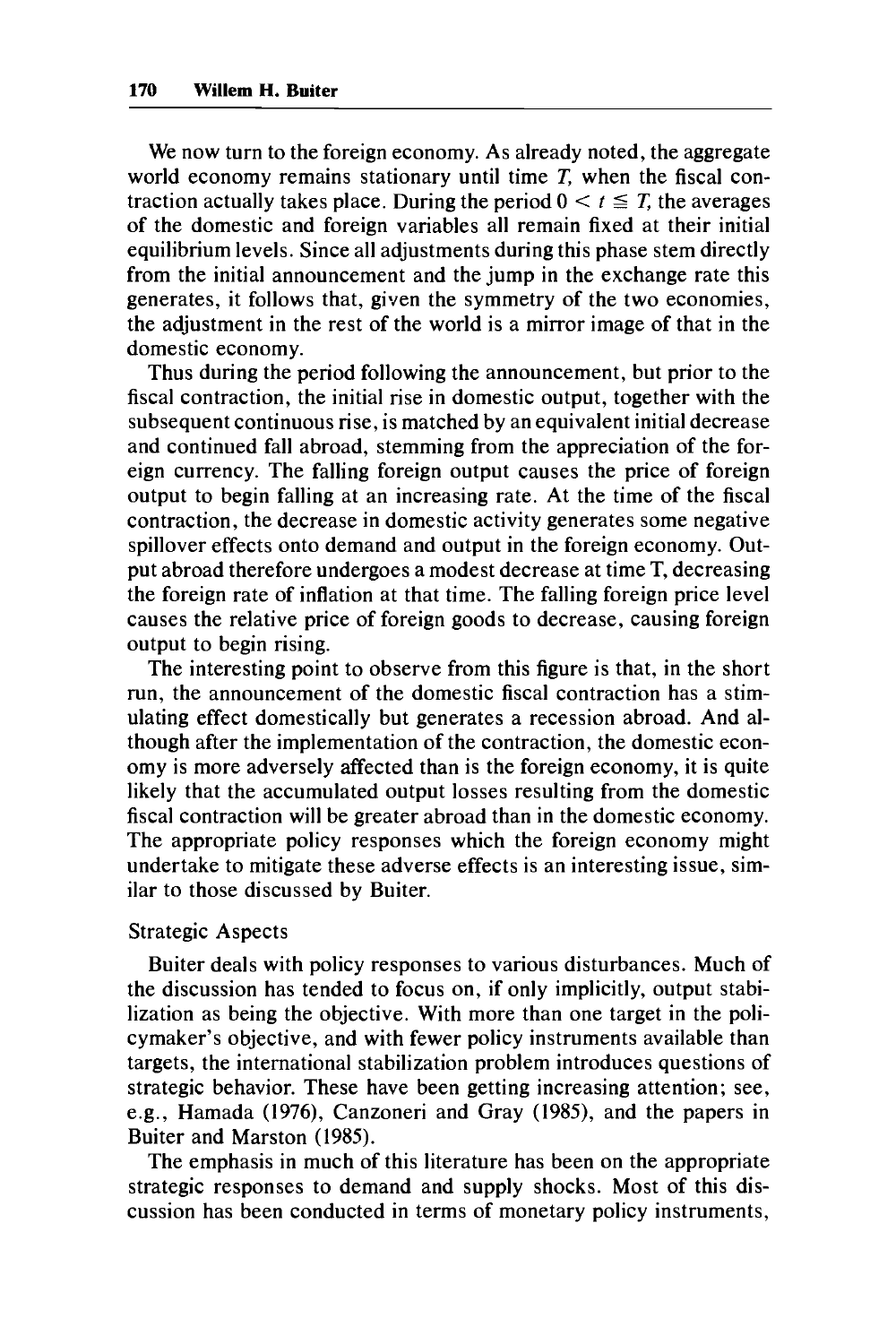We now turn to the foreign economy. As already noted, the aggregate world economy remains stationary until time $T$, when the fiscal contraction actually takes place. During the period $0 < t \leqq T$, the averages of the domestic and foreign variables all remain fixed at their initial equilibrium levels. Since all adjustments during this phase stem directly from the initial announcement and the jump in the exchange rate this generates, it follows that, given the symmetry of the two economies, the adjustment in the rest of the world is a mirror image of that in the domestic economy.

Thus during the period following the announcement, but prior to the fiscal contraction, the initial rise in domestic output, together with the subsequent continuous rise, is matched by an equivalent initial decrease and continued fall abroad, stemming from the appreciation of the foreign currency. The falling foreign output causes the price of foreign output to begin falling at an increasing rate. At the time of the fiscal contraction, the decrease in domestic activity generates some negative spillover effects onto demand and output in the foreign economy. Output abroad therefore undergoes a modest decrease at time T, decreasing the foreign rate of inflation at that time. The falling foreign price level causes the relative price of foreign goods to decrease, causing foreign output to begin rising.

The interesting point to observe from this figure is that, in the short run, the announcement of the domestic fiscal contraction has a stimulating effect domestically but generates a recession abroad. And although after the implementation of the contraction, the domestic economy is more adversely affected than is the foreign economy, it is quite likely that the accumulated output losses resulting from the domestic fiscal contraction will be greater abroad than in the domestic economy. The appropriate policy responses which the foreign economy might undertake to mitigate these adverse effects is an interesting issue, similar to those discussed by Buiter.

## Strategic Aspects

Buiter deals with policy responses to various disturbances. Much of the discussion has tended to focus on, if only implicitly, output stabilization as being the objective. With more than one target in the policymaker's objective, and with fewer policy instruments available than targets, the international stabilization problem introduces questions of strategic behavior. These have been getting increasing attention; see, e.g., Hamada (1976), Canzoneri and Gray (1985), and the papers in Buiter and Marston (1985).

The emphasis in much of this literature has been on the appropriate strategic responses to demand and supply shocks. Most of this discussion has been conducted in terms of monetary policy instruments,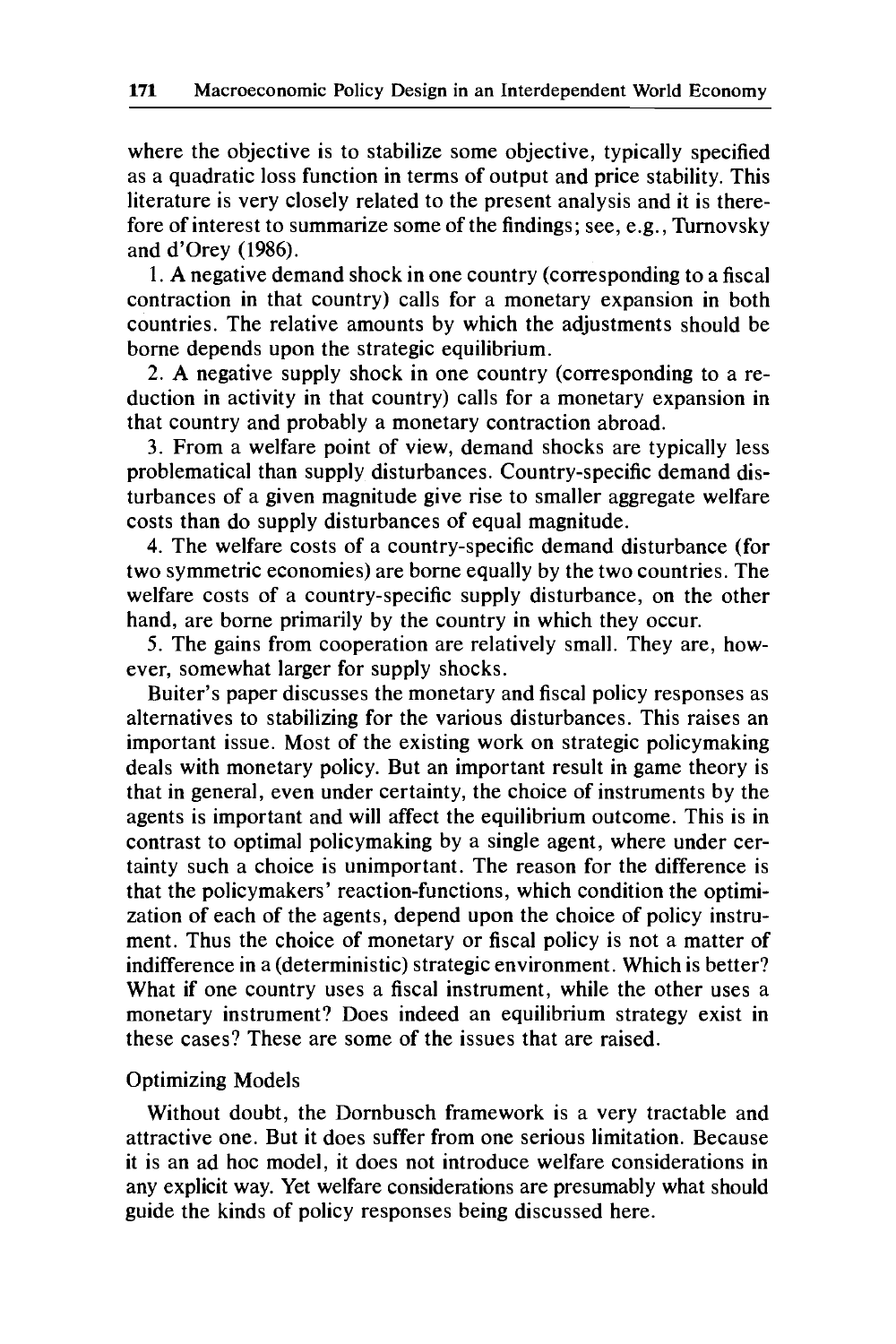where the objective is to stabilize some objective, typically specified as a quadratic loss function in terms of output and price stability. This literature is very closely related to the present analysis and it is therefore of interest to summarize some of the findings; see, e.g., Turnovsky and d'Orey (1986).

1. A negative demand shock in one country (corresponding to a fiscal contraction in that country) calls for a monetary expansion in both countries. The relative amounts by which the adjustments should be borne depends upon the strategic equilibrium.

2. A negative supply shock in one country (corresponding to a reduction in activity in that country) calls for a monetary expansion in that country and probably a monetary contraction abroad.

3. From a welfare point of view, demand shocks are typically less problematical than supply disturbances. Country-specific demand disturbances of a given magnitude give rise to smaller aggregate welfare costs than do supply disturbances of equal magnitude.

4. The welfare costs of a country-specific demand disturbance (for two symmetric economies) are borne equally by the two countries. The welfare costs of a country-specific supply disturbance, on the other hand, are borne primarily by the country in which they occur.

5. The gains from cooperation are relatively small. They are, however, somewhat larger for supply shocks.

Buiter's paper discusses the monetary and fiscal policy responses as alternatives to stabilizing for the various disturbances. This raises an important issue. Most of the existing work on strategic policymaking deals with monetary policy. But an important result in game theory is that in general, even under certainty, the choice of instruments by the agents is important and will affect the equilibrium outcome. This is in contrast to optimal policymaking by a single agent, where under certainty such a choice is unimportant. The reason for the difference is that the policymakers' reaction-functions, which condition the optimization of each of the agents, depend upon the choice of policy instrument. Thus the choice of monetary or fiscal policy is not a matter of indifference in a (deterministic) strategic environment. Which is better? What if one country uses a fiscal instrument, while the other uses a monetary instrument? Does indeed an equilibrium strategy exist in these cases? These are some of the issues that are raised.

## Optimizing Models

Without doubt, the Dornbusch framework is a very tractable and attractive one. But it does suffer from one serious limitation. Because it is an ad hoc model, it does not introduce welfare considerations in any explicit way. Yet welfare considerations are presumably what should guide the kinds of policy responses being discussed here.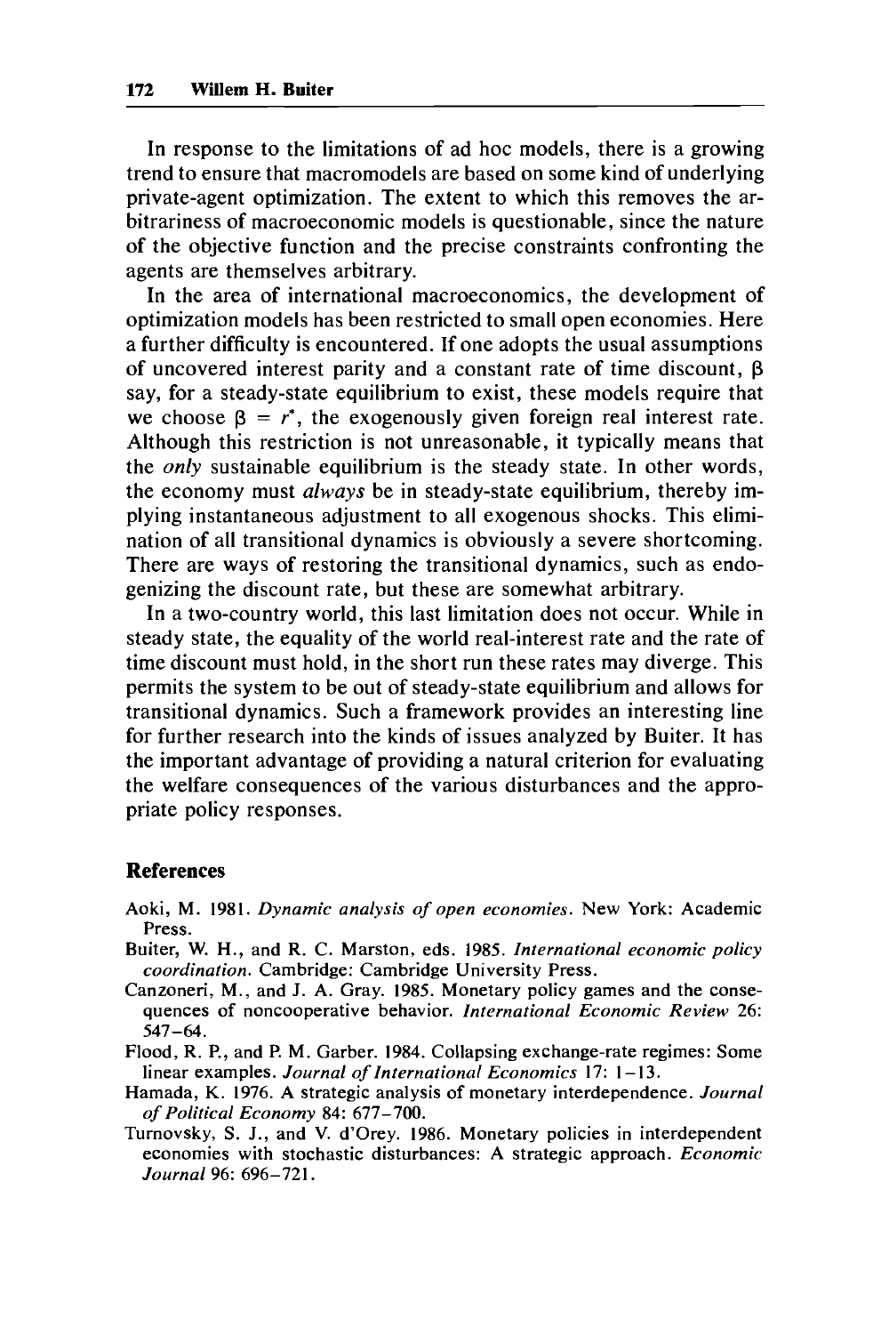In response to the limitations of ad hoc models, there is a growing trend to ensure that macromodels are based on some kind of underlying private-agent optimization. The extent to which this removes the arbitrariness of macroeconomic models is questionable, since the nature of the objective function and the precise constraints confronting the agents are themselves arbitrary.

In the area of international macroeconomics, the development of optimization models has been restricted to small open economies. Here a further difficulty is encountered. If one adopts the usual assumptions of uncovered interest parity and a constant rate of time discount, $\beta$ say, for a steady-state equilibrium to exist, these models require that we choose $\beta = r^*$, the exogenously given foreign real interest rate. Although this restriction is not unreasonable, it typically means that the *only* sustainable equilibrium is the steady state. In other words, the economy must *always* be in steady-state equilibrium, thereby implying instantaneous adjustment to all exogenous shocks. This elimination of all transitional dynamics is obviously a severe shortcoming. There are ways of restoring the transitional dynamics, such as endogenizing the discount rate, but these are somewhat arbitrary.

In a two-country world, this last limitation does not occur. While in steady state, the equality of the world real-interest rate and the rate of time discount must hold, in the short run these rates may diverge. This permits the system to be out of steady-state equilibrium and allows for transitional dynamics. Such a framework provides an interesting line for further research into the kinds of issues analyzed by Buiter. It has the important advantage of providing a natural criterion for evaluating the welfare consequences of the various disturbances and the appropriate policy responses.

## References

Aoki, M. 1981. *Dynamic analysis of open economies*. New York: Academic Press.

Buiter, W. H., and R. C. Marston, eds. 1985. *International economic policy coordination*. Cambridge: Cambridge University Press.

Canzoneri, M., and J. A. Gray. 1985. Monetary policy games and the consequences of noncooperative behavior. *International Economic Review* 26: 547–64.

Flood, R. P., and P. M. Garber. 1984. Collapsing exchange-rate regimes: Some linear examples. *Journal of International Economics* 17: 1–13.

Hamada, K. 1976. A strategic analysis of monetary interdependence. *Journal of Political Economy* 84: 677–700.

Turnovsky, S. J., and V. d'Orey. 1986. Monetary policies in interdependent economies with stochastic disturbances: A strategic approach. *Economic Journal* 96: 696–721.